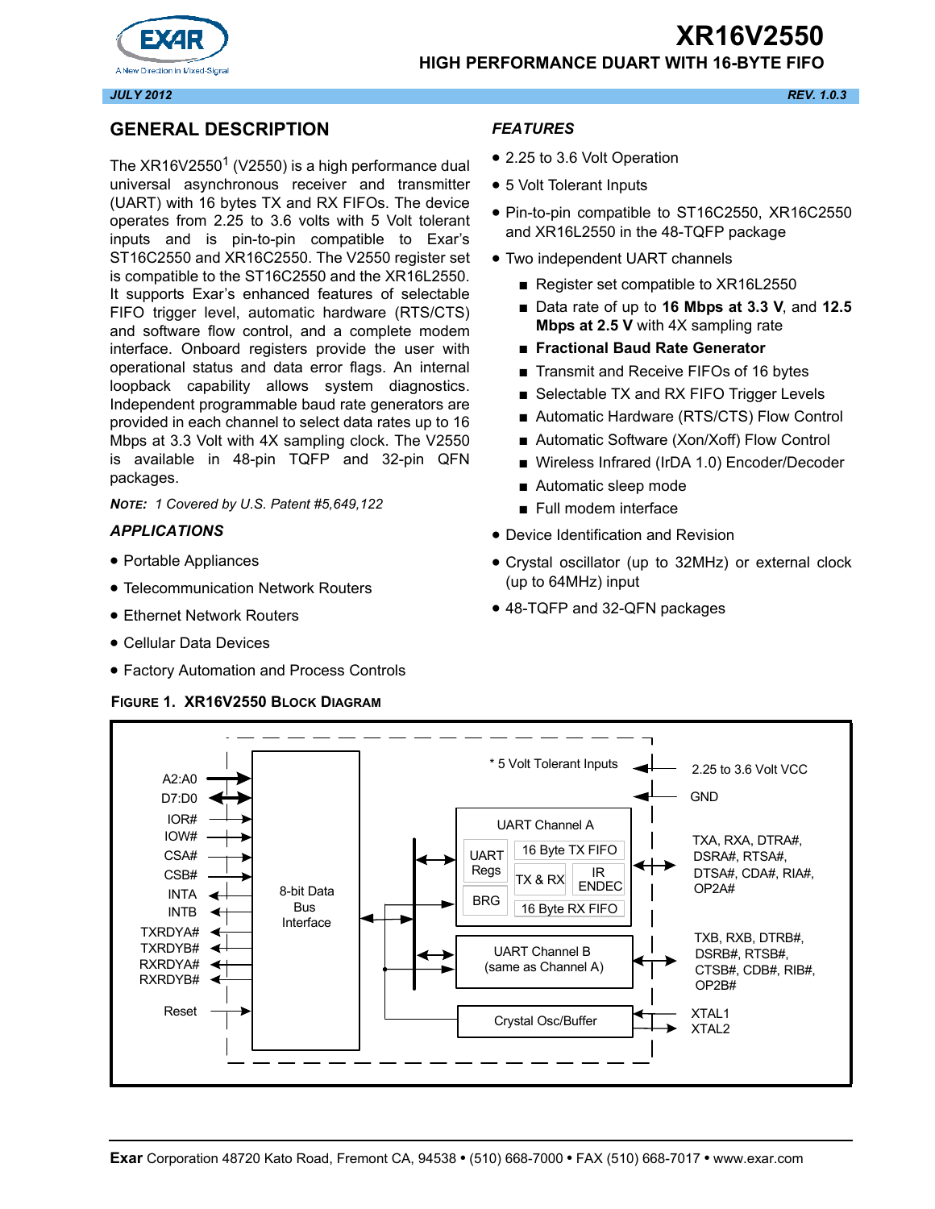# XR16V2550

## HIGH PERFORMANCE DUART WITH 16-BYTE FIFO

JULY 2012 REV. 1.0.3

## GENERAL DESCRIPTION

The XR16V2550[1] (V2550) is a high performance dual universal asynchronous receiver and transmitter (UART) with 16 bytes TX and RX FIFOs. The device operates from 2.25 to 3.6 volts with 5 Volt tolerant inputs and is pin-to-pin compatible to Exar's ST16C2550 and XR16C2550. The V2550 register set is compatible to the ST16C2550 and the XR16L2550. It supports Exar's enhanced features of selectable FIFO trigger level, automatic hardware (RTS/CTS) and software flow control, and a complete modem interface. Onboard registers provide the user with operational status and data error flags. An internal loopback capability allows system diagnostics. Independent programmable baud rate generators are provided in each channel to select data rates up to 16 Mbps at 3.3 Volt with 4X sampling clock. The V2550 is available in 48-pin TQFP and 32-pin QFN packages.

*NOTE: 1 Covered by U.S. Patent #5,649,122*

### APPLICATIONS

- Portable Appliances
- Telecommunication Network Routers
- Ethernet Network Routers
- Cellular Data Devices
- Factory Automation and Process Controls

### FEATURES

- 2.25 to 3.6 Volt Operation
- 5 Volt Tolerant Inputs
- Pin-to-pin compatible to ST16C2550, XR16C2550 and XR16L2550 in the 48-TQFP package
- Two independent UART channels
  - Register set compatible to XR16L2550
  - Data rate of up to **16 Mbps at 3.3 V**, and **12.5 Mbps at 2.5 V** with 4X sampling rate
  - **Fractional Baud Rate Generator**
  - Transmit and Receive FIFOs of 16 bytes
  - Selectable TX and RX FIFO Trigger Levels
  - Automatic Hardware (RTS/CTS) Flow Control
  - Automatic Software (Xon/Xoff) Flow Control
  - Wireless Infrared (IrDA 1.0) Encoder/Decoder
  - Automatic sleep mode
  - Full modem interface
- Device Identification and Revision
- Crystal oscillator (up to 32MHz) or external clock (up to 64MHz) input
- 48-TQFP and 32-QFN packages

**FIGURE 1. XR16V2550 BLOCK DIAGRAM**

A2:A0, D7:D0, IOR#, IOW#, CSA#, CSB#, INTA, INTB, TXRDYA#, TXRDYB#, RXRDYA#, RXRDYB#, Reset

8-bit Data Bus Interface

* 5 Volt Tolerant Inputs

2.25 to 3.6 Volt VCC

GND

UART Channel A: UART Regs, BRG, 16 Byte TX FIFO, TX & RX, IR ENDEC, 16 Byte RX FIFO

TXA, RXA, DTRA#, DSRA#, RTSA#, DTSA#, CDA#, RIA#, OP2A#

UART Channel B (same as Channel A)

TXB, RXB, DTRB#, DSRB#, RTSB#, CTSB#, CDB#, RIB#, OP2B#

Crystal Osc/Buffer

XTAL1, XTAL2

**Exar** Corporation 48720 Kato Road, Fremont CA, 94538 • (510) 668-7000 • FAX (510) 668-7017 • www.exar.com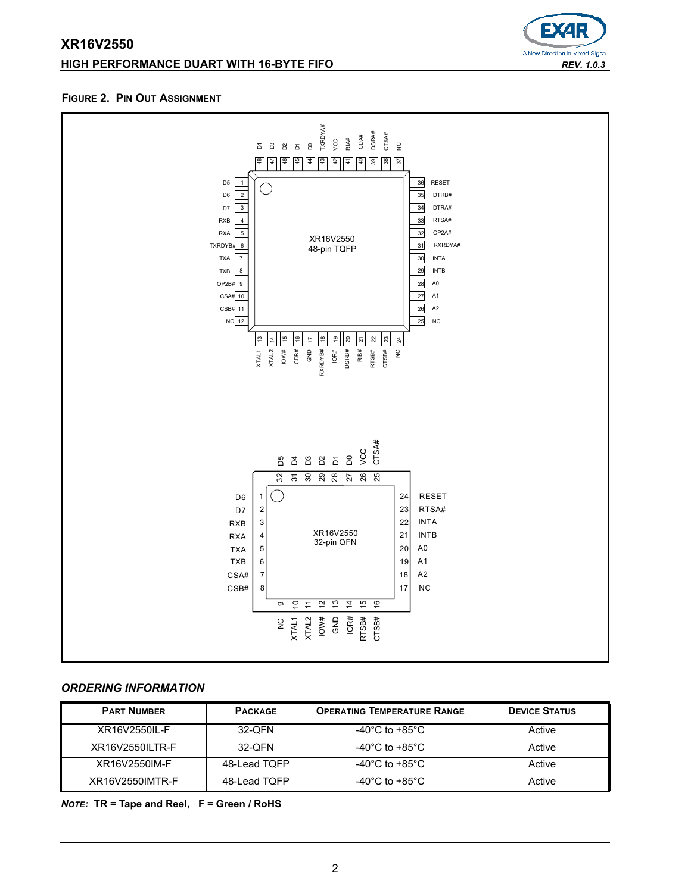#### FIGURE 2. PIN OUT ASSIGNMENT

**XR16V2550 48-pin TQFP**

| Pin | Name | Pin | Name | Pin | Name | Pin | Name |
|---|---|---|---|---|---|---|---|
| 1 | D5 | 13 | XTAL1 | 25 | NC | 37 | NC |
| 2 | D6 | 14 | XTAL2 | 26 | A2 | 38 | CTSA# |
| 3 | D7 | 15 | IOW# | 27 | A1 | 39 | DSRA# |
| 4 | RXB | 16 | CDB# | 28 | A0 | 40 | CDA# |
| 5 | RXA | 17 | GND | 29 | INTB | 41 | RIA# |
| 6 | TXRDYB# | 18 | RXRDYB# | 30 | INTA | 42 | VCC |
| 7 | TXA | 19 | IOR# | 31 | RXRDYA# | 43 | TXRDYA# |
| 8 | TXB | 20 | DSRB# | 32 | OP2A# | 44 | D0 |
| 9 | OP2B# | 21 | RIB# | 33 | RTSA# | 45 | D1 |
| 10 | CSA# | 22 | RTSB# | 34 | DTRA# | 46 | D2 |
| 11 | CSB# | 23 | CTSB# | 35 | DTRB# | 47 | D3 |
| 12 | NC | 24 | NC | 36 | RESET | 48 | D4 |

**XR16V2550 32-pin QFN**

| Pin | Name | Pin | Name | Pin | Name | Pin | Name |
|---|---|---|---|---|---|---|---|
| 1 | D6 | 9 | NC | 17 | NC | 25 | CTSA# |
| 2 | D7 | 10 | XTAL1 | 18 | A2 | 26 | VCC |
| 3 | RXB | 11 | XTAL2 | 19 | A1 | 27 | D0 |
| 4 | RXA | 12 | IOW# | 20 | A0 | 28 | D1 |
| 5 | TXA | 13 | GND | 21 | INTB | 29 | D2 |
| 6 | TXB | 14 | IOR# | 22 | INTA | 30 | D3 |
| 7 | CSA# | 15 | RTSB# | 23 | RTSA# | 31 | D4 |
| 8 | CSB# | 16 | CTSB# | 24 | RESET | 32 | D5 |

## *ORDERING INFORMATION*

| PART NUMBER | PACKAGE | OPERATING TEMPERATURE RANGE | DEVICE STATUS |
|---|---|---|---|
| XR16V2550IL-F | 32-QFN | -40°C to +85°C | Active |
| XR16V2550ILTR-F | 32-QFN | -40°C to +85°C | Active |
| XR16V2550IM-F | 48-Lead TQFP | -40°C to +85°C | Active |
| XR16V2550IMTR-F | 48-Lead TQFP | -40°C to +85°C | Active |

***NOTE:*** **TR = Tape and Reel, F = Green / RoHS**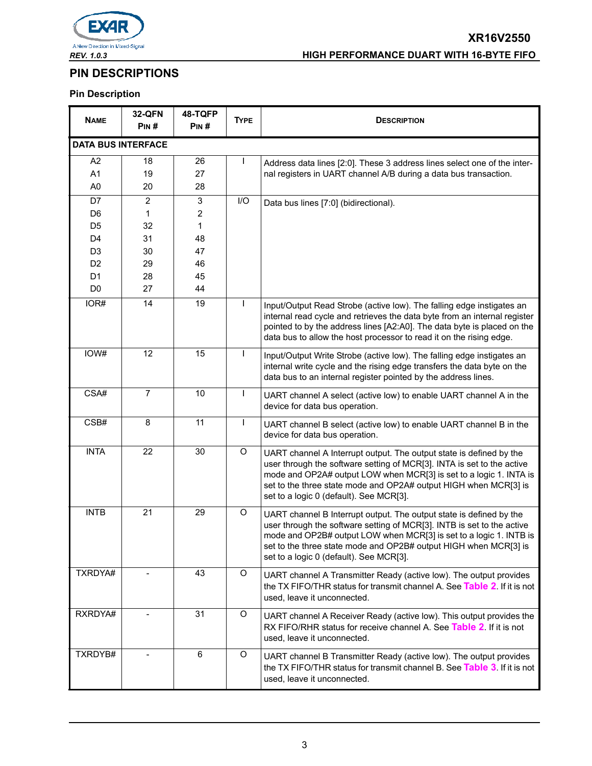## PIN DESCRIPTIONS

### Pin Description

| NAME | 32-QFN PIN # | 48-TQFP PIN # | TYPE | DESCRIPTION |
|---|---|---|---|---|
| **DATA BUS INTERFACE** | | | | |
| A2<br>A1<br>A0 | 18<br>19<br>20 | 26<br>27<br>28 | I | Address data lines [2:0]. These 3 address lines select one of the internal registers in UART channel A/B during a data bus transaction. |
| D7<br>D6<br>D5<br>D4<br>D3<br>D2<br>D1<br>D0 | 2<br>1<br>32<br>31<br>30<br>29<br>28<br>27 | 3<br>2<br>1<br>48<br>47<br>46<br>45<br>44 | I/O | Data bus lines [7:0] (bidirectional). |
| IOR# | 14 | 19 | I | Input/Output Read Strobe (active low). The falling edge instigates an internal read cycle and retrieves the data byte from an internal register pointed to by the address lines [A2:A0]. The data byte is placed on the data bus to allow the host processor to read it on the rising edge. |
| IOW# | 12 | 15 | I | Input/Output Write Strobe (active low). The falling edge instigates an internal write cycle and the rising edge transfers the data byte on the data bus to an internal register pointed by the address lines. |
| CSA# | 7 | 10 | I | UART channel A select (active low) to enable UART channel A in the device for data bus operation. |
| CSB# | 8 | 11 | I | UART channel B select (active low) to enable UART channel B in the device for data bus operation. |
| INTA | 22 | 30 | O | UART channel A Interrupt output. The output state is defined by the user through the software setting of MCR[3]. INTA is set to the active mode and OP2A# output LOW when MCR[3] is set to a logic 1. INTA is set to the three state mode and OP2A# output HIGH when MCR[3] is set to a logic 0 (default). See MCR[3]. |
| INTB | 21 | 29 | O | UART channel B Interrupt output. The output state is defined by the user through the software setting of MCR[3]. INTB is set to the active mode and OP2B# output LOW when MCR[3] is set to a logic 1. INTB is set to the three state mode and OP2B# output HIGH when MCR[3] is set to a logic 0 (default). See MCR[3]. |
| TXRDYA# | - | 43 | O | UART channel A Transmitter Ready (active low). The output provides the TX FIFO/THR status for transmit channel A. See Table 2. If it is not used, leave it unconnected. |
| RXRDYA# | - | 31 | O | UART channel A Receiver Ready (active low). This output provides the RX FIFO/RHR status for receive channel A. See Table 2. If it is not used, leave it unconnected. |
| TXRDYB# | - | 6 | O | UART channel B Transmitter Ready (active low). The output provides the TX FIFO/THR status for transmit channel B. See Table 3. If it is not used, leave it unconnected. |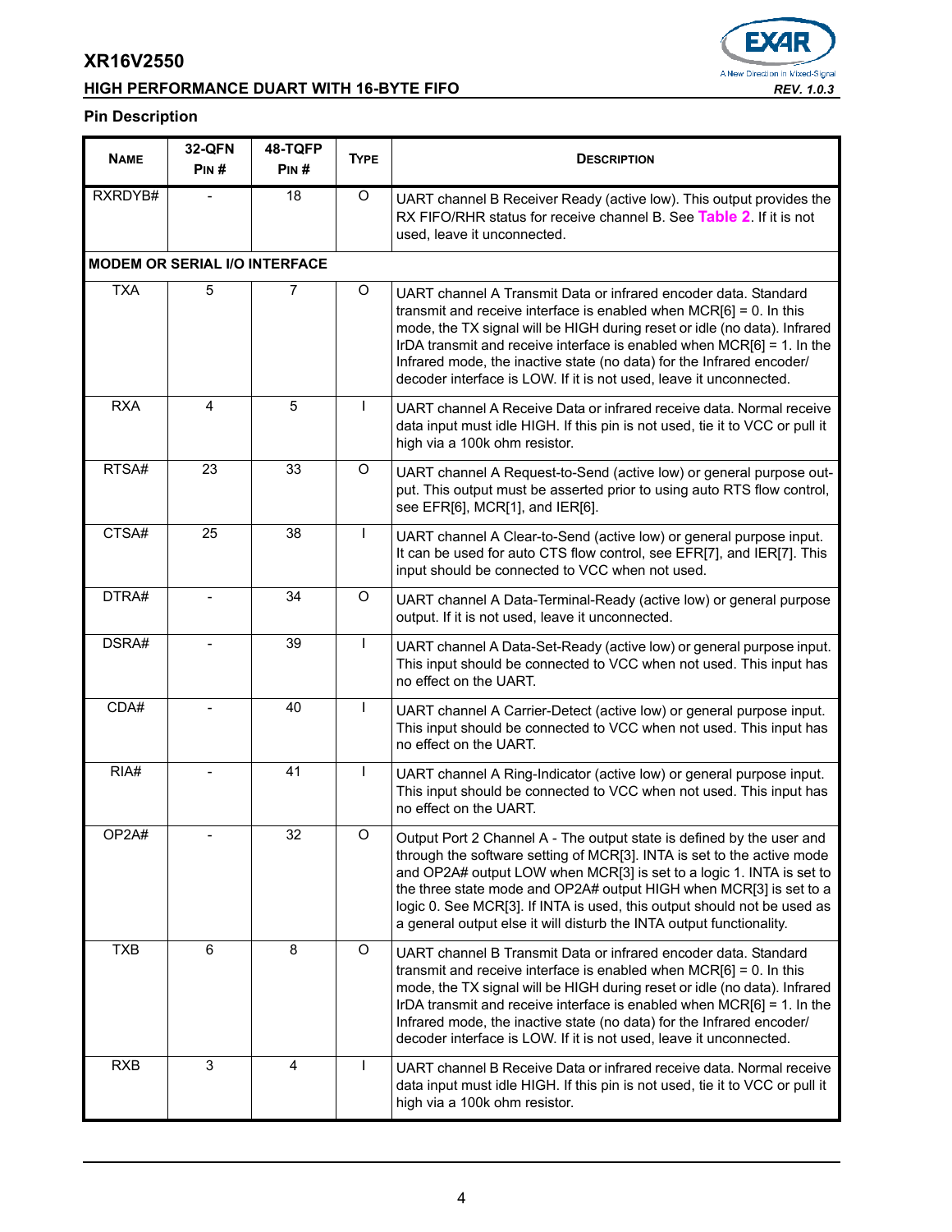## Pin Description

| NAME | 32-QFN PIN # | 48-TQFP PIN # | TYPE | DESCRIPTION |
|---|---|---|---|---|
| RXRDYB# | - | 18 | O | UART channel B Receiver Ready (active low). This output provides the RX FIFO/RHR status for receive channel B. See Table 2. If it is not used, leave it unconnected. |
| **MODEM OR SERIAL I/O INTERFACE** | | | | |
| TXA | 5 | 7 | O | UART channel A Transmit Data or infrared encoder data. Standard transmit and receive interface is enabled when MCR[6] = 0. In this mode, the TX signal will be HIGH during reset or idle (no data). Infrared IrDA transmit and receive interface is enabled when MCR[6] = 1. In the Infrared mode, the inactive state (no data) for the Infrared encoder/decoder interface is LOW. If it is not used, leave it unconnected. |
| RXA | 4 | 5 | I | UART channel A Receive Data or infrared receive data. Normal receive data input must idle HIGH. If this pin is not used, tie it to VCC or pull it high via a 100k ohm resistor. |
| RTSA# | 23 | 33 | O | UART channel A Request-to-Send (active low) or general purpose output. This output must be asserted prior to using auto RTS flow control, see EFR[6], MCR[1], and IER[6]. |
| CTSA# | 25 | 38 | I | UART channel A Clear-to-Send (active low) or general purpose input. It can be used for auto CTS flow control, see EFR[7], and IER[7]. This input should be connected to VCC when not used. |
| DTRA# | - | 34 | O | UART channel A Data-Terminal-Ready (active low) or general purpose output. If it is not used, leave it unconnected. |
| DSRA# | - | 39 | I | UART channel A Data-Set-Ready (active low) or general purpose input. This input should be connected to VCC when not used. This input has no effect on the UART. |
| CDA# | - | 40 | I | UART channel A Carrier-Detect (active low) or general purpose input. This input should be connected to VCC when not used. This input has no effect on the UART. |
| RIA# | - | 41 | I | UART channel A Ring-Indicator (active low) or general purpose input. This input should be connected to VCC when not used. This input has no effect on the UART. |
| OP2A# | - | 32 | O | Output Port 2 Channel A - The output state is defined by the user and through the software setting of MCR[3]. INTA is set to the active mode and OP2A# output LOW when MCR[3] is set to a logic 1. INTA is set to the three state mode and OP2A# output HIGH when MCR[3] is set to a logic 0. See MCR[3]. If INTA is used, this output should not be used as a general output else it will disturb the INTA output functionality. |
| TXB | 6 | 8 | O | UART channel B Transmit Data or infrared encoder data. Standard transmit and receive interface is enabled when MCR[6] = 0. In this mode, the TX signal will be HIGH during reset or idle (no data). Infrared IrDA transmit and receive interface is enabled when MCR[6] = 1. In the Infrared mode, the inactive state (no data) for the Infrared encoder/decoder interface is LOW. If it is not used, leave it unconnected. |
| RXB | 3 | 4 | I | UART channel B Receive Data or infrared receive data. Normal receive data input must idle HIGH. If this pin is not used, tie it to VCC or pull it high via a 100k ohm resistor. |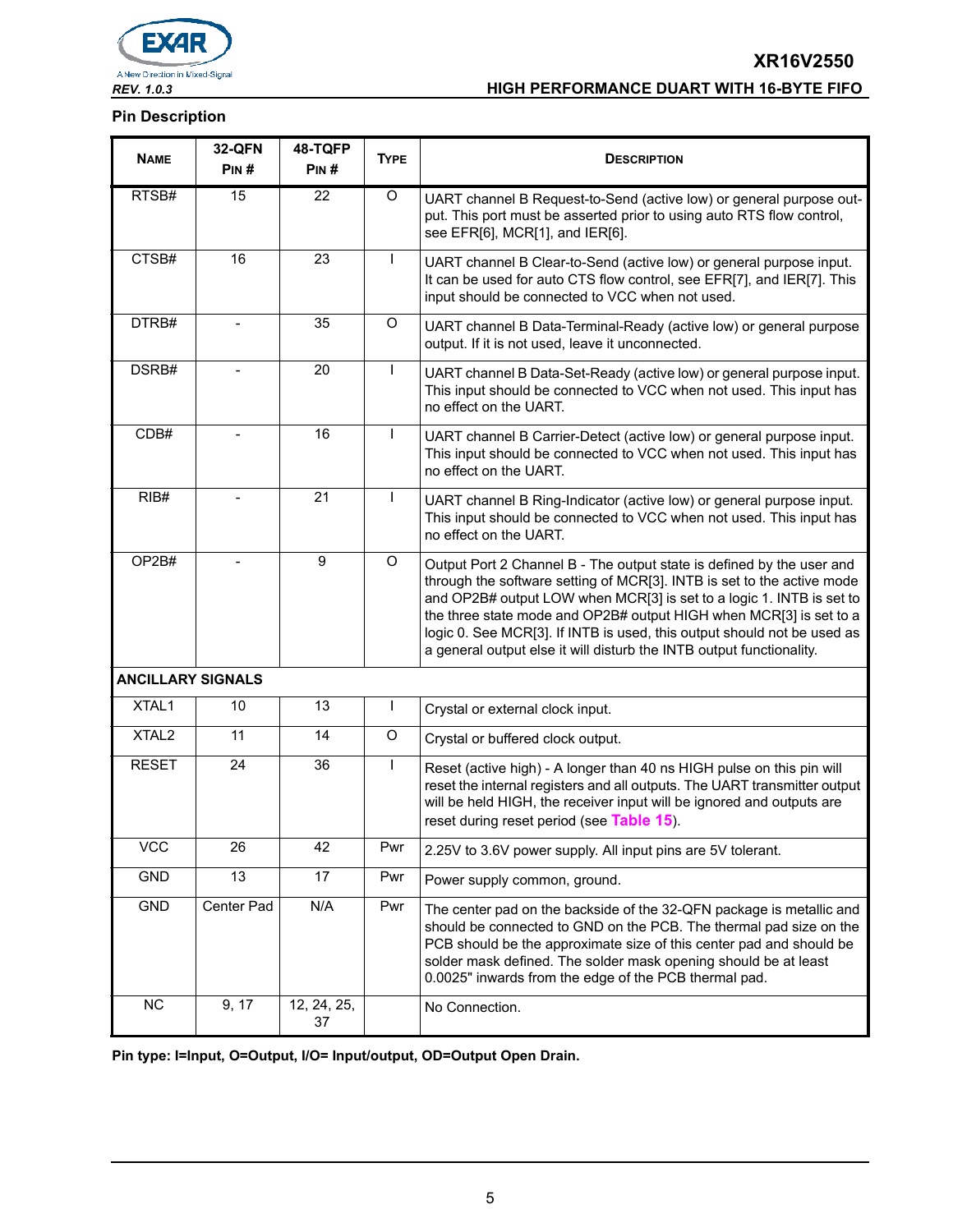## Pin Description

| NAME | 32-QFN PIN # | 48-TQFP PIN # | TYPE | DESCRIPTION |
|---|---|---|---|---|
| RTSB# | 15 | 22 | O | UART channel B Request-to-Send (active low) or general purpose output. This port must be asserted prior to using auto RTS flow control, see EFR[6], MCR[1], and IER[6]. |
| CTSB# | 16 | 23 | I | UART channel B Clear-to-Send (active low) or general purpose input. It can be used for auto CTS flow control, see EFR[7], and IER[7]. This input should be connected to VCC when not used. |
| DTRB# | - | 35 | O | UART channel B Data-Terminal-Ready (active low) or general purpose output. If it is not used, leave it unconnected. |
| DSRB# | - | 20 | I | UART channel B Data-Set-Ready (active low) or general purpose input. This input should be connected to VCC when not used. This input has no effect on the UART. |
| CDB# | - | 16 | I | UART channel B Carrier-Detect (active low) or general purpose input. This input should be connected to VCC when not used. This input has no effect on the UART. |
| RIB# | - | 21 | I | UART channel B Ring-Indicator (active low) or general purpose input. This input should be connected to VCC when not used. This input has no effect on the UART. |
| OP2B# | - | 9 | O | Output Port 2 Channel B - The output state is defined by the user and through the software setting of MCR[3]. INTB is set to the active mode and OP2B# output LOW when MCR[3] is set to a logic 1. INTB is set to the three state mode and OP2B# output HIGH when MCR[3] is set to a logic 0. See MCR[3]. If INTB is used, this output should not be used as a general output else it will disturb the INTB output functionality. |
| **ANCILLARY SIGNALS** | | | | |
| XTAL1 | 10 | 13 | I | Crystal or external clock input. |
| XTAL2 | 11 | 14 | O | Crystal or buffered clock output. |
| RESET | 24 | 36 | I | Reset (active high) - A longer than 40 ns HIGH pulse on this pin will reset the internal registers and all outputs. The UART transmitter output will be held HIGH, the receiver input will be ignored and outputs are reset during reset period (see Table 15). |
| VCC | 26 | 42 | Pwr | 2.25V to 3.6V power supply. All input pins are 5V tolerant. |
| GND | 13 | 17 | Pwr | Power supply common, ground. |
| GND | Center Pad | N/A | Pwr | The center pad on the backside of the 32-QFN package is metallic and should be connected to GND on the PCB. The thermal pad size on the PCB should be the approximate size of this center pad and should be solder mask defined. The solder mask opening should be at least 0.0025" inwards from the edge of the PCB thermal pad. |
| NC | 9, 17 | 12, 24, 25, 37 | | No Connection. |

**Pin type: I=Input, O=Output, I/O= Input/output, OD=Output Open Drain.**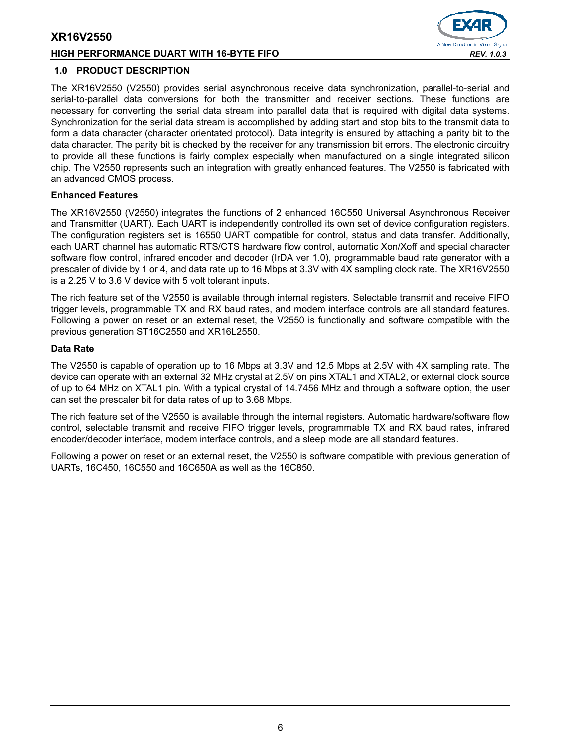## 1.0 PRODUCT DESCRIPTION

The XR16V2550 (V2550) provides serial asynchronous receive data synchronization, parallel-to-serial and serial-to-parallel data conversions for both the transmitter and receiver sections. These functions are necessary for converting the serial data stream into parallel data that is required with digital data systems. Synchronization for the serial data stream is accomplished by adding start and stop bits to the transmit data to form a data character (character orientated protocol). Data integrity is ensured by attaching a parity bit to the data character. The parity bit is checked by the receiver for any transmission bit errors. The electronic circuitry to provide all these functions is fairly complex especially when manufactured on a single integrated silicon chip. The V2550 represents such an integration with greatly enhanced features. The V2550 is fabricated with an advanced CMOS process.

**Enhanced Features**

The XR16V2550 (V2550) integrates the functions of 2 enhanced 16C550 Universal Asynchronous Receiver and Transmitter (UART). Each UART is independently controlled its own set of device configuration registers. The configuration registers set is 16550 UART compatible for control, status and data transfer. Additionally, each UART channel has automatic RTS/CTS hardware flow control, automatic Xon/Xoff and special character software flow control, infrared encoder and decoder (IrDA ver 1.0), programmable baud rate generator with a prescaler of divide by 1 or 4, and data rate up to 16 Mbps at 3.3V with 4X sampling clock rate. The XR16V2550 is a 2.25 V to 3.6 V device with 5 volt tolerant inputs.

The rich feature set of the V2550 is available through internal registers. Selectable transmit and receive FIFO trigger levels, programmable TX and RX baud rates, and modem interface controls are all standard features. Following a power on reset or an external reset, the V2550 is functionally and software compatible with the previous generation ST16C2550 and XR16L2550.

**Data Rate**

The V2550 is capable of operation up to 16 Mbps at 3.3V and 12.5 Mbps at 2.5V with 4X sampling rate. The device can operate with an external 32 MHz crystal at 2.5V on pins XTAL1 and XTAL2, or external clock source of up to 64 MHz on XTAL1 pin. With a typical crystal of 14.7456 MHz and through a software option, the user can set the prescaler bit for data rates of up to 3.68 Mbps.

The rich feature set of the V2550 is available through the internal registers. Automatic hardware/software flow control, selectable transmit and receive FIFO trigger levels, programmable TX and RX baud rates, infrared encoder/decoder interface, modem interface controls, and a sleep mode are all standard features.

Following a power on reset or an external reset, the V2550 is software compatible with previous generation of UARTs, 16C450, 16C550 and 16C650A as well as the 16C850.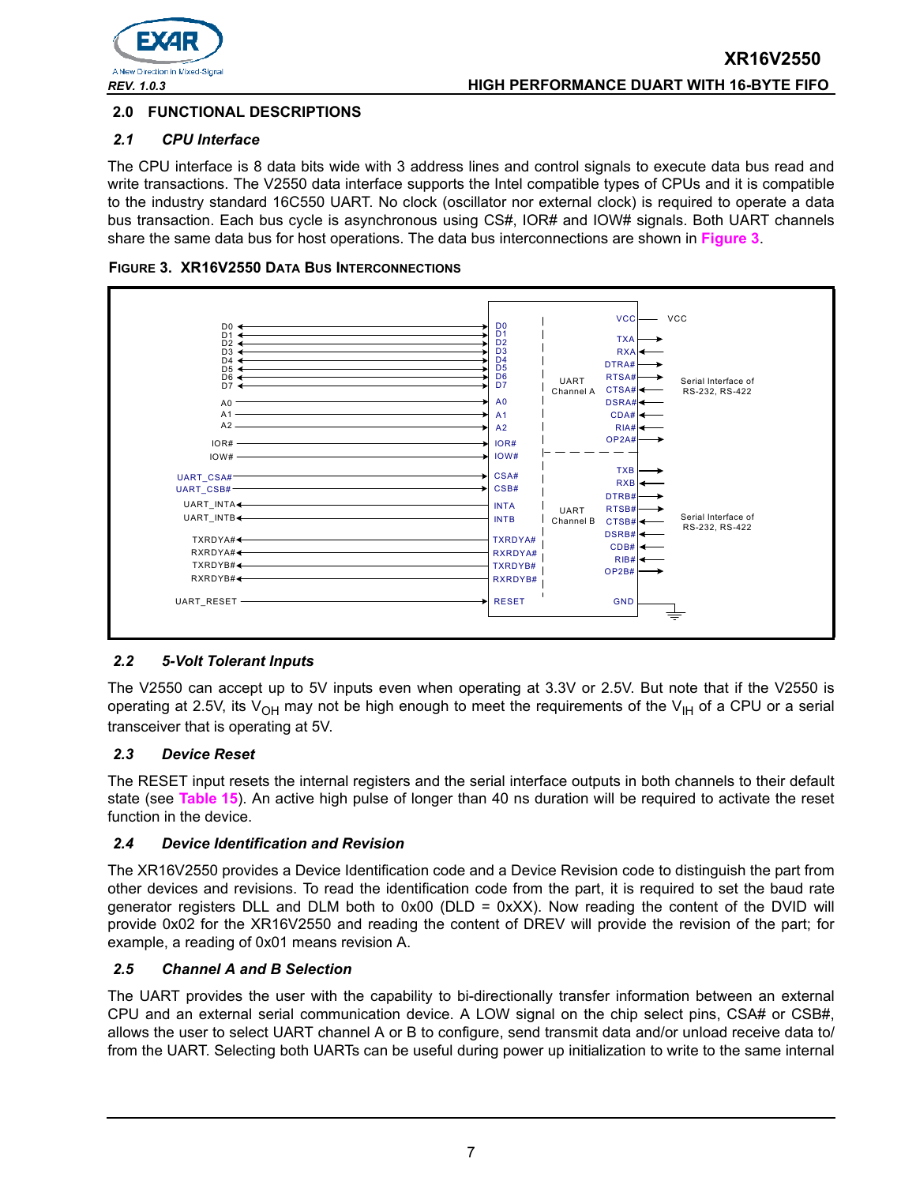## 2.0 FUNCTIONAL DESCRIPTIONS

### *2.1 CPU Interface*

The CPU interface is 8 data bits wide with 3 address lines and control signals to execute data bus read and write transactions. The V2550 data interface supports the Intel compatible types of CPUs and it is compatible to the industry standard 16C550 UART. No clock (oscillator nor external clock) is required to operate a data bus transaction. Each bus cycle is asynchronous using CS#, IOR# and IOW# signals. Both UART channels share the same data bus for host operations. The data bus interconnections are shown in **Figure 3**.

**FIGURE 3. XR16V2550 DATA BUS INTERCONNECTIONS**

### *2.2 5-Volt Tolerant Inputs*

The V2550 can accept up to 5V inputs even when operating at 3.3V or 2.5V. But note that if the V2550 is operating at 2.5V, its $V_{OH}$ may not be high enough to meet the requirements of the $V_{IH}$ of a CPU or a serial transceiver that is operating at 5V.

### *2.3 Device Reset*

The RESET input resets the internal registers and the serial interface outputs in both channels to their default state (see **Table 15**). An active high pulse of longer than 40 ns duration will be required to activate the reset function in the device.

### *2.4 Device Identification and Revision*

The XR16V2550 provides a Device Identification code and a Device Revision code to distinguish the part from other devices and revisions. To read the identification code from the part, it is required to set the baud rate generator registers DLL and DLM both to 0x00 (DLD = 0xXX). Now reading the content of the DVID will provide 0x02 for the XR16V2550 and reading the content of DREV will provide the revision of the part; for example, a reading of 0x01 means revision A.

### *2.5 Channel A and B Selection*

The UART provides the user with the capability to bi-directionally transfer information between an external CPU and an external serial communication device. A LOW signal on the chip select pins, CSA# or CSB#, allows the user to select UART channel A or B to configure, send transmit data and/or unload receive data to/ from the UART. Selecting both UARTs can be useful during power up initialization to write to the same internal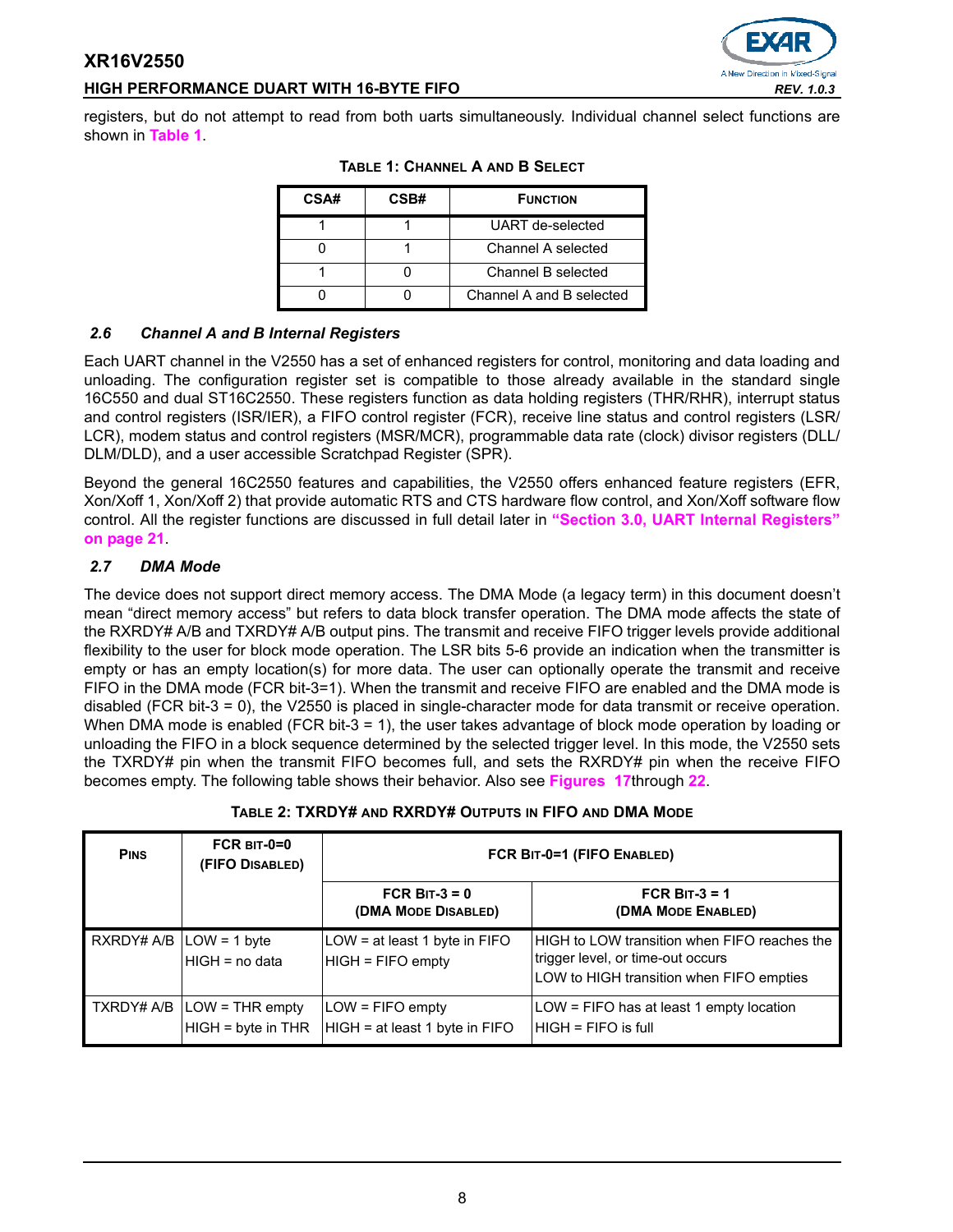registers, but do not attempt to read from both uarts simultaneously. Individual channel select functions are shown in Table 1.

**TABLE 1: CHANNEL A AND B SELECT**

| CSA# | CSB# | FUNCTION |
|---|---|---|
| 1 | 1 | UART de-selected |
| 0 | 1 | Channel A selected |
| 1 | 0 | Channel B selected |
| 0 | 0 | Channel A and B selected |

### *2.6 Channel A and B Internal Registers*

Each UART channel in the V2550 has a set of enhanced registers for control, monitoring and data loading and unloading. The configuration register set is compatible to those already available in the standard single 16C550 and dual ST16C2550. These registers function as data holding registers (THR/RHR), interrupt status and control registers (ISR/IER), a FIFO control register (FCR), receive line status and control registers (LSR/LCR), modem status and control registers (MSR/MCR), programmable data rate (clock) divisor registers (DLL/DLM/DLD), and a user accessible Scratchpad Register (SPR).

Beyond the general 16C2550 features and capabilities, the V2550 offers enhanced feature registers (EFR, Xon/Xoff 1, Xon/Xoff 2) that provide automatic RTS and CTS hardware flow control, and Xon/Xoff software flow control. All the register functions are discussed in full detail later in **"Section 3.0, UART Internal Registers" on page 21**.

### *2.7 DMA Mode*

The device does not support direct memory access. The DMA Mode (a legacy term) in this document doesn't mean "direct memory access" but refers to data block transfer operation. The DMA mode affects the state of the RXRDY# A/B and TXRDY# A/B output pins. The transmit and receive FIFO trigger levels provide additional flexibility to the user for block mode operation. The LSR bits 5-6 provide an indication when the transmitter is empty or has an empty location(s) for more data. The user can optionally operate the transmit and receive FIFO in the DMA mode (FCR bit-3=1). When the transmit and receive FIFO are enabled and the DMA mode is disabled (FCR bit-3 = 0), the V2550 is placed in single-character mode for data transmit or receive operation. When DMA mode is enabled (FCR bit-3 = 1), the user takes advantage of block mode operation by loading or unloading the FIFO in a block sequence determined by the selected trigger level. In this mode, the V2550 sets the TXRDY# pin when the transmit FIFO becomes full, and sets the RXRDY# pin when the receive FIFO becomes empty. The following table shows their behavior. Also see Figures 17through 22.

**TABLE 2: TXRDY# AND RXRDY# OUTPUTS IN FIFO AND DMA MODE**

| PINS | FCR BIT-0=0 (FIFO DISABLED) | FCR BIT-0=1 (FIFO ENABLED) | |
|---|---|---|---|
| | | FCR BIT-3 = 0 (DMA MODE DISABLED) | FCR BIT-3 = 1 (DMA MODE ENABLED) |
| RXRDY# A/B | LOW = 1 byte<br>HIGH = no data | LOW = at least 1 byte in FIFO<br>HIGH = FIFO empty | HIGH to LOW transition when FIFO reaches the trigger level, or time-out occurs<br>LOW to HIGH transition when FIFO empties |
| TXRDY# A/B | LOW = THR empty<br>HIGH = byte in THR | LOW = FIFO empty<br>HIGH = at least 1 byte in FIFO | LOW = FIFO has at least 1 empty location<br>HIGH = FIFO is full |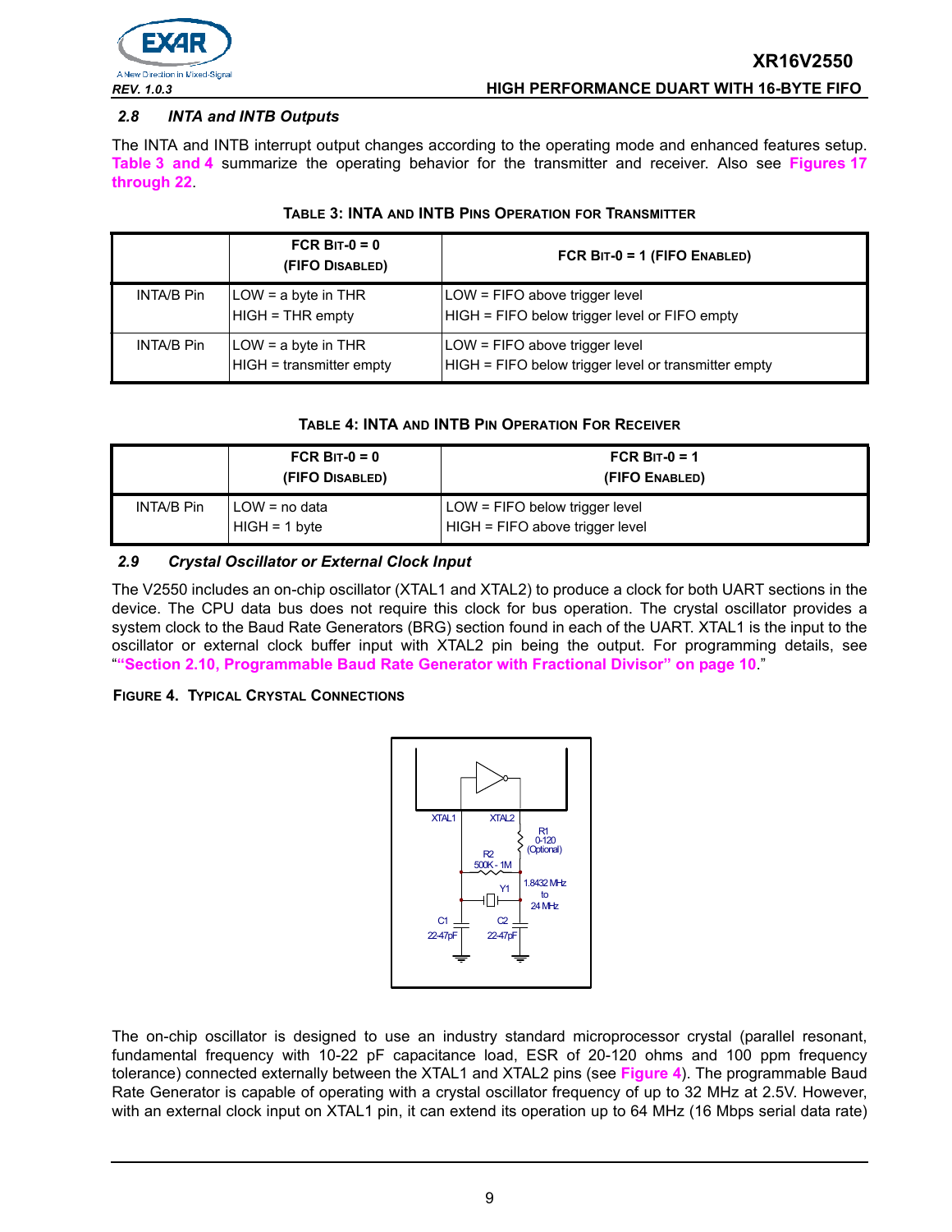## 2.8 INTA and INTB Outputs

The INTA and INTB interrupt output changes according to the operating mode and enhanced features setup. **Table 3 and 4** summarize the operating behavior for the transmitter and receiver. Also see **Figures 17 through 22**.

**TABLE 3: INTA AND INTB PINS OPERATION FOR TRANSMITTER**

| | FCR BIT-0 = 0 (FIFO DISABLED) | FCR BIT-0 = 1 (FIFO ENABLED) |
|---|---|---|
| INTA/B Pin | LOW = a byte in THR<br>HIGH = THR empty | LOW = FIFO above trigger level<br>HIGH = FIFO below trigger level or FIFO empty |
| INTA/B Pin | LOW = a byte in THR<br>HIGH = transmitter empty | LOW = FIFO above trigger level<br>HIGH = FIFO below trigger level or transmitter empty |

**TABLE 4: INTA AND INTB PIN OPERATION FOR RECEIVER**

| | FCR BIT-0 = 0 (FIFO DISABLED) | FCR BIT-0 = 1 (FIFO ENABLED) |
|---|---|---|
| INTA/B Pin | LOW = no data<br>HIGH = 1 byte | LOW = FIFO below trigger level<br>HIGH = FIFO above trigger level |

## 2.9 Crystal Oscillator or External Clock Input

The V2550 includes an on-chip oscillator (XTAL1 and XTAL2) to produce a clock for both UART sections in the device. The CPU data bus does not require this clock for bus operation. The crystal oscillator provides a system clock to the Baud Rate Generators (BRG) section found in each of the UART. XTAL1 is the input to the oscillator or external clock buffer input with XTAL2 pin being the output. For programming details, see "**"Section 2.10, Programmable Baud Rate Generator with Fractional Divisor" on page 10**."

**FIGURE 4. TYPICAL CRYSTAL CONNECTIONS**

The on-chip oscillator is designed to use an industry standard microprocessor crystal (parallel resonant, fundamental frequency with 10-22 pF capacitance load, ESR of 20-120 ohms and 100 ppm frequency tolerance) connected externally between the XTAL1 and XTAL2 pins (see **Figure 4**). The programmable Baud Rate Generator is capable of operating with a crystal oscillator frequency of up to 32 MHz at 2.5V. However, with an external clock input on XTAL1 pin, it can extend its operation up to 64 MHz (16 Mbps serial data rate)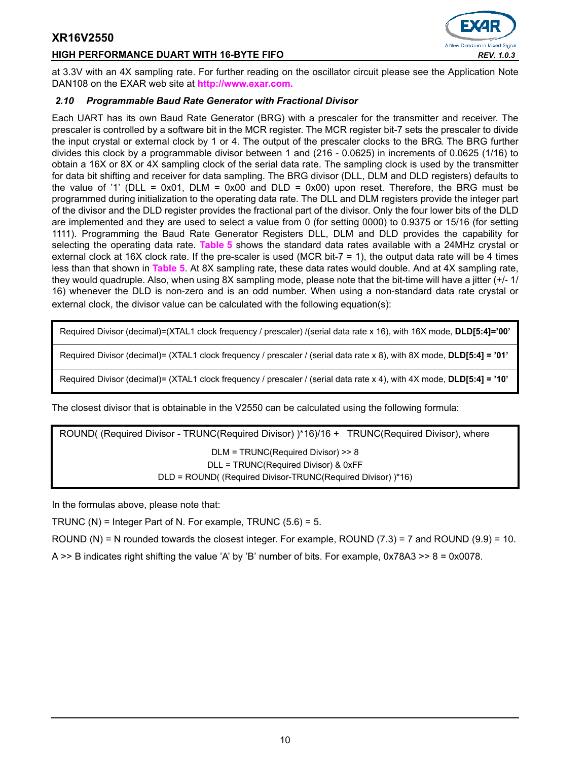at 3.3V with an 4X sampling rate. For further reading on the oscillator circuit please see the Application Note DAN108 on the EXAR web site at **http://www.exar.com.**

### *2.10 Programmable Baud Rate Generator with Fractional Divisor*

Each UART has its own Baud Rate Generator (BRG) with a prescaler for the transmitter and receiver. The prescaler is controlled by a software bit in the MCR register. The MCR register bit-7 sets the prescaler to divide the input crystal or external clock by 1 or 4. The output of the prescaler clocks to the BRG. The BRG further divides this clock by a programmable divisor between 1 and (216 - 0.0625) in increments of 0.0625 (1/16) to obtain a 16X or 8X or 4X sampling clock of the serial data rate. The sampling clock is used by the transmitter for data bit shifting and receiver for data sampling. The BRG divisor (DLL, DLM and DLD registers) defaults to the value of '1' (DLL = 0x01, DLM = 0x00 and DLD = 0x00) upon reset. Therefore, the BRG must be programmed during initialization to the operating data rate. The DLL and DLM registers provide the integer part of the divisor and the DLD register provides the fractional part of the divisor. Only the four lower bits of the DLD are implemented and they are used to select a value from 0 (for setting 0000) to 0.9375 or 15/16 (for setting 1111). Programming the Baud Rate Generator Registers DLL, DLM and DLD provides the capability for selecting the operating data rate. **Table 5** shows the standard data rates available with a 24MHz crystal or external clock at 16X clock rate. If the pre-scaler is used (MCR bit-7 = 1), the output data rate will be 4 times less than that shown in **Table 5**. At 8X sampling rate, these data rates would double. And at 4X sampling rate, they would quadruple. Also, when using 8X sampling mode, please note that the bit-time will have a jitter (+/- 1/16) whenever the DLD is non-zero and is an odd number. When using a non-standard data rate crystal or external clock, the divisor value can be calculated with the following equation(s):

| |
|---|
| Required Divisor (decimal)=(XTAL1 clock frequency / prescaler) /(serial data rate x 16), with 16X mode, **DLD[5:4]='00'** |
| Required Divisor (decimal)= (XTAL1 clock frequency / prescaler / (serial data rate x 8), with 8X mode, **DLD[5:4] = '01'** |
| Required Divisor (decimal)= (XTAL1 clock frequency / prescaler / (serial data rate x 4), with 4X mode, **DLD[5:4] = '10'** |

The closest divisor that is obtainable in the V2550 can be calculated using the following formula:

| |
|---|
| ROUND( (Required Divisor - TRUNC(Required Divisor) )*16)/16 + TRUNC(Required Divisor), where |
| DLM = TRUNC(Required Divisor) >> 8 |
| DLL = TRUNC(Required Divisor) & 0xFF |
| DLD = ROUND( (Required Divisor-TRUNC(Required Divisor) )*16) |

In the formulas above, please note that:

TRUNC (N) = Integer Part of N. For example, TRUNC (5.6) = 5.

ROUND (N) = N rounded towards the closest integer. For example, ROUND (7.3) = 7 and ROUND (9.9) = 10.

A >> B indicates right shifting the value 'A' by 'B' number of bits. For example, 0x78A3 >> 8 = 0x0078.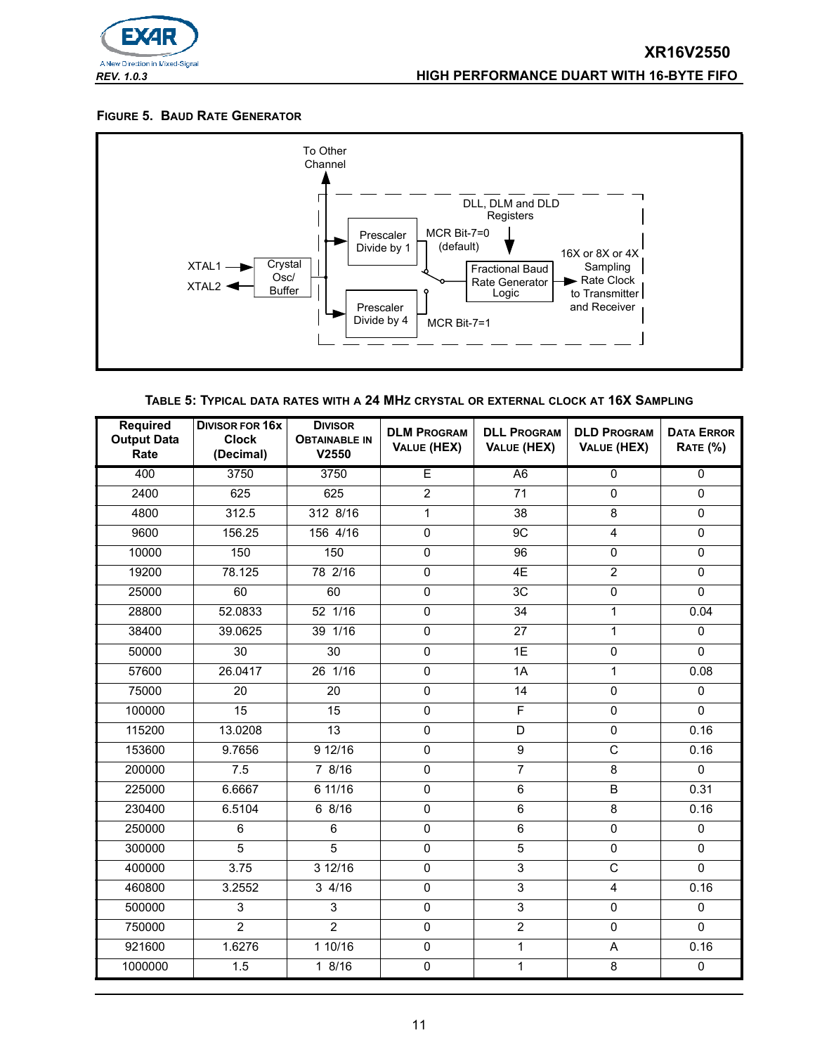**FIGURE 5. BAUD RATE GENERATOR**

To Other Channel

DLL, DLM and DLD Registers

XTAL1

XTAL2

Crystal Osc/ Buffer

Prescaler Divide by 1

Prescaler Divide by 4

MCR Bit-7=0 (default)

MCR Bit-7=1

Fractional Baud Rate Generator Logic

16X or 8X or 4X Sampling Rate Clock to Transmitter and Receiver

**TABLE 5: TYPICAL DATA RATES WITH A 24 MHZ CRYSTAL OR EXTERNAL CLOCK AT 16X SAMPLING**

| Required Output Data Rate | Divisor for 16x Clock (Decimal) | Divisor Obtainable in V2550 | DLM Program Value (HEX) | DLL Program Value (HEX) | DLD Program Value (HEX) | Data Error Rate (%) |
|---|---|---|---|---|---|---|
| 400 | 3750 | 3750 | E | A6 | 0 | 0 |
| 2400 | 625 | 625 | 2 | 71 | 0 | 0 |
| 4800 | 312.5 | 312 8/16 | 1 | 38 | 8 | 0 |
| 9600 | 156.25 | 156 4/16 | 0 | 9C | 4 | 0 |
| 10000 | 150 | 150 | 0 | 96 | 0 | 0 |
| 19200 | 78.125 | 78 2/16 | 0 | 4E | 2 | 0 |
| 25000 | 60 | 60 | 0 | 3C | 0 | 0 |
| 28800 | 52.0833 | 52 1/16 | 0 | 34 | 1 | 0.04 |
| 38400 | 39.0625 | 39 1/16 | 0 | 27 | 1 | 0 |
| 50000 | 30 | 30 | 0 | 1E | 0 | 0 |
| 57600 | 26.0417 | 26 1/16 | 0 | 1A | 1 | 0.08 |
| 75000 | 20 | 20 | 0 | 14 | 0 | 0 |
| 100000 | 15 | 15 | 0 | F | 0 | 0 |
| 115200 | 13.0208 | 13 | 0 | D | 0 | 0.16 |
| 153600 | 9.7656 | 9 12/16 | 0 | 9 | C | 0.16 |
| 200000 | 7.5 | 7 8/16 | 0 | 7 | 8 | 0 |
| 225000 | 6.6667 | 6 11/16 | 0 | 6 | B | 0.31 |
| 230400 | 6.5104 | 6 8/16 | 0 | 6 | 8 | 0.16 |
| 250000 | 6 | 6 | 0 | 6 | 0 | 0 |
| 300000 | 5 | 5 | 0 | 5 | 0 | 0 |
| 400000 | 3.75 | 3 12/16 | 0 | 3 | C | 0 |
| 460800 | 3.2552 | 3 4/16 | 0 | 3 | 4 | 0.16 |
| 500000 | 3 | 3 | 0 | 3 | 0 | 0 |
| 750000 | 2 | 2 | 0 | 2 | 0 | 0 |
| 921600 | 1.6276 | 1 10/16 | 0 | 1 | A | 0.16 |
| 1000000 | 1.5 | 1 8/16 | 0 | 1 | 8 | 0 |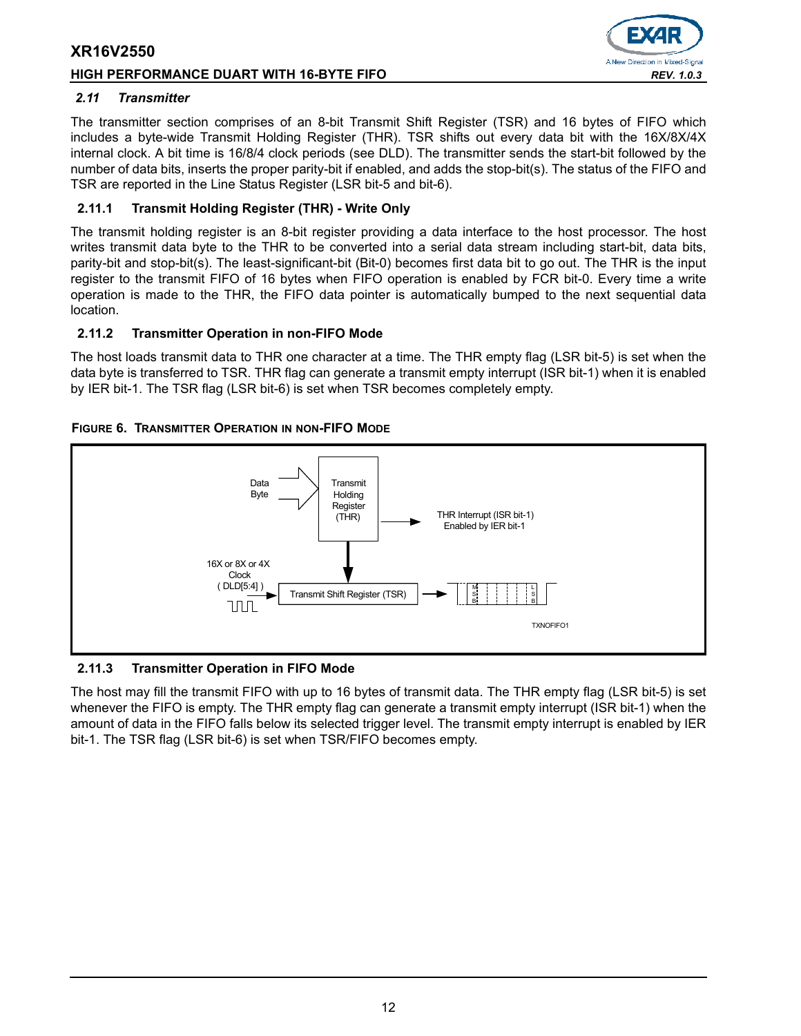### 2.11 Transmitter

The transmitter section comprises of an 8-bit Transmit Shift Register (TSR) and 16 bytes of FIFO which includes a byte-wide Transmit Holding Register (THR). TSR shifts out every data bit with the 16X/8X/4X internal clock. A bit time is 16/8/4 clock periods (see DLD). The transmitter sends the start-bit followed by the number of data bits, inserts the proper parity-bit if enabled, and adds the stop-bit(s). The status of the FIFO and TSR are reported in the Line Status Register (LSR bit-5 and bit-6).

#### 2.11.1 Transmit Holding Register (THR) - Write Only

The transmit holding register is an 8-bit register providing a data interface to the host processor. The host writes transmit data byte to the THR to be converted into a serial data stream including start-bit, data bits, parity-bit and stop-bit(s). The least-significant-bit (Bit-0) becomes first data bit to go out. The THR is the input register to the transmit FIFO of 16 bytes when FIFO operation is enabled by FCR bit-0. Every time a write operation is made to the THR, the FIFO data pointer is automatically bumped to the next sequential data location.

#### 2.11.2 Transmitter Operation in non-FIFO Mode

The host loads transmit data to THR one character at a time. The THR empty flag (LSR bit-5) is set when the data byte is transferred to TSR. THR flag can generate a transmit empty interrupt (ISR bit-1) when it is enabled by IER bit-1. The TSR flag (LSR bit-6) is set when TSR becomes completely empty.

**FIGURE 6. TRANSMITTER OPERATION IN NON-FIFO MODE**

Data Byte → Transmit Holding Register (THR) → THR Interrupt (ISR bit-1) Enabled by IER bit-1

16X or 8X or 4X Clock ( DLD[5:4] ) → Transmit Shift Register (TSR) → MSB ... LSB

TXNOFIFO1

#### 2.11.3 Transmitter Operation in FIFO Mode

The host may fill the transmit FIFO with up to 16 bytes of transmit data. The THR empty flag (LSR bit-5) is set whenever the FIFO is empty. The THR empty flag can generate a transmit empty interrupt (ISR bit-1) when the amount of data in the FIFO falls below its selected trigger level. The transmit empty interrupt is enabled by IER bit-1. The TSR flag (LSR bit-6) is set when TSR/FIFO becomes empty.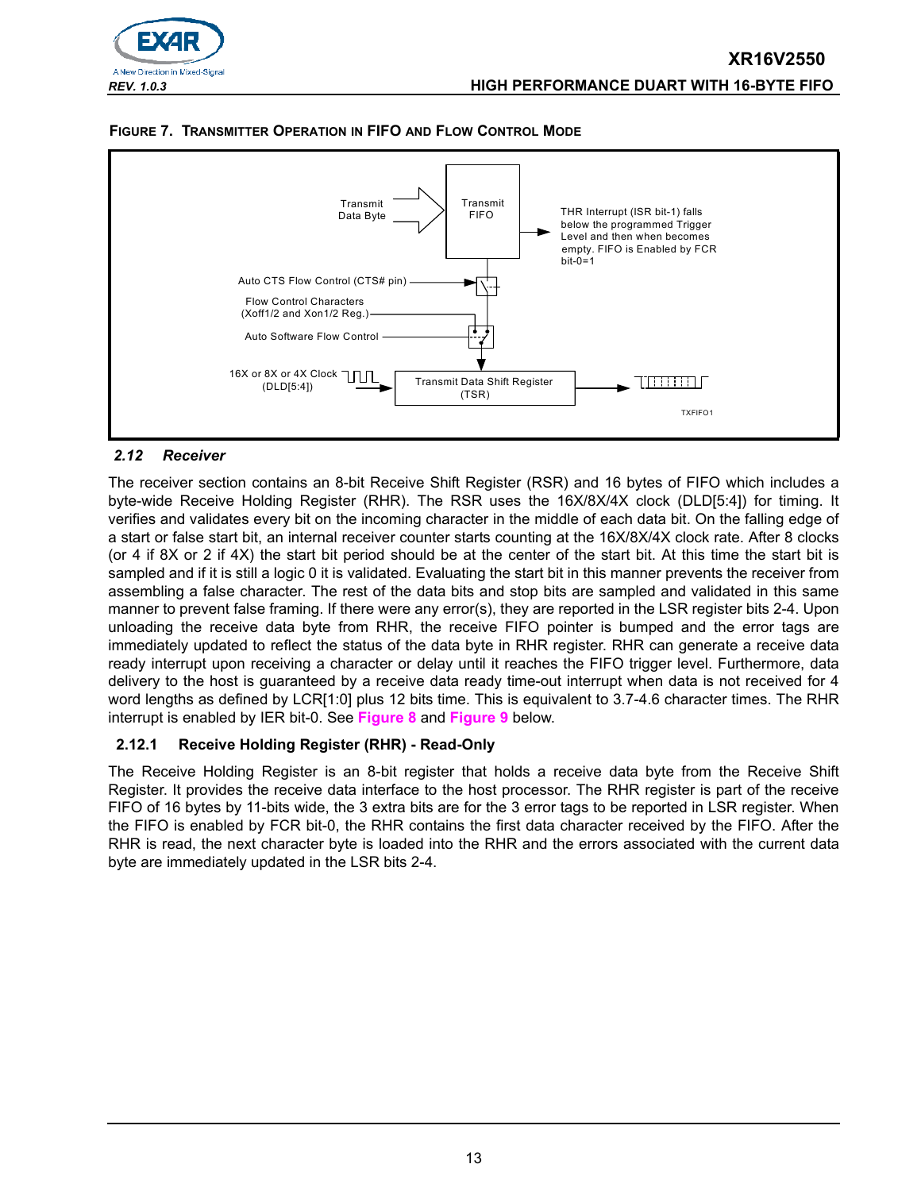**FIGURE 7. TRANSMITTER OPERATION IN FIFO AND FLOW CONTROL MODE**

Transmit Data Byte

Transmit FIFO

THR Interrupt (ISR bit-1) falls below the programmed Trigger Level and then when becomes empty. FIFO is Enabled by FCR bit-0=1

Auto CTS Flow Control (CTS# pin)

Flow Control Characters (Xoff1/2 and Xon1/2 Reg.)

Auto Software Flow Control

16X or 8X or 4X Clock (DLD[5:4])

Transmit Data Shift Register (TSR)

TXFIFO1

### *2.12 Receiver*

The receiver section contains an 8-bit Receive Shift Register (RSR) and 16 bytes of FIFO which includes a byte-wide Receive Holding Register (RHR). The RSR uses the 16X/8X/4X clock (DLD[5:4]) for timing. It verifies and validates every bit on the incoming character in the middle of each data bit. On the falling edge of a start or false start bit, an internal receiver counter starts counting at the 16X/8X/4X clock rate. After 8 clocks (or 4 if 8X or 2 if 4X) the start bit period should be at the center of the start bit. At this time the start bit is sampled and if it is still a logic 0 it is validated. Evaluating the start bit in this manner prevents the receiver from assembling a false character. The rest of the data bits and stop bits are sampled and validated in this same manner to prevent false framing. If there were any error(s), they are reported in the LSR register bits 2-4. Upon unloading the receive data byte from RHR, the receive FIFO pointer is bumped and the error tags are immediately updated to reflect the status of the data byte in RHR register. RHR can generate a receive data ready interrupt upon receiving a character or delay until it reaches the FIFO trigger level. Furthermore, data delivery to the host is guaranteed by a receive data ready time-out interrupt when data is not received for 4 word lengths as defined by LCR[1:0] plus 12 bits time. This is equivalent to 3.7-4.6 character times. The RHR interrupt is enabled by IER bit-0. See **Figure 8** and **Figure 9** below.

#### **2.12.1 Receive Holding Register (RHR) - Read-Only**

The Receive Holding Register is an 8-bit register that holds a receive data byte from the Receive Shift Register. It provides the receive data interface to the host processor. The RHR register is part of the receive FIFO of 16 bytes by 11-bits wide, the 3 extra bits are for the 3 error tags to be reported in LSR register. When the FIFO is enabled by FCR bit-0, the RHR contains the first data character received by the FIFO. After the RHR is read, the next character byte is loaded into the RHR and the errors associated with the current data byte are immediately updated in the LSR bits 2-4.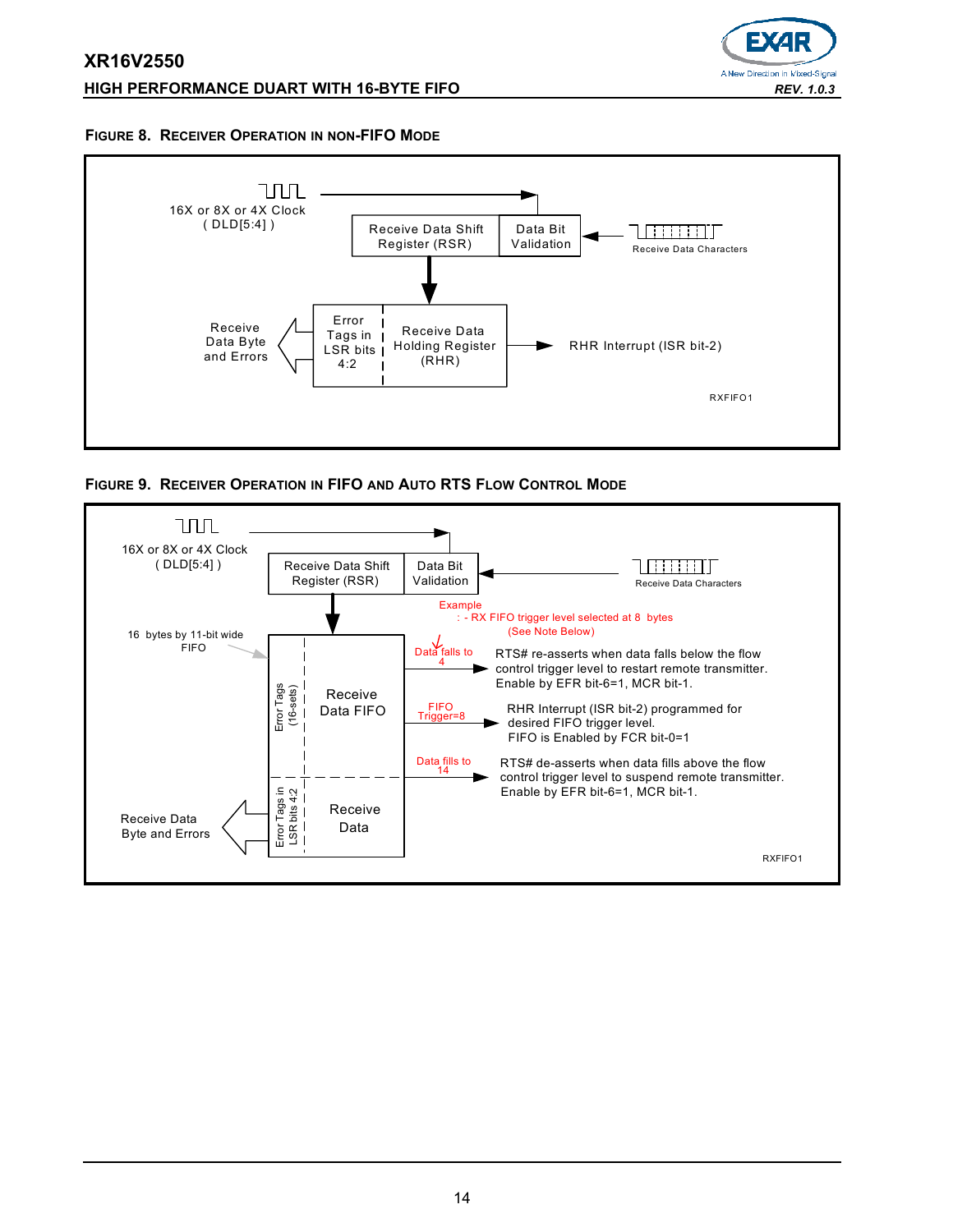**FIGURE 8. RECEIVER OPERATION IN NON-FIFO MODE**

16X or 8X or 4X Clock ( DLD[5:4] )

Receive Data Shift Register (RSR)

Data Bit Validation

Receive Data Characters

Receive Data Byte and Errors

Error Tags in LSR bits 4:2

Receive Data Holding Register (RHR)

RHR Interrupt (ISR bit-2)

RXFIFO1

**FIGURE 9. RECEIVER OPERATION IN FIFO AND AUTO RTS FLOW CONTROL MODE**

16X or 8X or 4X Clock ( DLD[5:4] )

Receive Data Shift Register (RSR)

Data Bit Validation

Receive Data Characters

Example : - RX FIFO trigger level selected at 8 bytes (See Note Below)

16 bytes by 11-bit wide FIFO

Error Tags (16-sets)

Receive Data FIFO

Data falls to 4

RTS# re-asserts when data falls below the flow control trigger level to restart remote transmitter. Enable by EFR bit-6=1, MCR bit-1.

FIFO Trigger=8

RHR Interrupt (ISR bit-2) programmed for desired FIFO trigger level. FIFO is Enabled by FCR bit-0=1

Data fills to 14

RTS# de-asserts when data fills above the flow control trigger level to suspend remote transmitter. Enable by EFR bit-6=1, MCR bit-1.

Receive Data Byte and Errors

Error Tags in LSR bits 4:2

Receive Data

RXFIFO1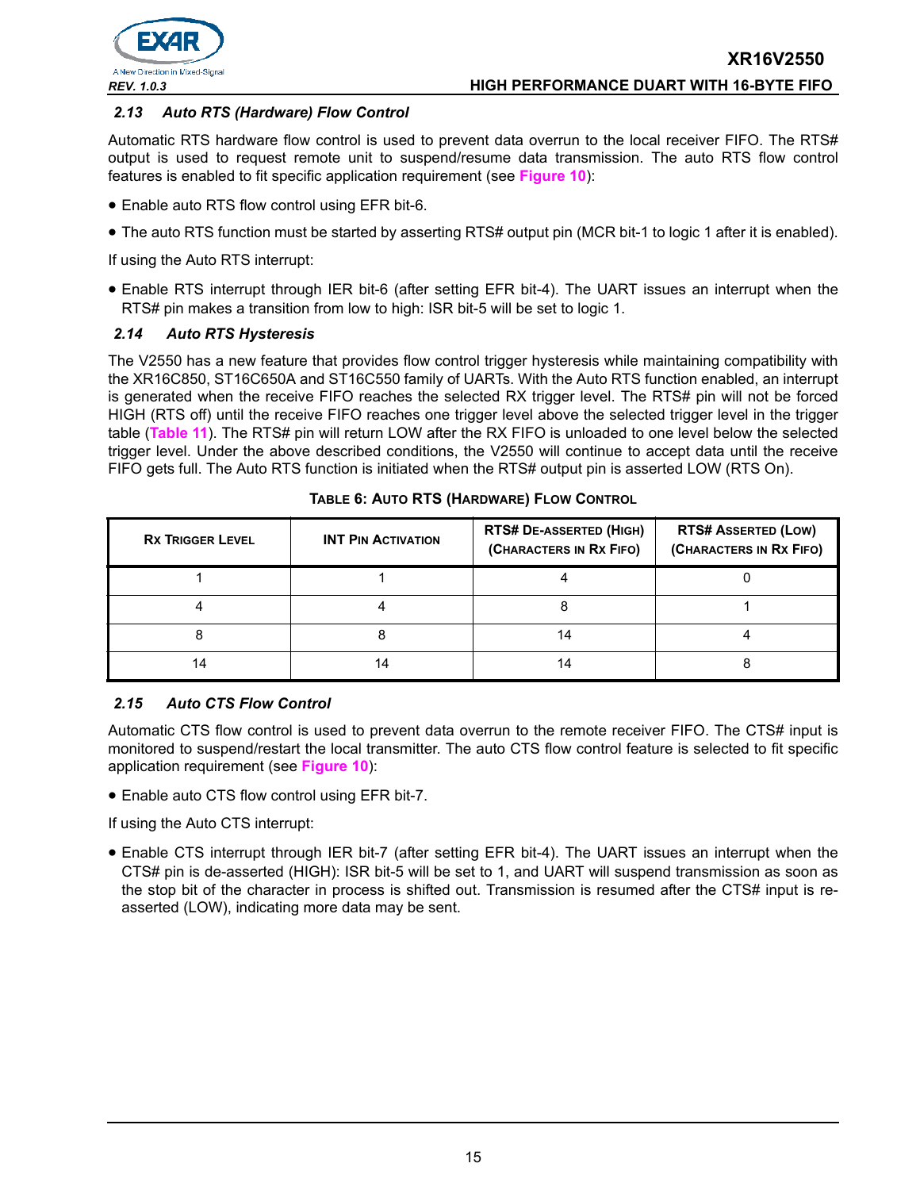### 2.13 Auto RTS (Hardware) Flow Control

Automatic RTS hardware flow control is used to prevent data overrun to the local receiver FIFO. The RTS# output is used to request remote unit to suspend/resume data transmission. The auto RTS flow control features is enabled to fit specific application requirement (see **Figure 10**):

- Enable auto RTS flow control using EFR bit-6.
- The auto RTS function must be started by asserting RTS# output pin (MCR bit-1 to logic 1 after it is enabled).

If using the Auto RTS interrupt:

- Enable RTS interrupt through IER bit-6 (after setting EFR bit-4). The UART issues an interrupt when the RTS# pin makes a transition from low to high: ISR bit-5 will be set to logic 1.

### 2.14 Auto RTS Hysteresis

The V2550 has a new feature that provides flow control trigger hysteresis while maintaining compatibility with the XR16C850, ST16C650A and ST16C550 family of UARTs. With the Auto RTS function enabled, an interrupt is generated when the receive FIFO reaches the selected RX trigger level. The RTS# pin will not be forced HIGH (RTS off) until the receive FIFO reaches one trigger level above the selected trigger level in the trigger table (**Table 11**). The RTS# pin will return LOW after the RX FIFO is unloaded to one level below the selected trigger level. Under the above described conditions, the V2550 will continue to accept data until the receive FIFO gets full. The Auto RTS function is initiated when the RTS# output pin is asserted LOW (RTS On).

**TABLE 6: AUTO RTS (HARDWARE) FLOW CONTROL**

| RX TRIGGER LEVEL | INT PIN ACTIVATION | RTS# DE-ASSERTED (HIGH) (CHARACTERS IN RX FIFO) | RTS# ASSERTED (LOW) (CHARACTERS IN RX FIFO) |
|---|---|---|---|
| 1 | 1 | 4 | 0 |
| 4 | 4 | 8 | 1 |
| 8 | 8 | 14 | 4 |
| 14 | 14 | 14 | 8 |

### 2.15 Auto CTS Flow Control

Automatic CTS flow control is used to prevent data overrun to the remote receiver FIFO. The CTS# input is monitored to suspend/restart the local transmitter. The auto CTS flow control feature is selected to fit specific application requirement (see **Figure 10**):

- Enable auto CTS flow control using EFR bit-7.

If using the Auto CTS interrupt:

- Enable CTS interrupt through IER bit-7 (after setting EFR bit-4). The UART issues an interrupt when the CTS# pin is de-asserted (HIGH): ISR bit-5 will be set to 1, and UART will suspend transmission as soon as the stop bit of the character in process is shifted out. Transmission is resumed after the CTS# input is re-asserted (LOW), indicating more data may be sent.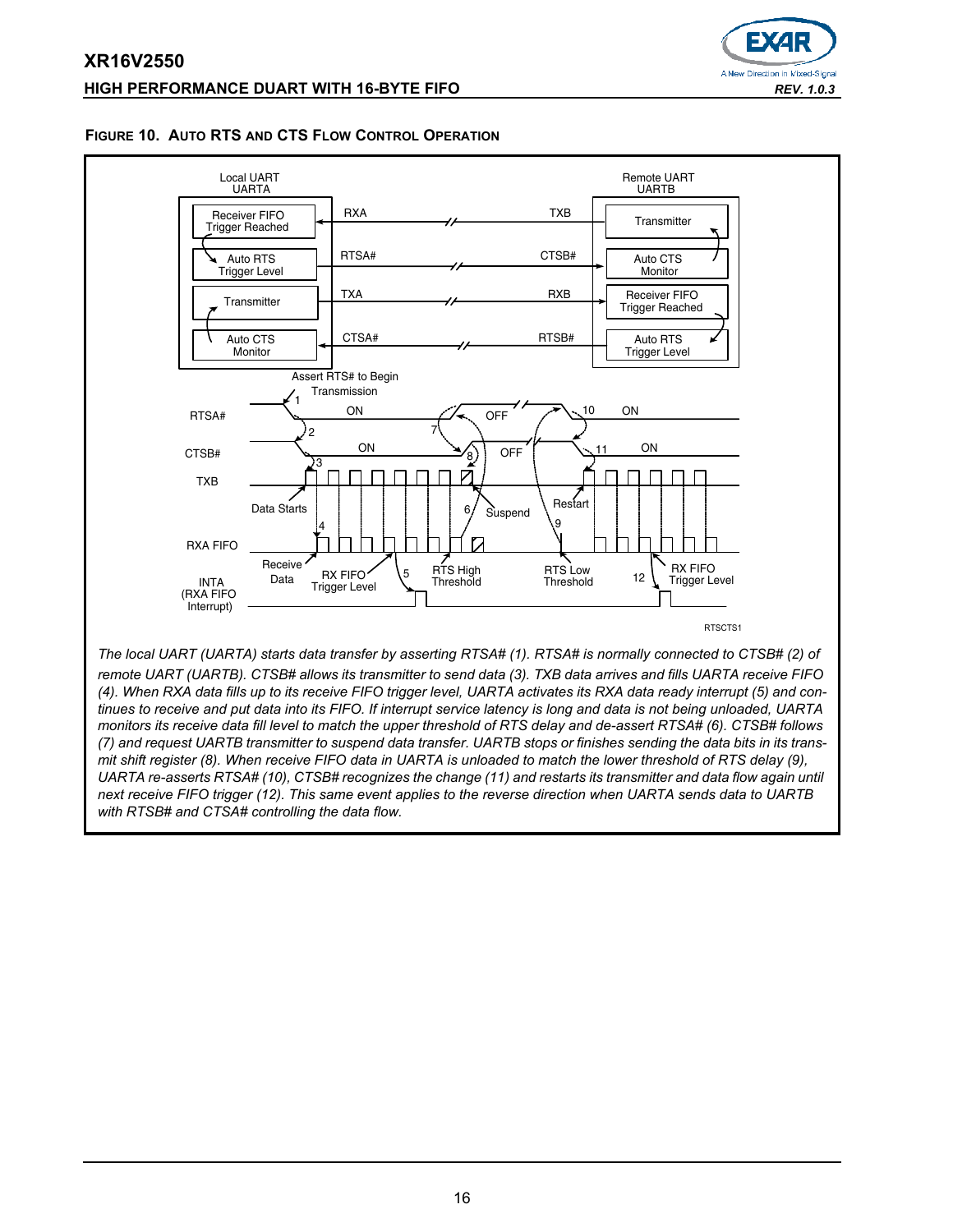**FIGURE 10. AUTO RTS AND CTS FLOW CONTROL OPERATION**

Local UART
UARTA

Remote UART
UARTB

Receiver FIFO Trigger Reached — RXA ← TXB — Transmitter

Auto RTS Trigger Level — RTSA# → CTSB# — Auto CTS Monitor

Transmitter — TXA → RXB — Receiver FIFO Trigger Reached

Auto CTS Monitor — CTSA# ← RTSB# — Auto RTS Trigger Level

Assert RTS# to Begin Transmission

RTSA#: 1, ON, 7, OFF, 10, ON

CTSB#: 2, ON, 8, OFF, 11, ON

TXB: 3, Data Starts, 6, Suspend, Restart

RXA FIFO: 4, Receive Data, RX FIFO Trigger Level, RTS High Threshold, RTS Low Threshold, 9, RX FIFO Trigger Level

INTA (RXA FIFO Interrupt): 5, 12

RTSCTS1

*The local UART (UARTA) starts data transfer by asserting RTSA# (1). RTSA# is normally connected to CTSB# (2) of remote UART (UARTB). CTSB# allows its transmitter to send data (3). TXB data arrives and fills UARTA receive FIFO (4). When RXA data fills up to its receive FIFO trigger level, UARTA activates its RXA data ready interrupt (5) and continues to receive and put data into its FIFO. If interrupt service latency is long and data is not being unloaded, UARTA monitors its receive data fill level to match the upper threshold of RTS delay and de-assert RTSA# (6). CTSB# follows (7) and request UARTB transmitter to suspend data transfer. UARTB stops or finishes sending the data bits in its transmit shift register (8). When receive FIFO data in UARTA is unloaded to match the lower threshold of RTS delay (9), UARTA re-asserts RTSA# (10), CTSB# recognizes the change (11) and restarts its transmitter and data flow again until next receive FIFO trigger (12). This same event applies to the reverse direction when UARTA sends data to UARTB with RTSB# and CTSA# controlling the data flow.*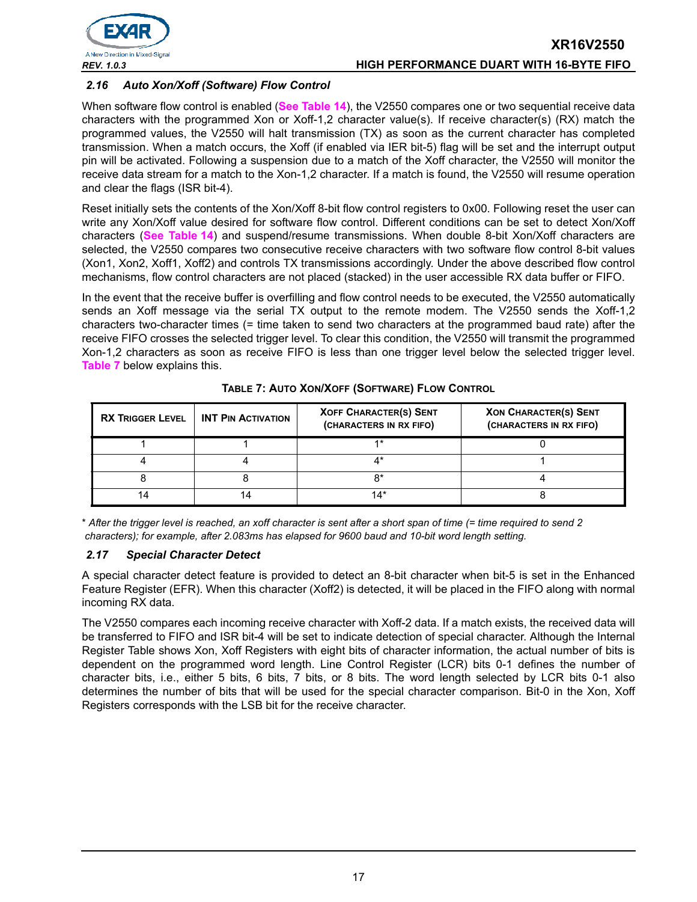### 2.16 Auto Xon/Xoff (Software) Flow Control

When software flow control is enabled (**See Table 14**), the V2550 compares one or two sequential receive data characters with the programmed Xon or Xoff-1,2 character value(s). If receive character(s) (RX) match the programmed values, the V2550 will halt transmission (TX) as soon as the current character has completed transmission. When a match occurs, the Xoff (if enabled via IER bit-5) flag will be set and the interrupt output pin will be activated. Following a suspension due to a match of the Xoff character, the V2550 will monitor the receive data stream for a match to the Xon-1,2 character. If a match is found, the V2550 will resume operation and clear the flags (ISR bit-4).

Reset initially sets the contents of the Xon/Xoff 8-bit flow control registers to 0x00. Following reset the user can write any Xon/Xoff value desired for software flow control. Different conditions can be set to detect Xon/Xoff characters (**See Table 14**) and suspend/resume transmissions. When double 8-bit Xon/Xoff characters are selected, the V2550 compares two consecutive receive characters with two software flow control 8-bit values (Xon1, Xon2, Xoff1, Xoff2) and controls TX transmissions accordingly. Under the above described flow control mechanisms, flow control characters are not placed (stacked) in the user accessible RX data buffer or FIFO.

In the event that the receive buffer is overfilling and flow control needs to be executed, the V2550 automatically sends an Xoff message via the serial TX output to the remote modem. The V2550 sends the Xoff-1,2 characters two-character times (= time taken to send two characters at the programmed baud rate) after the receive FIFO crosses the selected trigger level. To clear this condition, the V2550 will transmit the programmed Xon-1,2 characters as soon as receive FIFO is less than one trigger level below the selected trigger level. **Table 7** below explains this.

**TABLE 7: AUTO XON/XOFF (SOFTWARE) FLOW CONTROL**

| RX TRIGGER LEVEL | INT PIN ACTIVATION | XOFF CHARACTER(S) SENT (CHARACTERS IN RX FIFO) | XON CHARACTER(S) SENT (CHARACTERS IN RX FIFO) |
|---|---|---|---|
| 1 | 1 | 1* | 0 |
| 4 | 4 | 4* | 1 |
| 8 | 8 | 8* | 4 |
| 14 | 14 | 14* | 8 |

* *After the trigger level is reached, an xoff character is sent after a short span of time (= time required to send 2 characters); for example, after 2.083ms has elapsed for 9600 baud and 10-bit word length setting.*

### 2.17 Special Character Detect

A special character detect feature is provided to detect an 8-bit character when bit-5 is set in the Enhanced Feature Register (EFR). When this character (Xoff2) is detected, it will be placed in the FIFO along with normal incoming RX data.

The V2550 compares each incoming receive character with Xoff-2 data. If a match exists, the received data will be transferred to FIFO and ISR bit-4 will be set to indicate detection of special character. Although the Internal Register Table shows Xon, Xoff Registers with eight bits of character information, the actual number of bits is dependent on the programmed word length. Line Control Register (LCR) bits 0-1 defines the number of character bits, i.e., either 5 bits, 6 bits, 7 bits, or 8 bits. The word length selected by LCR bits 0-1 also determines the number of bits that will be used for the special character comparison. Bit-0 in the Xon, Xoff Registers corresponds with the LSB bit for the receive character.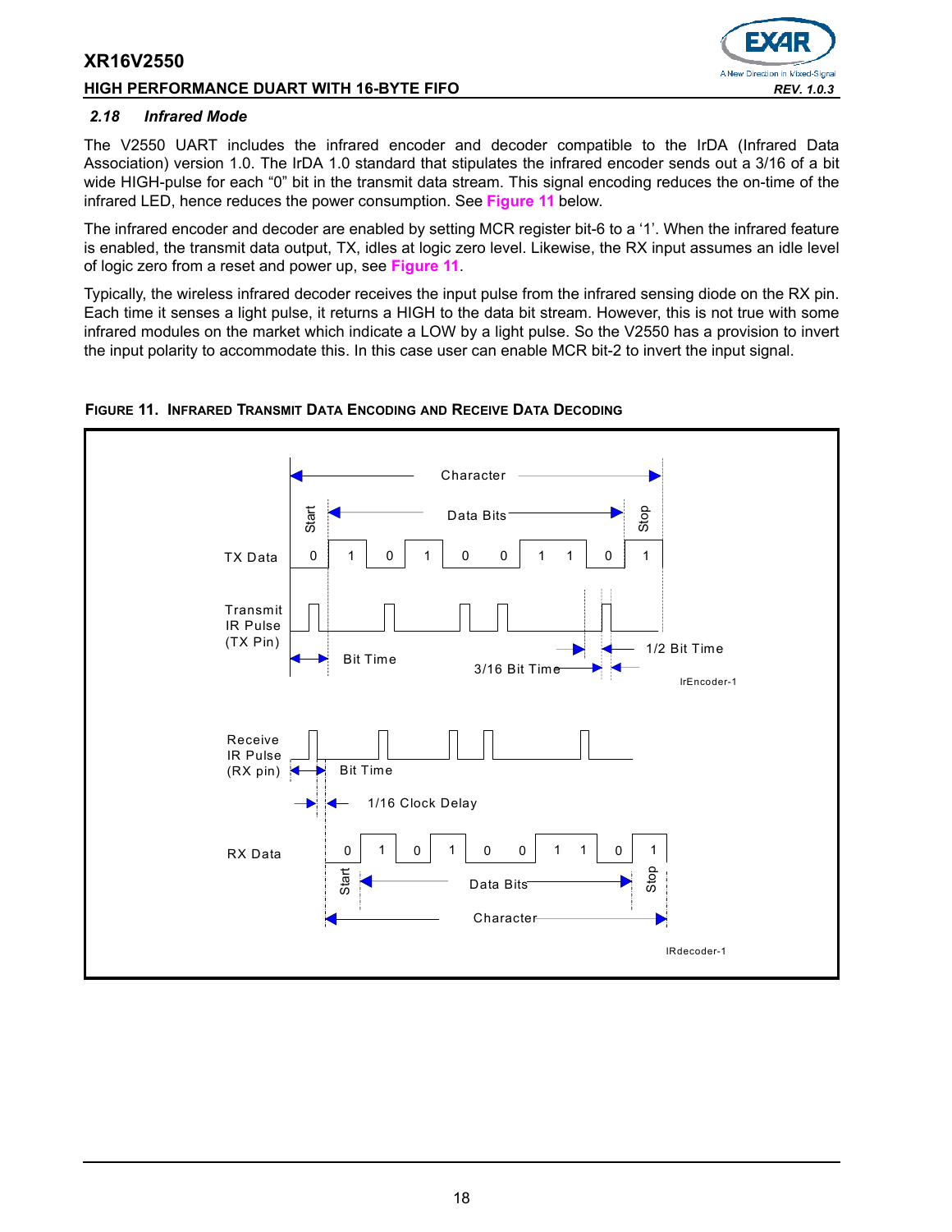### 2.18 Infrared Mode

The V2550 UART includes the infrared encoder and decoder compatible to the IrDA (Infrared Data Association) version 1.0. The IrDA 1.0 standard that stipulates the infrared encoder sends out a 3/16 of a bit wide HIGH-pulse for each "0" bit in the transmit data stream. This signal encoding reduces the on-time of the infrared LED, hence reduces the power consumption. See **Figure 11** below.

The infrared encoder and decoder are enabled by setting MCR register bit-6 to a '1'. When the infrared feature is enabled, the transmit data output, TX, idles at logic zero level. Likewise, the RX input assumes an idle level of logic zero from a reset and power up, see **Figure 11**.

Typically, the wireless infrared decoder receives the input pulse from the infrared sensing diode on the RX pin. Each time it senses a light pulse, it returns a HIGH to the data bit stream. However, this is not true with some infrared modules on the market which indicate a LOW by a light pulse. So the V2550 has a provision to invert the input polarity to accommodate this. In this case user can enable MCR bit-2 to invert the input signal.

**FIGURE 11. INFRARED TRANSMIT DATA ENCODING AND RECEIVE DATA DECODING**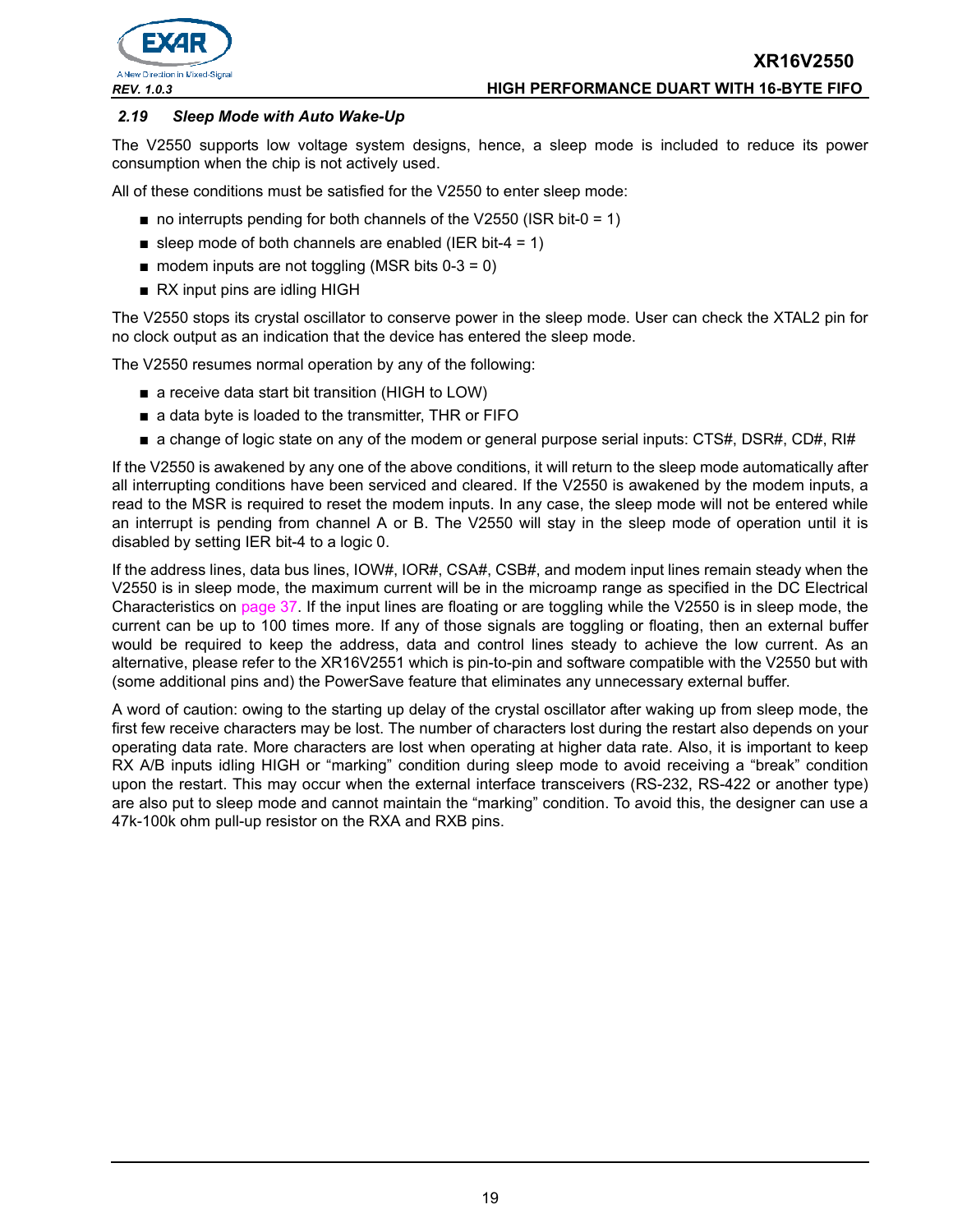### *2.19 Sleep Mode with Auto Wake-Up*

The V2550 supports low voltage system designs, hence, a sleep mode is included to reduce its power consumption when the chip is not actively used.

All of these conditions must be satisfied for the V2550 to enter sleep mode:

- no interrupts pending for both channels of the V2550 (ISR bit-0 = 1)
- sleep mode of both channels are enabled (IER bit-4 = 1)
- modem inputs are not toggling (MSR bits 0-3 = 0)
- RX input pins are idling HIGH

The V2550 stops its crystal oscillator to conserve power in the sleep mode. User can check the XTAL2 pin for no clock output as an indication that the device has entered the sleep mode.

The V2550 resumes normal operation by any of the following:

- a receive data start bit transition (HIGH to LOW)
- a data byte is loaded to the transmitter, THR or FIFO
- a change of logic state on any of the modem or general purpose serial inputs: CTS#, DSR#, CD#, RI#

If the V2550 is awakened by any one of the above conditions, it will return to the sleep mode automatically after all interrupting conditions have been serviced and cleared. If the V2550 is awakened by the modem inputs, a read to the MSR is required to reset the modem inputs. In any case, the sleep mode will not be entered while an interrupt is pending from channel A or B. The V2550 will stay in the sleep mode of operation until it is disabled by setting IER bit-4 to a logic 0.

If the address lines, data bus lines, IOW#, IOR#, CSA#, CSB#, and modem input lines remain steady when the V2550 is in sleep mode, the maximum current will be in the microamp range as specified in the DC Electrical Characteristics on page 37. If the input lines are floating or are toggling while the V2550 is in sleep mode, the current can be up to 100 times more. If any of those signals are toggling or floating, then an external buffer would be required to keep the address, data and control lines steady to achieve the low current. As an alternative, please refer to the XR16V2551 which is pin-to-pin and software compatible with the V2550 but with (some additional pins and) the PowerSave feature that eliminates any unnecessary external buffer.

A word of caution: owing to the starting up delay of the crystal oscillator after waking up from sleep mode, the first few receive characters may be lost. The number of characters lost during the restart also depends on your operating data rate. More characters are lost when operating at higher data rate. Also, it is important to keep RX A/B inputs idling HIGH or "marking" condition during sleep mode to avoid receiving a "break" condition upon the restart. This may occur when the external interface transceivers (RS-232, RS-422 or another type) are also put to sleep mode and cannot maintain the "marking" condition. To avoid this, the designer can use a 47k-100k ohm pull-up resistor on the RXA and RXB pins.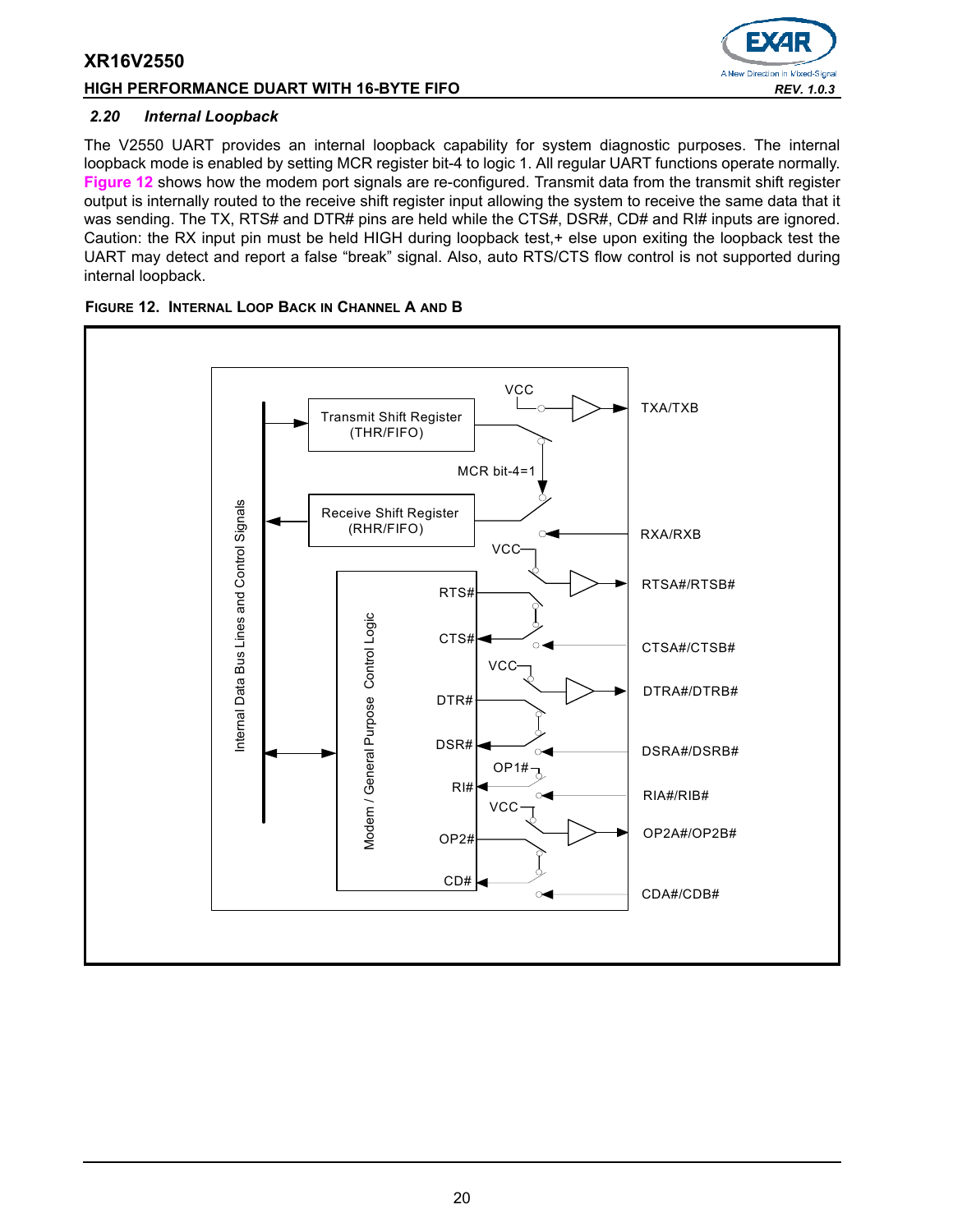### 2.20 Internal Loopback

The V2550 UART provides an internal loopback capability for system diagnostic purposes. The internal loopback mode is enabled by setting MCR register bit-4 to logic 1. All regular UART functions operate normally. Figure 12 shows how the modem port signals are re-configured. Transmit data from the transmit shift register output is internally routed to the receive shift register input allowing the system to receive the same data that it was sending. The TX, RTS# and DTR# pins are held while the CTS#, DSR#, CD# and RI# inputs are ignored. Caution: the RX input pin must be held HIGH during loopback test,+ else upon exiting the loopback test the UART may detect and report a false "break" signal. Also, auto RTS/CTS flow control is not supported during internal loopback.

**FIGURE 12. INTERNAL LOOP BACK IN CHANNEL A AND B**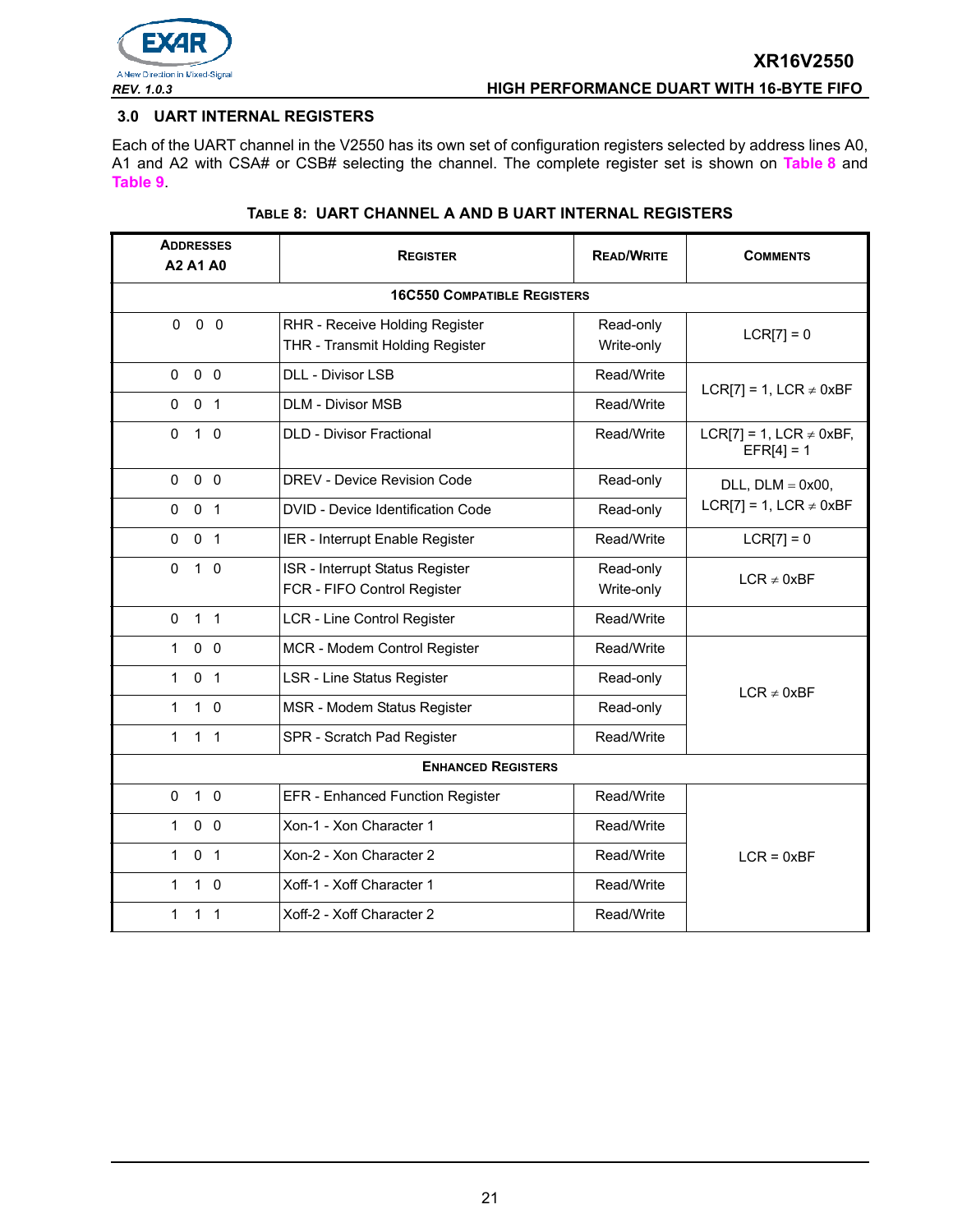## 3.0 UART INTERNAL REGISTERS

Each of the UART channel in the V2550 has its own set of configuration registers selected by address lines A0, A1 and A2 with CSA# or CSB# selecting the channel. The complete register set is shown on Table 8 and Table 9.

**TABLE 8: UART CHANNEL A AND B UART INTERNAL REGISTERS**

| ADDRESSES A2 A1 A0 | REGISTER | READ/WRITE | COMMENTS |
|---|---|---|---|
| **16C550 COMPATIBLE REGISTERS** | | | |
| 0 0 0 | RHR - Receive Holding Register<br>THR - Transmit Holding Register | Read-only<br>Write-only | LCR[7] = 0 |
| 0 0 0 | DLL - Divisor LSB | Read/Write | LCR[7] = 1, LCR ≠ 0xBF |
| 0 0 1 | DLM - Divisor MSB | Read/Write | |
| 0 1 0 | DLD - Divisor Fractional | Read/Write | LCR[7] = 1, LCR ≠ 0xBF, EFR[4] = 1 |
| 0 0 0 | DREV - Device Revision Code | Read-only | DLL, DLM = 0x00, LCR[7] = 1, LCR ≠ 0xBF |
| 0 0 1 | DVID - Device Identification Code | Read-only | |
| 0 0 1 | IER - Interrupt Enable Register | Read/Write | LCR[7] = 0 |
| 0 1 0 | ISR - Interrupt Status Register<br>FCR - FIFO Control Register | Read-only<br>Write-only | LCR ≠ 0xBF |
| 0 1 1 | LCR - Line Control Register | Read/Write | |
| 1 0 0 | MCR - Modem Control Register | Read/Write | LCR ≠ 0xBF |
| 1 0 1 | LSR - Line Status Register | Read-only | |
| 1 1 0 | MSR - Modem Status Register | Read-only | |
| 1 1 1 | SPR - Scratch Pad Register | Read/Write | |
| **ENHANCED REGISTERS** | | | |
| 0 1 0 | EFR - Enhanced Function Register | Read/Write | LCR = 0xBF |
| 1 0 0 | Xon-1 - Xon Character 1 | Read/Write | |
| 1 0 1 | Xon-2 - Xon Character 2 | Read/Write | |
| 1 1 0 | Xoff-1 - Xoff Character 1 | Read/Write | |
| 1 1 1 | Xoff-2 - Xoff Character 2 | Read/Write | |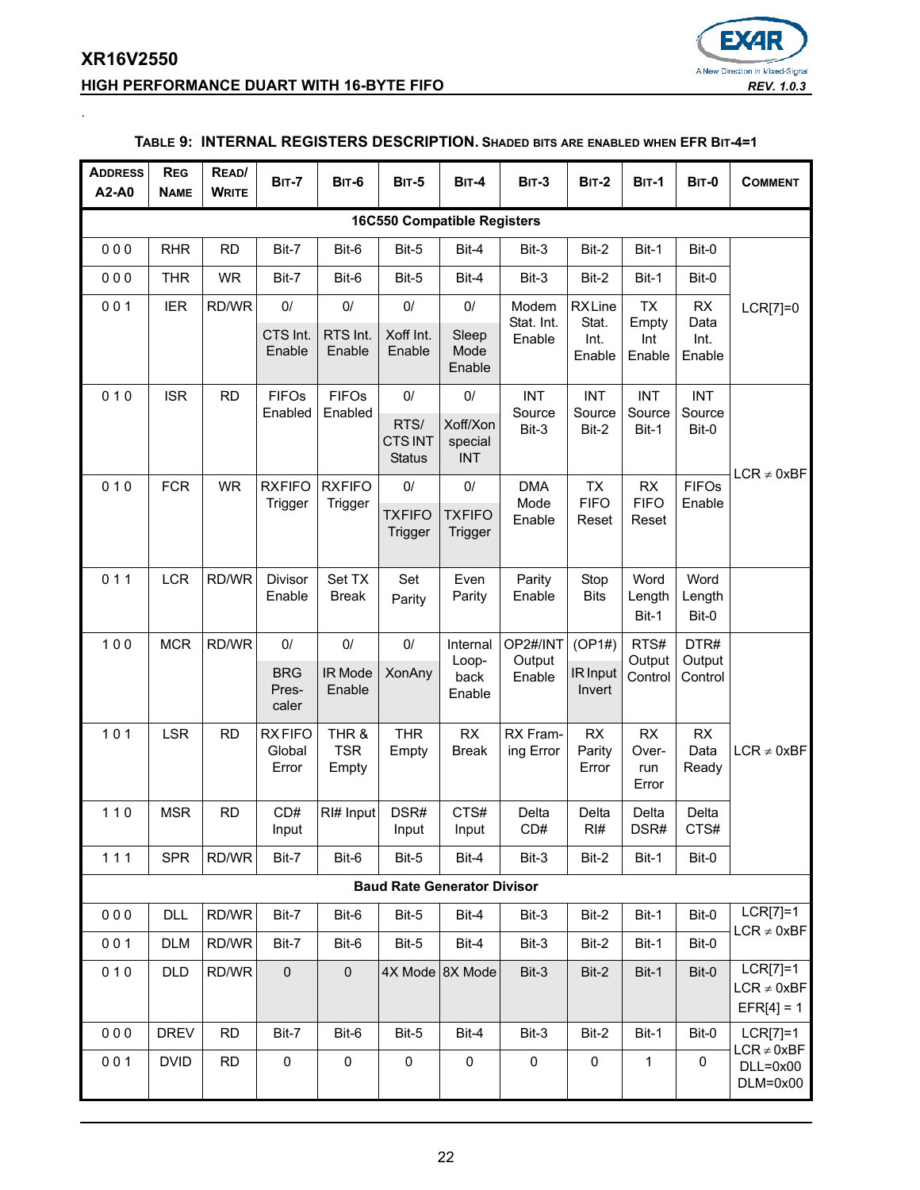**TABLE 9: INTERNAL REGISTERS DESCRIPTION.** SHADED BITS ARE ENABLED WHEN EFR BIT-4=1

| ADDRESS A2-A0 | REG NAME | READ/ WRITE | BIT-7 | BIT-6 | BIT-5 | BIT-4 | BIT-3 | BIT-2 | BIT-1 | BIT-0 | COMMENT |
|---|---|---|---|---|---|---|---|---|---|---|---|
| **16C550 Compatible Registers** | | | | | | | | | | | |
| 0 0 0 | RHR | RD | Bit-7 | Bit-6 | Bit-5 | Bit-4 | Bit-3 | Bit-2 | Bit-1 | Bit-0 | LCR[7]=0 |
| 0 0 0 | THR | WR | Bit-7 | Bit-6 | Bit-5 | Bit-4 | Bit-3 | Bit-2 | Bit-1 | Bit-0 | |
| 0 0 1 | IER | RD/WR | 0/ CTS Int. Enable | 0/ RTS Int. Enable | 0/ Xoff Int. Enable | 0/ Sleep Mode Enable | Modem Stat. Int. Enable | RX Line Stat. Int. Enable | TX Empty Int Enable | RX Data Int. Enable | |
| 0 1 0 | ISR | RD | FIFOs Enabled | FIFOs Enabled | 0/ RTS/ CTS INT Status | 0/ Xoff/Xon special INT | INT Source Bit-3 | INT Source Bit-2 | INT Source Bit-1 | INT Source Bit-0 | LCR ≠ 0xBF |
| 0 1 0 | FCR | WR | RXFIFO Trigger | RXFIFO Trigger | 0/ TXFIFO Trigger | 0/ TXFIFO Trigger | DMA Mode Enable | TX FIFO Reset | RX FIFO Reset | FIFOs Enable | |
| 0 1 1 | LCR | RD/WR | Divisor Enable | Set TX Break | Set Parity | Even Parity | Parity Enable | Stop Bits | Word Length Bit-1 | Word Length Bit-0 | |
| 1 0 0 | MCR | RD/WR | 0/ BRG Pres-caler | 0/ IR Mode Enable | 0/ XonAny | Internal Loop-back Enable | OP2#/INT Output Enable | (OP1#) IR Input Invert | RTS# Output Control | DTR# Output Control | LCR ≠ 0xBF |
| 1 0 1 | LSR | RD | RX FIFO Global Error | THR & TSR Empty | THR Empty | RX Break | RX Fram-ing Error | RX Parity Error | RX Over-run Error | RX Data Ready | |
| 1 1 0 | MSR | RD | CD# Input | RI# Input | DSR# Input | CTS# Input | Delta CD# | Delta RI# | Delta DSR# | Delta CTS# | |
| 1 1 1 | SPR | RD/WR | Bit-7 | Bit-6 | Bit-5 | Bit-4 | Bit-3 | Bit-2 | Bit-1 | Bit-0 | |
| **Baud Rate Generator Divisor** | | | | | | | | | | | |
| 0 0 0 | DLL | RD/WR | Bit-7 | Bit-6 | Bit-5 | Bit-4 | Bit-3 | Bit-2 | Bit-1 | Bit-0 | LCR[7]=1 LCR ≠ 0xBF |
| 0 0 1 | DLM | RD/WR | Bit-7 | Bit-6 | Bit-5 | Bit-4 | Bit-3 | Bit-2 | Bit-1 | Bit-0 | |
| 0 1 0 | DLD | RD/WR | 0 | 0 | 4X Mode | 8X Mode | Bit-3 | Bit-2 | Bit-1 | Bit-0 | LCR[7]=1 LCR ≠ 0xBF EFR[4] = 1 |
| 0 0 0 | DREV | RD | Bit-7 | Bit-6 | Bit-5 | Bit-4 | Bit-3 | Bit-2 | Bit-1 | Bit-0 | LCR[7]=1 LCR ≠ 0xBF DLL=0x00 DLM=0x00 |
| 0 0 1 | DVID | RD | 0 | 0 | 0 | 0 | 0 | 0 | 1 | 0 | |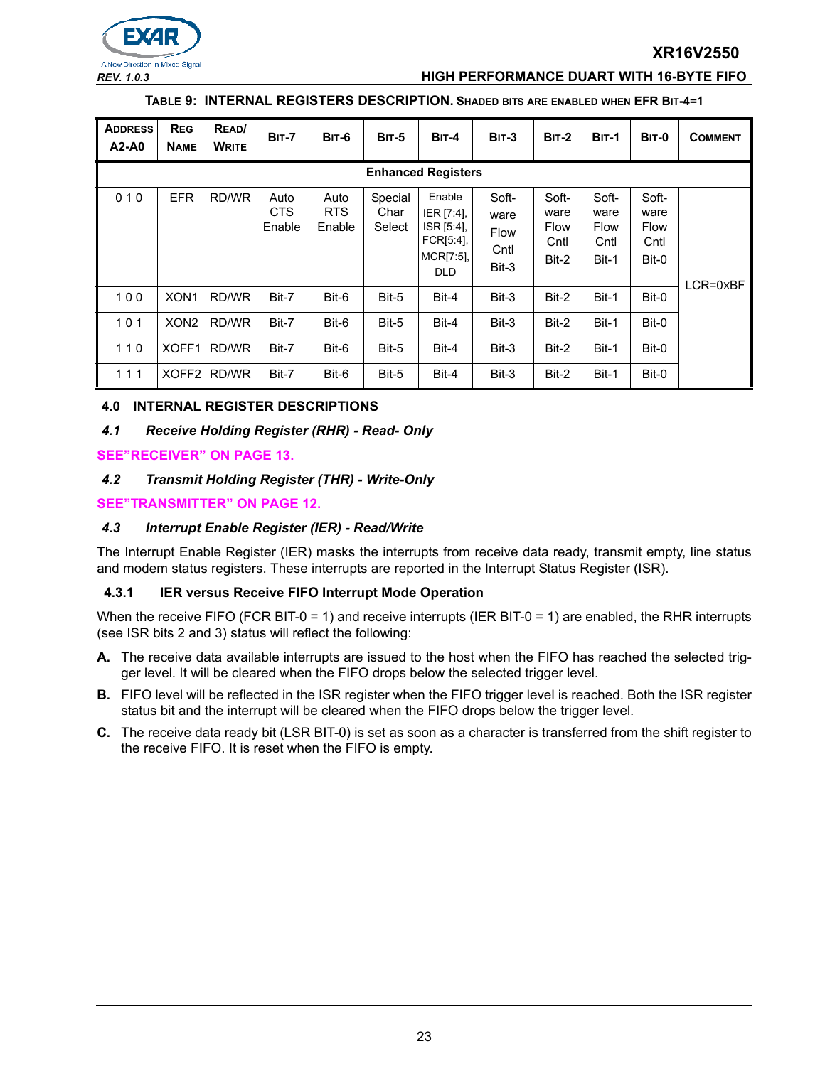**TABLE 9: INTERNAL REGISTERS DESCRIPTION. SHADED BITS ARE ENABLED WHEN EFR BIT-4=1**

| ADDRESS A2-A0 | REG NAME | READ/ WRITE | BIT-7 | BIT-6 | BIT-5 | BIT-4 | BIT-3 | BIT-2 | BIT-1 | BIT-0 | COMMENT |
|---|---|---|---|---|---|---|---|---|---|---|---|
| **Enhanced Registers** | | | | | | | | | | | |
| 0 1 0 | EFR | RD/WR | Auto CTS Enable | Auto RTS Enable | Special Char Select | Enable IER [7:4], ISR [5:4], FCR[5:4], MCR[7:5], DLD | Soft-ware Flow Cntl Bit-3 | Soft-ware Flow Cntl Bit-2 | Soft-ware Flow Cntl Bit-1 | Soft-ware Flow Cntl Bit-0 | LCR=0xBF |
| 1 0 0 | XON1 | RD/WR | Bit-7 | Bit-6 | Bit-5 | Bit-4 | Bit-3 | Bit-2 | Bit-1 | Bit-0 | |
| 1 0 1 | XON2 | RD/WR | Bit-7 | Bit-6 | Bit-5 | Bit-4 | Bit-3 | Bit-2 | Bit-1 | Bit-0 | |
| 1 1 0 | XOFF1 | RD/WR | Bit-7 | Bit-6 | Bit-5 | Bit-4 | Bit-3 | Bit-2 | Bit-1 | Bit-0 | |
| 1 1 1 | XOFF2 | RD/WR | Bit-7 | Bit-6 | Bit-5 | Bit-4 | Bit-3 | Bit-2 | Bit-1 | Bit-0 | |

## 4.0 INTERNAL REGISTER DESCRIPTIONS

### *4.1 Receive Holding Register (RHR) - Read- Only*

**SEE"RECEIVER" ON PAGE 13.**

### *4.2 Transmit Holding Register (THR) - Write-Only*

**SEE"TRANSMITTER" ON PAGE 12.**

### *4.3 Interrupt Enable Register (IER) - Read/Write*

The Interrupt Enable Register (IER) masks the interrupts from receive data ready, transmit empty, line status and modem status registers. These interrupts are reported in the Interrupt Status Register (ISR).

#### 4.3.1 IER versus Receive FIFO Interrupt Mode Operation

When the receive FIFO (FCR BIT-0 = 1) and receive interrupts (IER BIT-0 = 1) are enabled, the RHR interrupts (see ISR bits 2 and 3) status will reflect the following:

**A.** The receive data available interrupts are issued to the host when the FIFO has reached the selected trigger level. It will be cleared when the FIFO drops below the selected trigger level.

**B.** FIFO level will be reflected in the ISR register when the FIFO trigger level is reached. Both the ISR register status bit and the interrupt will be cleared when the FIFO drops below the trigger level.

**C.** The receive data ready bit (LSR BIT-0) is set as soon as a character is transferred from the shift register to the receive FIFO. It is reset when the FIFO is empty.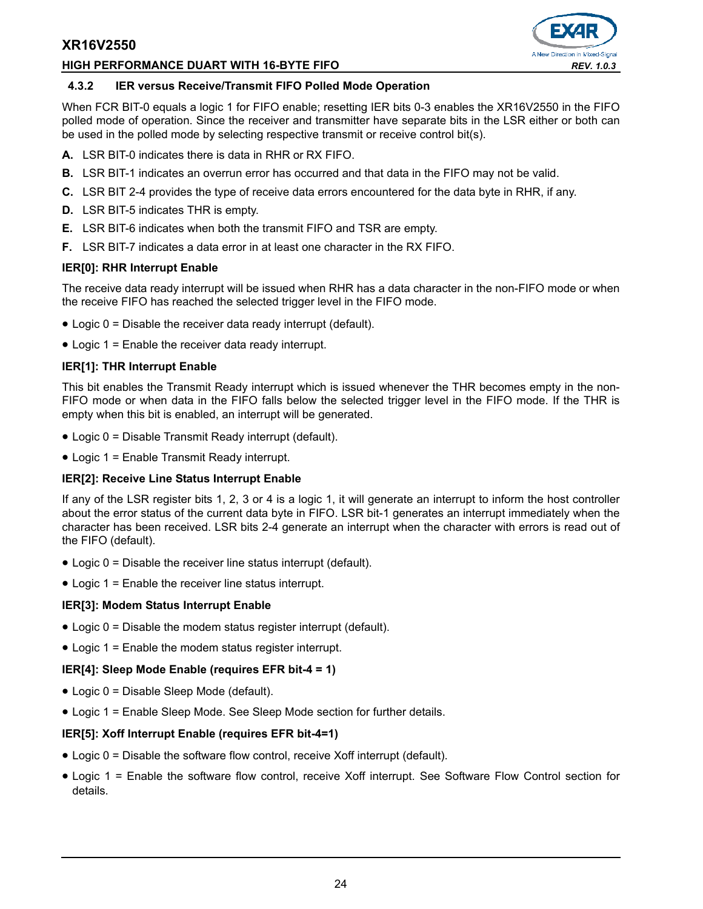### 4.3.2 IER versus Receive/Transmit FIFO Polled Mode Operation

When FCR BIT-0 equals a logic 1 for FIFO enable; resetting IER bits 0-3 enables the XR16V2550 in the FIFO polled mode of operation. Since the receiver and transmitter have separate bits in the LSR either or both can be used in the polled mode by selecting respective transmit or receive control bit(s).

**A.** LSR BIT-0 indicates there is data in RHR or RX FIFO.

**B.** LSR BIT-1 indicates an overrun error has occurred and that data in the FIFO may not be valid.

**C.** LSR BIT 2-4 provides the type of receive data errors encountered for the data byte in RHR, if any.

**D.** LSR BIT-5 indicates THR is empty.

**E.** LSR BIT-6 indicates when both the transmit FIFO and TSR are empty.

**F.** LSR BIT-7 indicates a data error in at least one character in the RX FIFO.

**IER[0]: RHR Interrupt Enable**

The receive data ready interrupt will be issued when RHR has a data character in the non-FIFO mode or when the receive FIFO has reached the selected trigger level in the FIFO mode.

- Logic 0 = Disable the receiver data ready interrupt (default).
- Logic 1 = Enable the receiver data ready interrupt.

**IER[1]: THR Interrupt Enable**

This bit enables the Transmit Ready interrupt which is issued whenever the THR becomes empty in the non-FIFO mode or when data in the FIFO falls below the selected trigger level in the FIFO mode. If the THR is empty when this bit is enabled, an interrupt will be generated.

- Logic 0 = Disable Transmit Ready interrupt (default).
- Logic 1 = Enable Transmit Ready interrupt.

**IER[2]: Receive Line Status Interrupt Enable**

If any of the LSR register bits 1, 2, 3 or 4 is a logic 1, it will generate an interrupt to inform the host controller about the error status of the current data byte in FIFO. LSR bit-1 generates an interrupt immediately when the character has been received. LSR bits 2-4 generate an interrupt when the character with errors is read out of the FIFO (default).

- Logic 0 = Disable the receiver line status interrupt (default).
- Logic 1 = Enable the receiver line status interrupt.

**IER[3]: Modem Status Interrupt Enable**

- Logic 0 = Disable the modem status register interrupt (default).
- Logic 1 = Enable the modem status register interrupt.

**IER[4]: Sleep Mode Enable (requires EFR bit-4 = 1)**

- Logic 0 = Disable Sleep Mode (default).
- Logic 1 = Enable Sleep Mode. See Sleep Mode section for further details.

**IER[5]: Xoff Interrupt Enable (requires EFR bit-4=1)**

- Logic 0 = Disable the software flow control, receive Xoff interrupt (default).
- Logic 1 = Enable the software flow control, receive Xoff interrupt. See Software Flow Control section for details.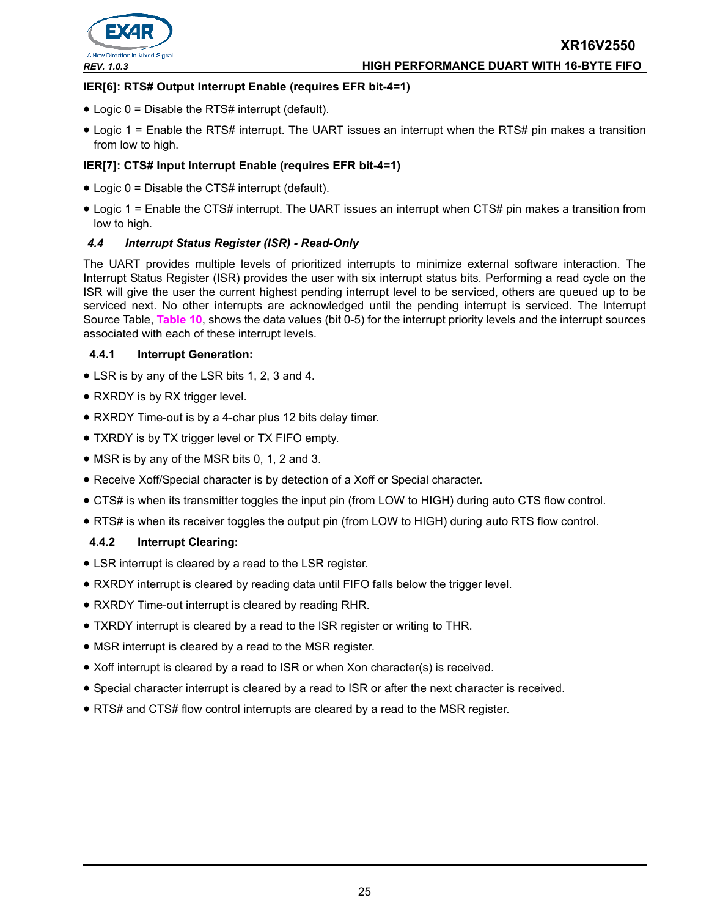**IER[6]: RTS# Output Interrupt Enable (requires EFR bit-4=1)**

- Logic 0 = Disable the RTS# interrupt (default).
- Logic 1 = Enable the RTS# interrupt. The UART issues an interrupt when the RTS# pin makes a transition from low to high.

**IER[7]: CTS# Input Interrupt Enable (requires EFR bit-4=1)**

- Logic 0 = Disable the CTS# interrupt (default).
- Logic 1 = Enable the CTS# interrupt. The UART issues an interrupt when CTS# pin makes a transition from low to high.

## 4.4 Interrupt Status Register (ISR) - Read-Only

The UART provides multiple levels of prioritized interrupts to minimize external software interaction. The Interrupt Status Register (ISR) provides the user with six interrupt status bits. Performing a read cycle on the ISR will give the user the current highest pending interrupt level to be serviced, others are queued up to be serviced next. No other interrupts are acknowledged until the pending interrupt is serviced. The Interrupt Source Table, **Table 10**, shows the data values (bit 0-5) for the interrupt priority levels and the interrupt sources associated with each of these interrupt levels.

### 4.4.1 Interrupt Generation:

- LSR is by any of the LSR bits 1, 2, 3 and 4.
- RXRDY is by RX trigger level.
- RXRDY Time-out is by a 4-char plus 12 bits delay timer.
- TXRDY is by TX trigger level or TX FIFO empty.
- MSR is by any of the MSR bits 0, 1, 2 and 3.
- Receive Xoff/Special character is by detection of a Xoff or Special character.
- CTS# is when its transmitter toggles the input pin (from LOW to HIGH) during auto CTS flow control.
- RTS# is when its receiver toggles the output pin (from LOW to HIGH) during auto RTS flow control.

### 4.4.2 Interrupt Clearing:

- LSR interrupt is cleared by a read to the LSR register.
- RXRDY interrupt is cleared by reading data until FIFO falls below the trigger level.
- RXRDY Time-out interrupt is cleared by reading RHR.
- TXRDY interrupt is cleared by a read to the ISR register or writing to THR.
- MSR interrupt is cleared by a read to the MSR register.
- Xoff interrupt is cleared by a read to ISR or when Xon character(s) is received.
- Special character interrupt is cleared by a read to ISR or after the next character is received.
- RTS# and CTS# flow control interrupts are cleared by a read to the MSR register.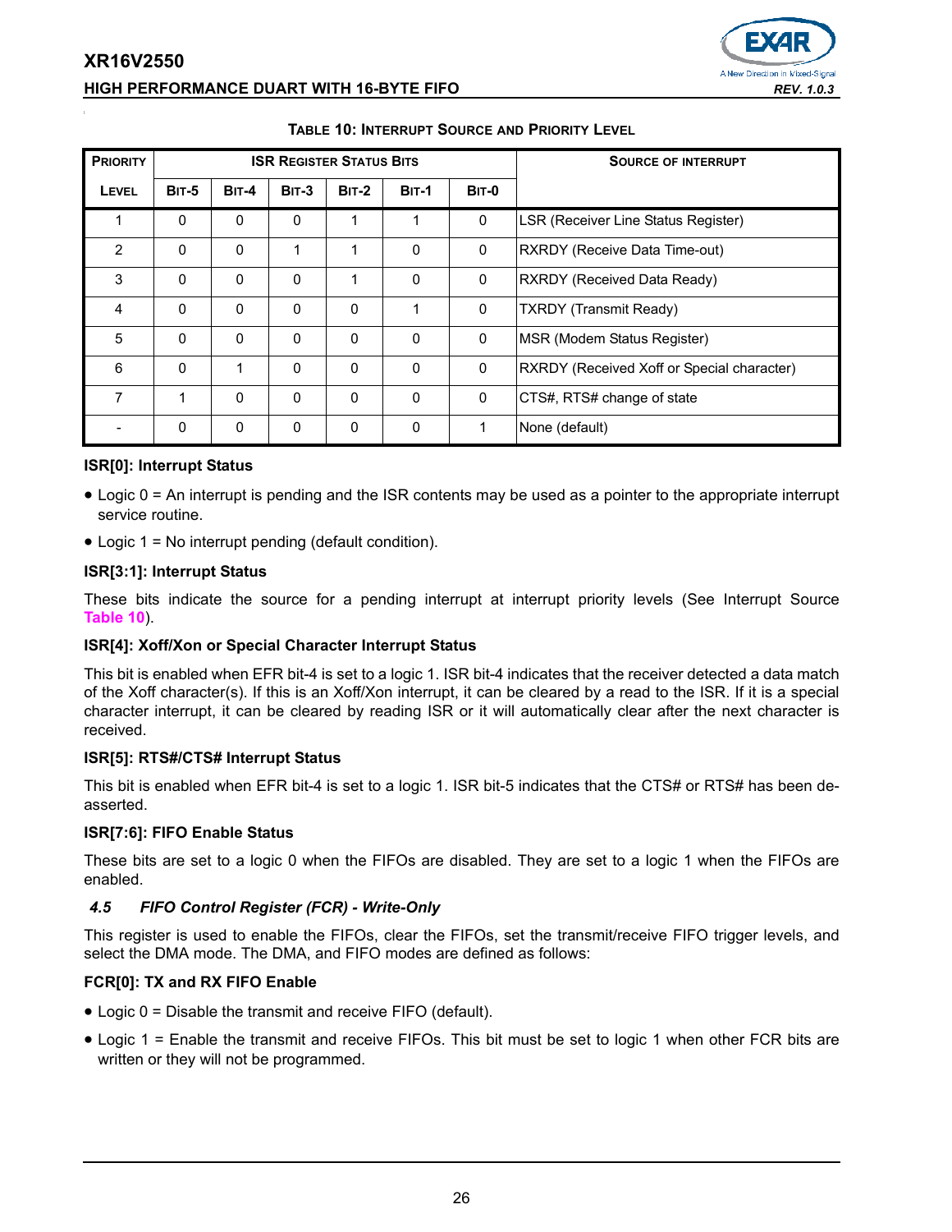**TABLE 10: INTERRUPT SOURCE AND PRIORITY LEVEL**

| PRIORITY | ISR REGISTER STATUS BITS | | | | | | SOURCE OF INTERRUPT |
|---|---|---|---|---|---|---|---|
| LEVEL | BIT-5 | BIT-4 | BIT-3 | BIT-2 | BIT-1 | BIT-0 | |
| 1 | 0 | 0 | 0 | 1 | 1 | 0 | LSR (Receiver Line Status Register) |
| 2 | 0 | 0 | 1 | 1 | 0 | 0 | RXRDY (Receive Data Time-out) |
| 3 | 0 | 0 | 0 | 1 | 0 | 0 | RXRDY (Received Data Ready) |
| 4 | 0 | 0 | 0 | 0 | 1 | 0 | TXRDY (Transmit Ready) |
| 5 | 0 | 0 | 0 | 0 | 0 | 0 | MSR (Modem Status Register) |
| 6 | 0 | 1 | 0 | 0 | 0 | 0 | RXRDY (Received Xoff or Special character) |
| 7 | 1 | 0 | 0 | 0 | 0 | 0 | CTS#, RTS# change of state |
| - | 0 | 0 | 0 | 0 | 0 | 1 | None (default) |

**ISR[0]: Interrupt Status**

- Logic 0 = An interrupt is pending and the ISR contents may be used as a pointer to the appropriate interrupt service routine.
- Logic 1 = No interrupt pending (default condition).

**ISR[3:1]: Interrupt Status**

These bits indicate the source for a pending interrupt at interrupt priority levels (See Interrupt Source Table 10).

**ISR[4]: Xoff/Xon or Special Character Interrupt Status**

This bit is enabled when EFR bit-4 is set to a logic 1. ISR bit-4 indicates that the receiver detected a data match of the Xoff character(s). If this is an Xoff/Xon interrupt, it can be cleared by a read to the ISR. If it is a special character interrupt, it can be cleared by reading ISR or it will automatically clear after the next character is received.

**ISR[5]: RTS#/CTS# Interrupt Status**

This bit is enabled when EFR bit-4 is set to a logic 1. ISR bit-5 indicates that the CTS# or RTS# has been de-asserted.

**ISR[7:6]: FIFO Enable Status**

These bits are set to a logic 0 when the FIFOs are disabled. They are set to a logic 1 when the FIFOs are enabled.

### *4.5 FIFO Control Register (FCR) - Write-Only*

This register is used to enable the FIFOs, clear the FIFOs, set the transmit/receive FIFO trigger levels, and select the DMA mode. The DMA, and FIFO modes are defined as follows:

**FCR[0]: TX and RX FIFO Enable**

- Logic 0 = Disable the transmit and receive FIFO (default).
- Logic 1 = Enable the transmit and receive FIFOs. This bit must be set to logic 1 when other FCR bits are written or they will not be programmed.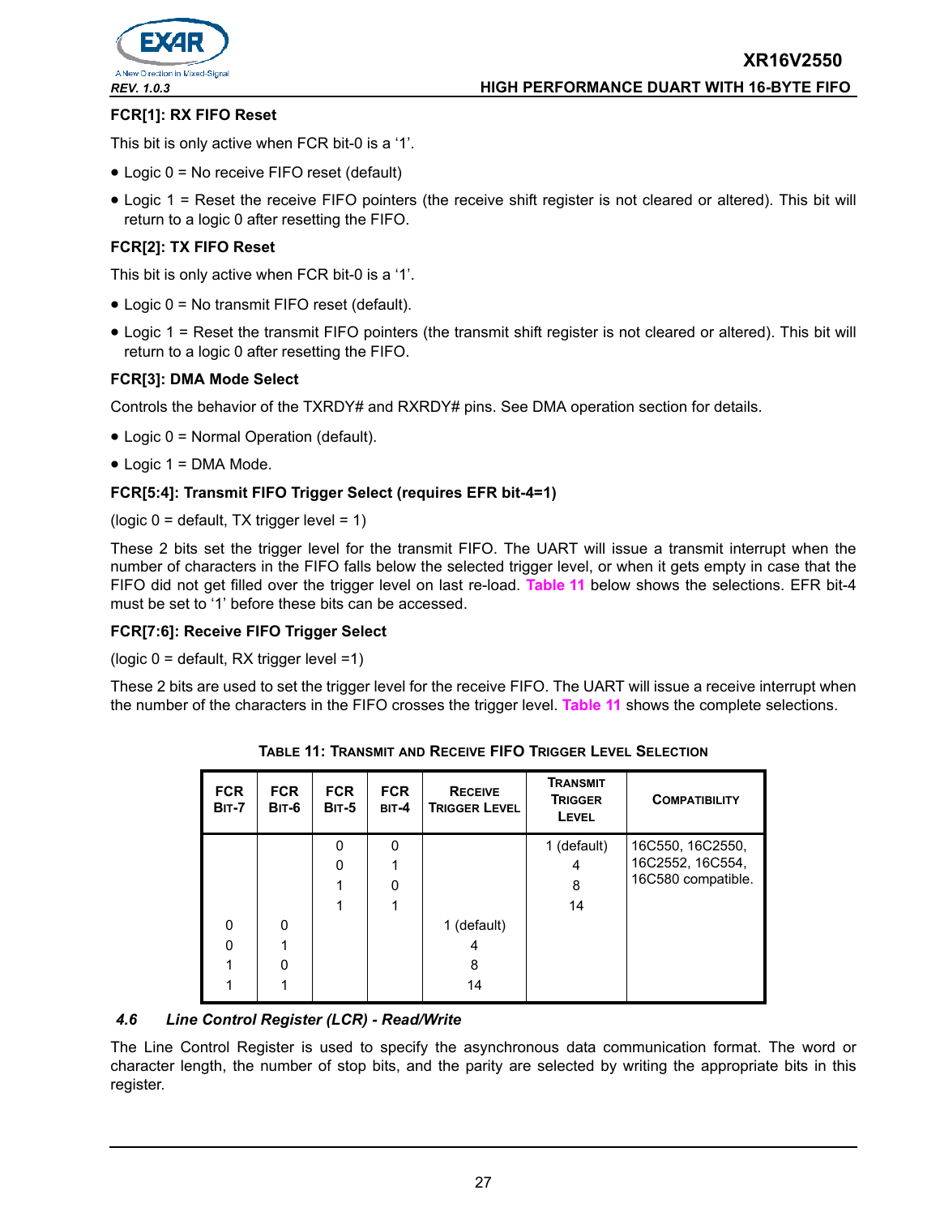**FCR[1]: RX FIFO Reset**

This bit is only active when FCR bit-0 is a ‘1’.

- Logic 0 = No receive FIFO reset (default)
- Logic 1 = Reset the receive FIFO pointers (the receive shift register is not cleared or altered). This bit will return to a logic 0 after resetting the FIFO.

**FCR[2]: TX FIFO Reset**

This bit is only active when FCR bit-0 is a ‘1’.

- Logic 0 = No transmit FIFO reset (default).
- Logic 1 = Reset the transmit FIFO pointers (the transmit shift register is not cleared or altered). This bit will return to a logic 0 after resetting the FIFO.

**FCR[3]: DMA Mode Select**

Controls the behavior of the TXRDY# and RXRDY# pins. See DMA operation section for details.

- Logic 0 = Normal Operation (default).
- Logic 1 = DMA Mode.

**FCR[5:4]: Transmit FIFO Trigger Select (requires EFR bit-4=1)**

(logic 0 = default, TX trigger level = 1)

These 2 bits set the trigger level for the transmit FIFO. The UART will issue a transmit interrupt when the number of characters in the FIFO falls below the selected trigger level, or when it gets empty in case that the FIFO did not get filled over the trigger level on last re-load. Table 11 below shows the selections. EFR bit-4 must be set to ‘1’ before these bits can be accessed.

**FCR[7:6]: Receive FIFO Trigger Select**

(logic 0 = default, RX trigger level =1)

These 2 bits are used to set the trigger level for the receive FIFO. The UART will issue a receive interrupt when the number of the characters in the FIFO crosses the trigger level. Table 11 shows the complete selections.

**TABLE 11: TRANSMIT AND RECEIVE FIFO TRIGGER LEVEL SELECTION**

| FCR BIT-7 | FCR BIT-6 | FCR BIT-5 | FCR BIT-4 | RECEIVE TRIGGER LEVEL | TRANSMIT TRIGGER LEVEL | COMPATIBILITY |
|---|---|---|---|---|---|---|
| | | 0 | 0 | | 1 (default) | 16C550, 16C2550, 16C2552, 16C554, 16C580 compatible. |
| | | 0 | 1 | | 4 | |
| | | 1 | 0 | | 8 | |
| | | 1 | 1 | | 14 | |
| 0 | 0 | | | 1 (default) | | |
| 0 | 1 | | | 4 | | |
| 1 | 0 | | | 8 | | |
| 1 | 1 | | | 14 | | |

### *4.6 Line Control Register (LCR) - Read/Write*

The Line Control Register is used to specify the asynchronous data communication format. The word or character length, the number of stop bits, and the parity are selected by writing the appropriate bits in this register.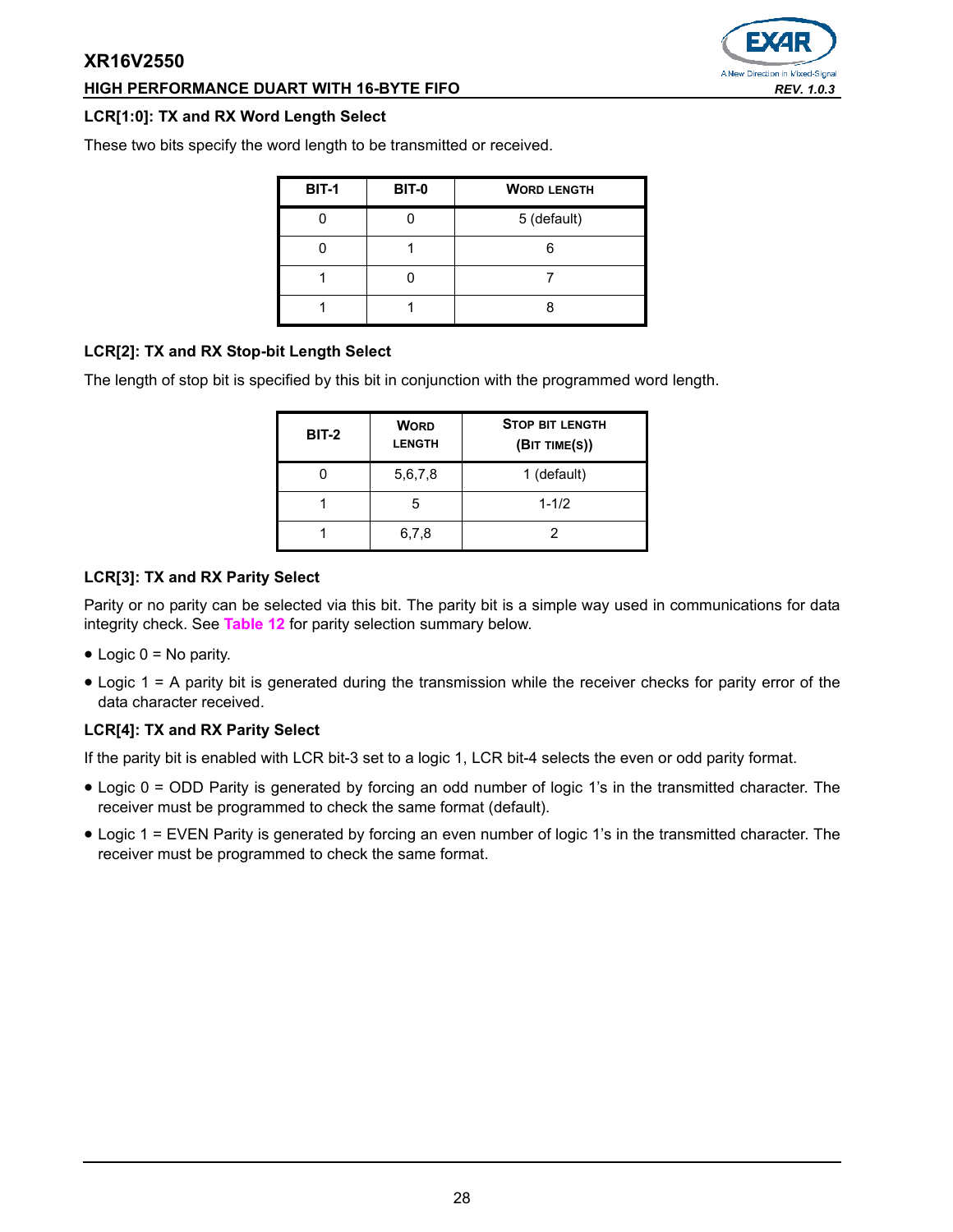### LCR[1:0]: TX and RX Word Length Select

These two bits specify the word length to be transmitted or received.

| BIT-1 | BIT-0 | WORD LENGTH |
|---|---|---|
| 0 | 0 | 5 (default) |
| 0 | 1 | 6 |
| 1 | 0 | 7 |
| 1 | 1 | 8 |

### LCR[2]: TX and RX Stop-bit Length Select

The length of stop bit is specified by this bit in conjunction with the programmed word length.

| BIT-2 | WORD LENGTH | STOP BIT LENGTH (BIT TIME(S)) |
|---|---|---|
| 0 | 5,6,7,8 | 1 (default) |
| 1 | 5 | 1-1/2 |
| 1 | 6,7,8 | 2 |

### LCR[3]: TX and RX Parity Select

Parity or no parity can be selected via this bit. The parity bit is a simple way used in communications for data integrity check. See **Table 12** for parity selection summary below.

- Logic 0 = No parity.
- Logic 1 = A parity bit is generated during the transmission while the receiver checks for parity error of the data character received.

### LCR[4]: TX and RX Parity Select

If the parity bit is enabled with LCR bit-3 set to a logic 1, LCR bit-4 selects the even or odd parity format.

- Logic 0 = ODD Parity is generated by forcing an odd number of logic 1's in the transmitted character. The receiver must be programmed to check the same format (default).
- Logic 1 = EVEN Parity is generated by forcing an even number of logic 1's in the transmitted character. The receiver must be programmed to check the same format.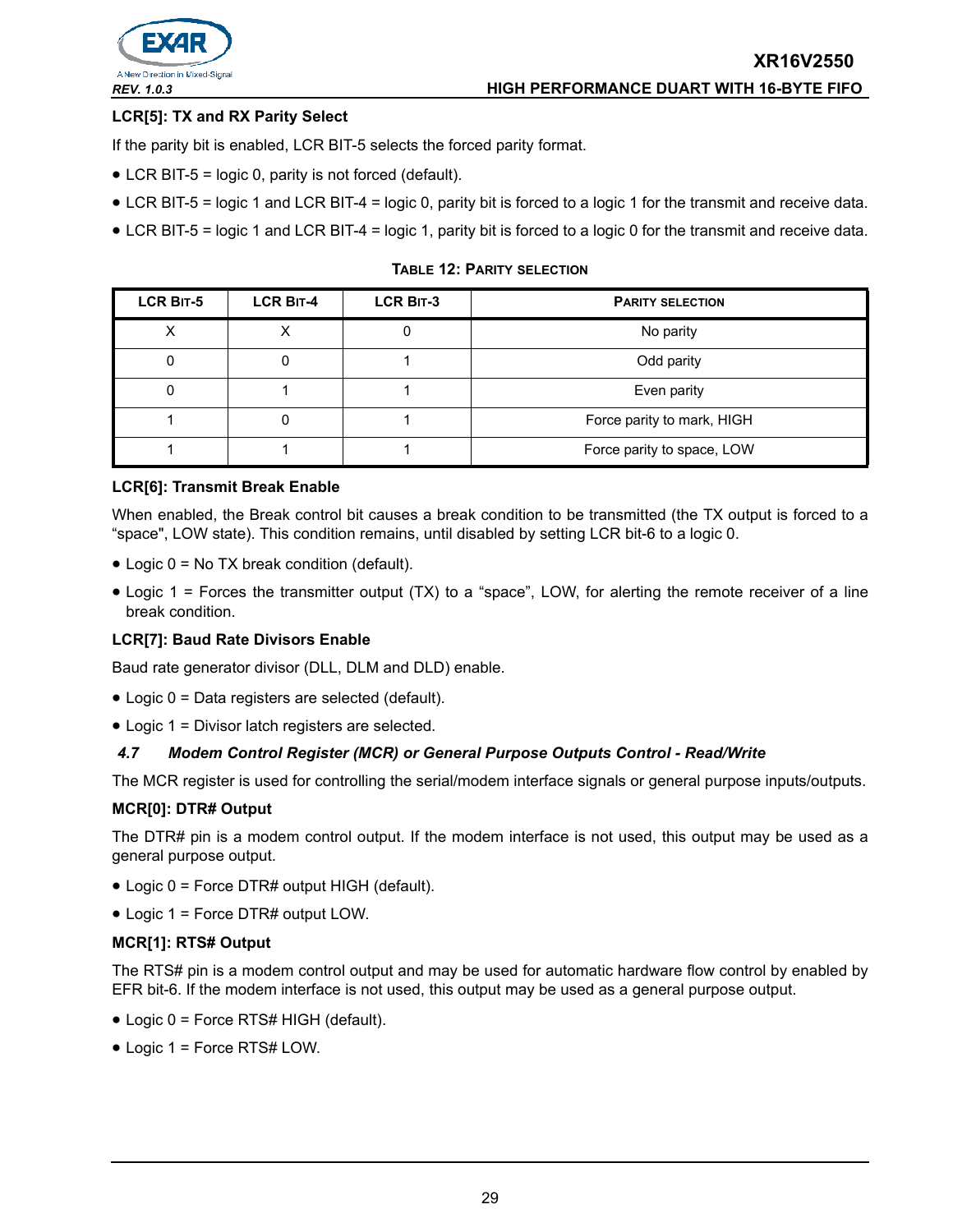### LCR[5]: TX and RX Parity Select

If the parity bit is enabled, LCR BIT-5 selects the forced parity format.

- LCR BIT-5 = logic 0, parity is not forced (default).
- LCR BIT-5 = logic 1 and LCR BIT-4 = logic 0, parity bit is forced to a logic 1 for the transmit and receive data.
- LCR BIT-5 = logic 1 and LCR BIT-4 = logic 1, parity bit is forced to a logic 0 for the transmit and receive data.

**TABLE 12: PARITY SELECTION**

| LCR BIT-5 | LCR BIT-4 | LCR BIT-3 | PARITY SELECTION |
|---|---|---|---|
| X | X | 0 | No parity |
| 0 | 0 | 1 | Odd parity |
| 0 | 1 | 1 | Even parity |
| 1 | 0 | 1 | Force parity to mark, HIGH |
| 1 | 1 | 1 | Force parity to space, LOW |

### LCR[6]: Transmit Break Enable

When enabled, the Break control bit causes a break condition to be transmitted (the TX output is forced to a “space", LOW state). This condition remains, until disabled by setting LCR bit-6 to a logic 0.

- Logic 0 = No TX break condition (default).
- Logic 1 = Forces the transmitter output (TX) to a “space”, LOW, for alerting the remote receiver of a line break condition.

### LCR[7]: Baud Rate Divisors Enable

Baud rate generator divisor (DLL, DLM and DLD) enable.

- Logic 0 = Data registers are selected (default).
- Logic 1 = Divisor latch registers are selected.

## *4.7 Modem Control Register (MCR) or General Purpose Outputs Control - Read/Write*

The MCR register is used for controlling the serial/modem interface signals or general purpose inputs/outputs.

### MCR[0]: DTR# Output

The DTR# pin is a modem control output. If the modem interface is not used, this output may be used as a general purpose output.

- Logic 0 = Force DTR# output HIGH (default).
- Logic 1 = Force DTR# output LOW.

### MCR[1]: RTS# Output

The RTS# pin is a modem control output and may be used for automatic hardware flow control by enabled by EFR bit-6. If the modem interface is not used, this output may be used as a general purpose output.

- Logic 0 = Force RTS# HIGH (default).
- Logic 1 = Force RTS# LOW.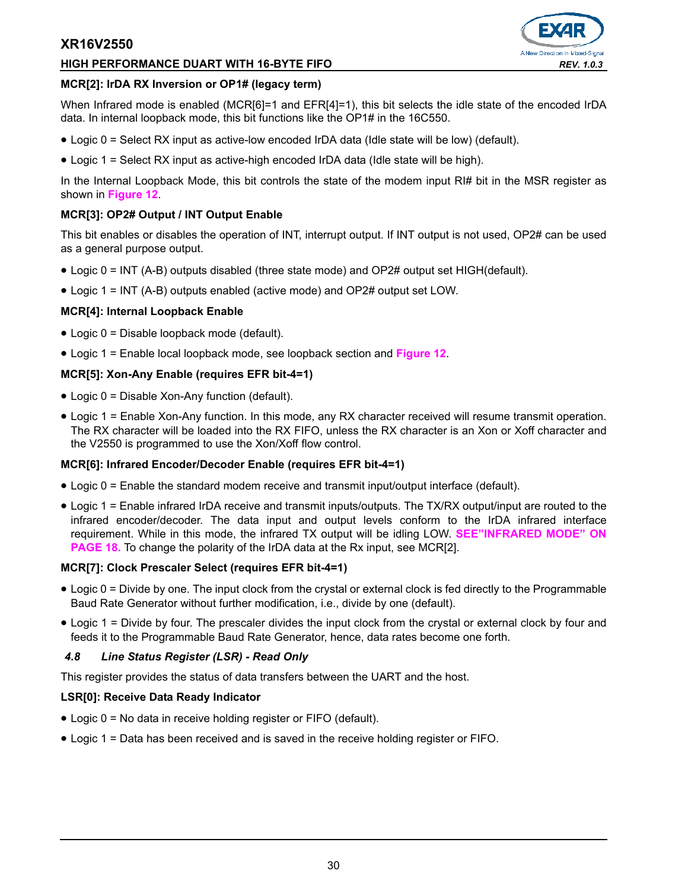**MCR[2]: IrDA RX Inversion or OP1# (legacy term)**

When Infrared mode is enabled (MCR[6]=1 and EFR[4]=1), this bit selects the idle state of the encoded IrDA data. In internal loopback mode, this bit functions like the OP1# in the 16C550.

- Logic 0 = Select RX input as active-low encoded IrDA data (Idle state will be low) (default).
- Logic 1 = Select RX input as active-high encoded IrDA data (Idle state will be high).

In the Internal Loopback Mode, this bit controls the state of the modem input RI# bit in the MSR register as shown in **Figure 12**.

**MCR[3]: OP2# Output / INT Output Enable**

This bit enables or disables the operation of INT, interrupt output. If INT output is not used, OP2# can be used as a general purpose output.

- Logic 0 = INT (A-B) outputs disabled (three state mode) and OP2# output set HIGH(default).
- Logic 1 = INT (A-B) outputs enabled (active mode) and OP2# output set LOW.

**MCR[4]: Internal Loopback Enable**

- Logic 0 = Disable loopback mode (default).
- Logic 1 = Enable local loopback mode, see loopback section and **Figure 12**.

**MCR[5]: Xon-Any Enable (requires EFR bit-4=1)**

- Logic 0 = Disable Xon-Any function (default).
- Logic 1 = Enable Xon-Any function. In this mode, any RX character received will resume transmit operation. The RX character will be loaded into the RX FIFO, unless the RX character is an Xon or Xoff character and the V2550 is programmed to use the Xon/Xoff flow control.

**MCR[6]: Infrared Encoder/Decoder Enable (requires EFR bit-4=1)**

- Logic 0 = Enable the standard modem receive and transmit input/output interface (default).
- Logic 1 = Enable infrared IrDA receive and transmit inputs/outputs. The TX/RX output/input are routed to the infrared encoder/decoder. The data input and output levels conform to the IrDA infrared interface requirement. While in this mode, the infrared TX output will be idling LOW. **SEE"INFRARED MODE" ON PAGE 18.** To change the polarity of the IrDA data at the Rx input, see MCR[2].

**MCR[7]: Clock Prescaler Select (requires EFR bit-4=1)**

- Logic 0 = Divide by one. The input clock from the crystal or external clock is fed directly to the Programmable Baud Rate Generator without further modification, i.e., divide by one (default).
- Logic 1 = Divide by four. The prescaler divides the input clock from the crystal or external clock by four and feeds it to the Programmable Baud Rate Generator, hence, data rates become one forth.

### *4.8 Line Status Register (LSR) - Read Only*

This register provides the status of data transfers between the UART and the host.

**LSR[0]: Receive Data Ready Indicator**

- Logic 0 = No data in receive holding register or FIFO (default).
- Logic 1 = Data has been received and is saved in the receive holding register or FIFO.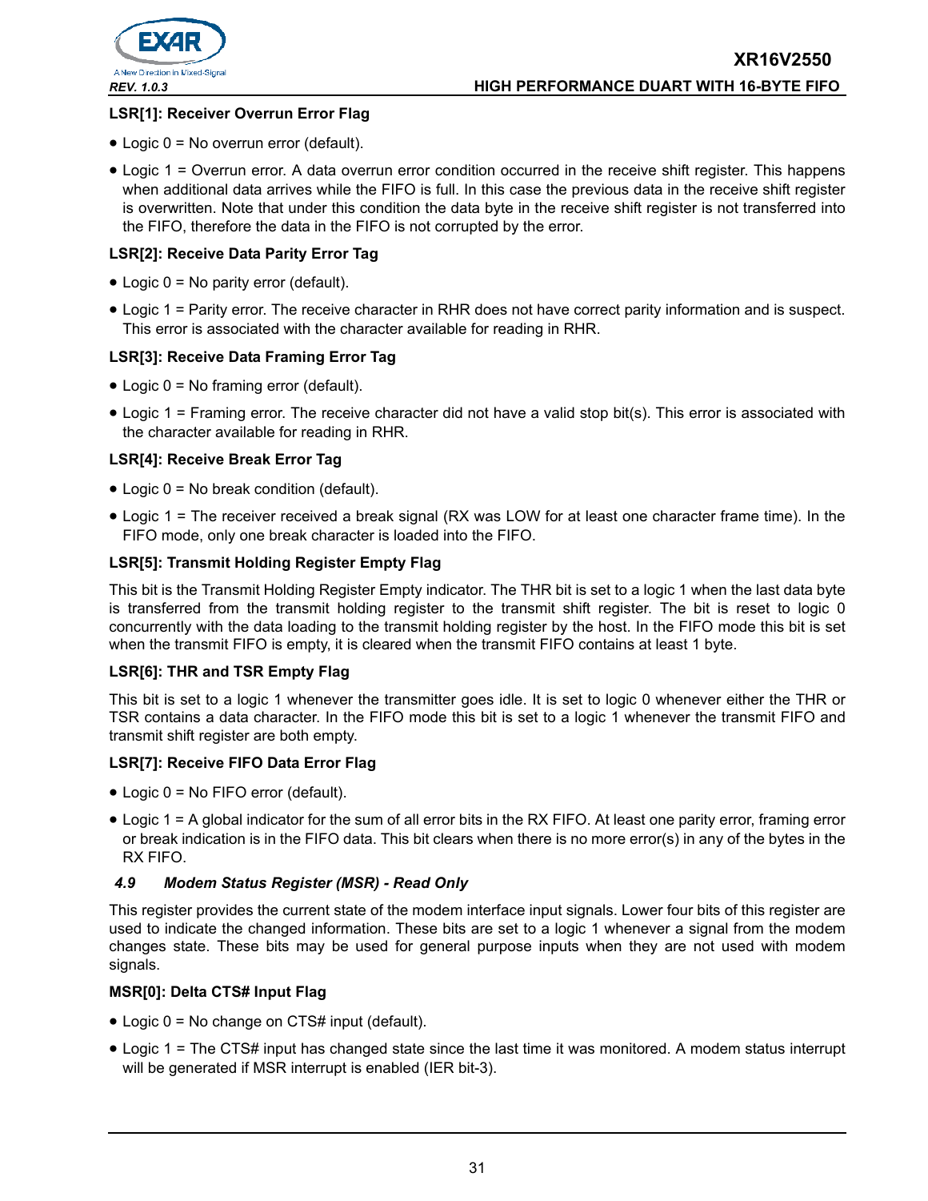**LSR[1]: Receiver Overrun Error Flag**

- Logic 0 = No overrun error (default).
- Logic 1 = Overrun error. A data overrun error condition occurred in the receive shift register. This happens when additional data arrives while the FIFO is full. In this case the previous data in the receive shift register is overwritten. Note that under this condition the data byte in the receive shift register is not transferred into the FIFO, therefore the data in the FIFO is not corrupted by the error.

**LSR[2]: Receive Data Parity Error Tag**

- Logic 0 = No parity error (default).
- Logic 1 = Parity error. The receive character in RHR does not have correct parity information and is suspect. This error is associated with the character available for reading in RHR.

**LSR[3]: Receive Data Framing Error Tag**

- Logic 0 = No framing error (default).
- Logic 1 = Framing error. The receive character did not have a valid stop bit(s). This error is associated with the character available for reading in RHR.

**LSR[4]: Receive Break Error Tag**

- Logic 0 = No break condition (default).
- Logic 1 = The receiver received a break signal (RX was LOW for at least one character frame time). In the FIFO mode, only one break character is loaded into the FIFO.

**LSR[5]: Transmit Holding Register Empty Flag**

This bit is the Transmit Holding Register Empty indicator. The THR bit is set to a logic 1 when the last data byte is transferred from the transmit holding register to the transmit shift register. The bit is reset to logic 0 concurrently with the data loading to the transmit holding register by the host. In the FIFO mode this bit is set when the transmit FIFO is empty, it is cleared when the transmit FIFO contains at least 1 byte.

**LSR[6]: THR and TSR Empty Flag**

This bit is set to a logic 1 whenever the transmitter goes idle. It is set to logic 0 whenever either the THR or TSR contains a data character. In the FIFO mode this bit is set to a logic 1 whenever the transmit FIFO and transmit shift register are both empty.

**LSR[7]: Receive FIFO Data Error Flag**

- Logic 0 = No FIFO error (default).
- Logic 1 = A global indicator for the sum of all error bits in the RX FIFO. At least one parity error, framing error or break indication is in the FIFO data. This bit clears when there is no more error(s) in any of the bytes in the RX FIFO.

### *4.9 Modem Status Register (MSR) - Read Only*

This register provides the current state of the modem interface input signals. Lower four bits of this register are used to indicate the changed information. These bits are set to a logic 1 whenever a signal from the modem changes state. These bits may be used for general purpose inputs when they are not used with modem signals.

**MSR[0]: Delta CTS# Input Flag**

- Logic 0 = No change on CTS# input (default).
- Logic 1 = The CTS# input has changed state since the last time it was monitored. A modem status interrupt will be generated if MSR interrupt is enabled (IER bit-3).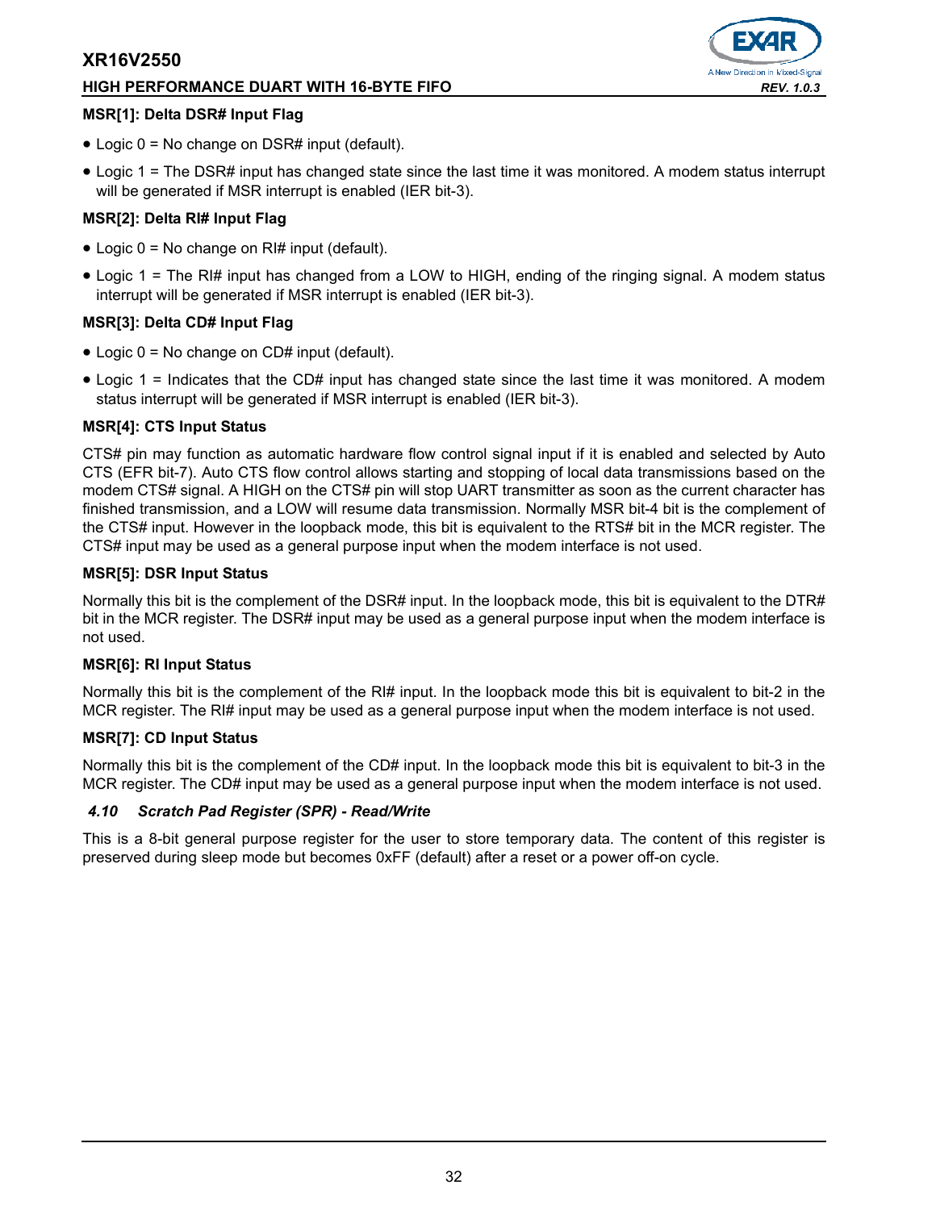**MSR[1]: Delta DSR# Input Flag**

- Logic 0 = No change on DSR# input (default).
- Logic 1 = The DSR# input has changed state since the last time it was monitored. A modem status interrupt will be generated if MSR interrupt is enabled (IER bit-3).

**MSR[2]: Delta RI# Input Flag**

- Logic 0 = No change on RI# input (default).
- Logic 1 = The RI# input has changed from a LOW to HIGH, ending of the ringing signal. A modem status interrupt will be generated if MSR interrupt is enabled (IER bit-3).

**MSR[3]: Delta CD# Input Flag**

- Logic 0 = No change on CD# input (default).
- Logic 1 = Indicates that the CD# input has changed state since the last time it was monitored. A modem status interrupt will be generated if MSR interrupt is enabled (IER bit-3).

**MSR[4]: CTS Input Status**

CTS# pin may function as automatic hardware flow control signal input if it is enabled and selected by Auto CTS (EFR bit-7). Auto CTS flow control allows starting and stopping of local data transmissions based on the modem CTS# signal. A HIGH on the CTS# pin will stop UART transmitter as soon as the current character has finished transmission, and a LOW will resume data transmission. Normally MSR bit-4 bit is the complement of the CTS# input. However in the loopback mode, this bit is equivalent to the RTS# bit in the MCR register. The CTS# input may be used as a general purpose input when the modem interface is not used.

**MSR[5]: DSR Input Status**

Normally this bit is the complement of the DSR# input. In the loopback mode, this bit is equivalent to the DTR# bit in the MCR register. The DSR# input may be used as a general purpose input when the modem interface is not used.

**MSR[6]: RI Input Status**

Normally this bit is the complement of the RI# input. In the loopback mode this bit is equivalent to bit-2 in the MCR register. The RI# input may be used as a general purpose input when the modem interface is not used.

**MSR[7]: CD Input Status**

Normally this bit is the complement of the CD# input. In the loopback mode this bit is equivalent to bit-3 in the MCR register. The CD# input may be used as a general purpose input when the modem interface is not used.

### *4.10 Scratch Pad Register (SPR) - Read/Write*

This is a 8-bit general purpose register for the user to store temporary data. The content of this register is preserved during sleep mode but becomes 0xFF (default) after a reset or a power off-on cycle.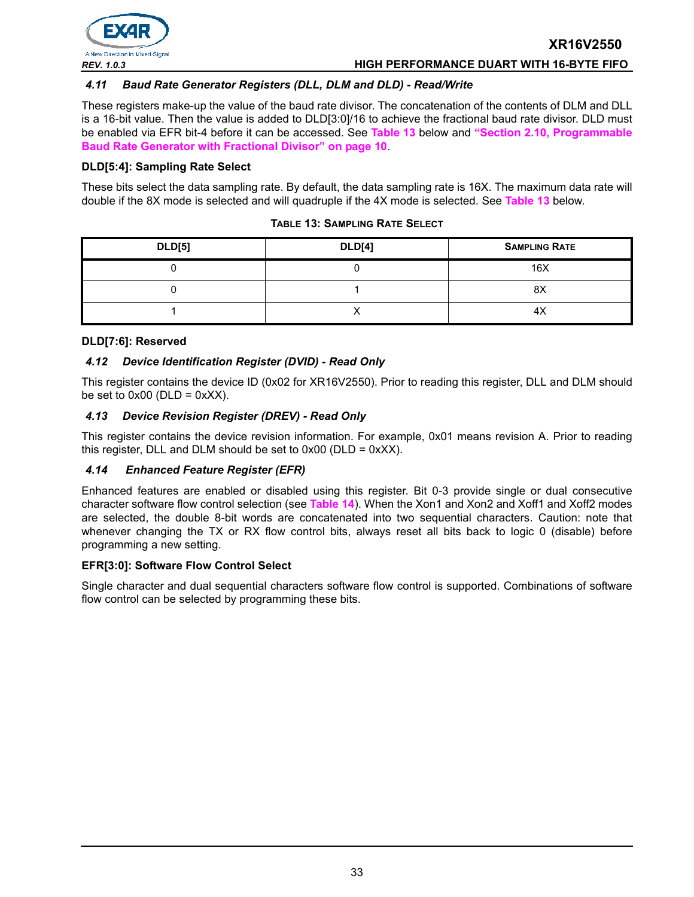### 4.11 Baud Rate Generator Registers (DLL, DLM and DLD) - Read/Write

These registers make-up the value of the baud rate divisor. The concatenation of the contents of DLM and DLL is a 16-bit value. Then the value is added to DLD[3:0]/16 to achieve the fractional baud rate divisor. DLD must be enabled via EFR bit-4 before it can be accessed. See **Table 13** below and **"Section 2.10, Programmable Baud Rate Generator with Fractional Divisor" on page 10**.

**DLD[5:4]: Sampling Rate Select**

These bits select the data sampling rate. By default, the data sampling rate is 16X. The maximum data rate will double if the 8X mode is selected and will quadruple if the 4X mode is selected. See **Table 13** below.

**TABLE 13: SAMPLING RATE SELECT**

| DLD[5] | DLD[4] | SAMPLING RATE |
|---|---|---|
| 0 | 0 | 16X |
| 0 | 1 | 8X |
| 1 | X | 4X |

**DLD[7:6]: Reserved**

### 4.12 Device Identification Register (DVID) - Read Only

This register contains the device ID (0x02 for XR16V2550). Prior to reading this register, DLL and DLM should be set to 0x00 (DLD = 0xXX).

### 4.13 Device Revision Register (DREV) - Read Only

This register contains the device revision information. For example, 0x01 means revision A. Prior to reading this register, DLL and DLM should be set to 0x00 (DLD = 0xXX).

### 4.14 Enhanced Feature Register (EFR)

Enhanced features are enabled or disabled using this register. Bit 0-3 provide single or dual consecutive character software flow control selection (see **Table 14**). When the Xon1 and Xon2 and Xoff1 and Xoff2 modes are selected, the double 8-bit words are concatenated into two sequential characters. Caution: note that whenever changing the TX or RX flow control bits, always reset all bits back to logic 0 (disable) before programming a new setting.

**EFR[3:0]: Software Flow Control Select**

Single character and dual sequential characters software flow control is supported. Combinations of software flow control can be selected by programming these bits.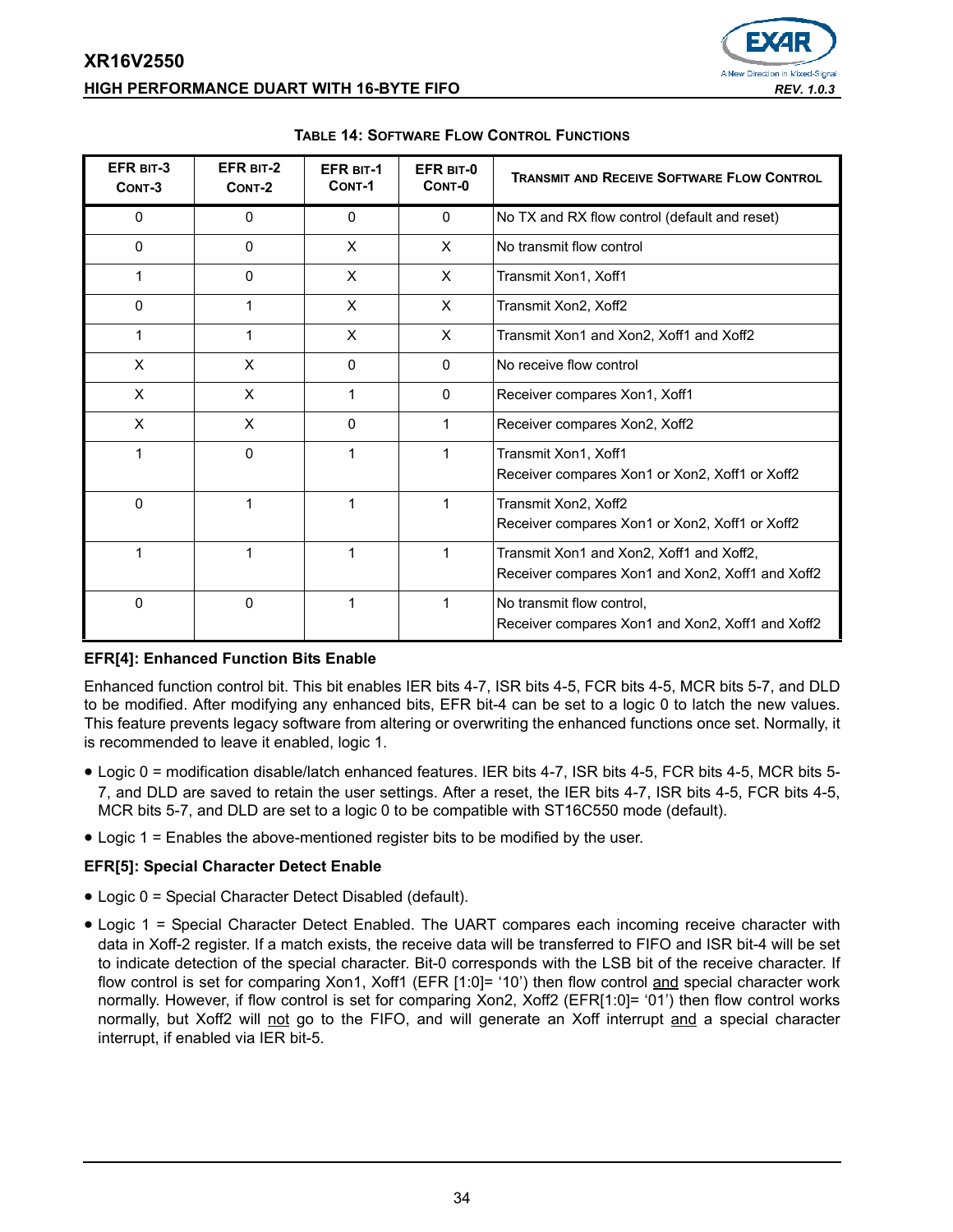**TABLE 14: SOFTWARE FLOW CONTROL FUNCTIONS**

| EFR BIT-3 CONT-3 | EFR BIT-2 CONT-2 | EFR BIT-1 CONT-1 | EFR BIT-0 CONT-0 | TRANSMIT AND RECEIVE SOFTWARE FLOW CONTROL |
|---|---|---|---|---|
| 0 | 0 | 0 | 0 | No TX and RX flow control (default and reset) |
| 0 | 0 | X | X | No transmit flow control |
| 1 | 0 | X | X | Transmit Xon1, Xoff1 |
| 0 | 1 | X | X | Transmit Xon2, Xoff2 |
| 1 | 1 | X | X | Transmit Xon1 and Xon2, Xoff1 and Xoff2 |
| X | X | 0 | 0 | No receive flow control |
| X | X | 1 | 0 | Receiver compares Xon1, Xoff1 |
| X | X | 0 | 1 | Receiver compares Xon2, Xoff2 |
| 1 | 0 | 1 | 1 | Transmit Xon1, Xoff1<br>Receiver compares Xon1 or Xon2, Xoff1 or Xoff2 |
| 0 | 1 | 1 | 1 | Transmit Xon2, Xoff2<br>Receiver compares Xon1 or Xon2, Xoff1 or Xoff2 |
| 1 | 1 | 1 | 1 | Transmit Xon1 and Xon2, Xoff1 and Xoff2,<br>Receiver compares Xon1 and Xon2, Xoff1 and Xoff2 |
| 0 | 0 | 1 | 1 | No transmit flow control,<br>Receiver compares Xon1 and Xon2, Xoff1 and Xoff2 |

**EFR[4]: Enhanced Function Bits Enable**

Enhanced function control bit. This bit enables IER bits 4-7, ISR bits 4-5, FCR bits 4-5, MCR bits 5-7, and DLD to be modified. After modifying any enhanced bits, EFR bit-4 can be set to a logic 0 to latch the new values. This feature prevents legacy software from altering or overwriting the enhanced functions once set. Normally, it is recommended to leave it enabled, logic 1.

- Logic 0 = modification disable/latch enhanced features. IER bits 4-7, ISR bits 4-5, FCR bits 4-5, MCR bits 5-7, and DLD are saved to retain the user settings. After a reset, the IER bits 4-7, ISR bits 4-5, FCR bits 4-5, MCR bits 5-7, and DLD are set to a logic 0 to be compatible with ST16C550 mode (default).
- Logic 1 = Enables the above-mentioned register bits to be modified by the user.

**EFR[5]: Special Character Detect Enable**

- Logic 0 = Special Character Detect Disabled (default).
- Logic 1 = Special Character Detect Enabled. The UART compares each incoming receive character with data in Xoff-2 register. If a match exists, the receive data will be transferred to FIFO and ISR bit-4 will be set to indicate detection of the special character. Bit-0 corresponds with the LSB bit of the receive character. If flow control is set for comparing Xon1, Xoff1 (EFR [1:0]= '10') then flow control <u>and</u> special character work normally. However, if flow control is set for comparing Xon2, Xoff2 (EFR[1:0]= '01') then flow control works normally, but Xoff2 will <u>not</u> go to the FIFO, and will generate an Xoff interrupt <u>and</u> a special character interrupt, if enabled via IER bit-5.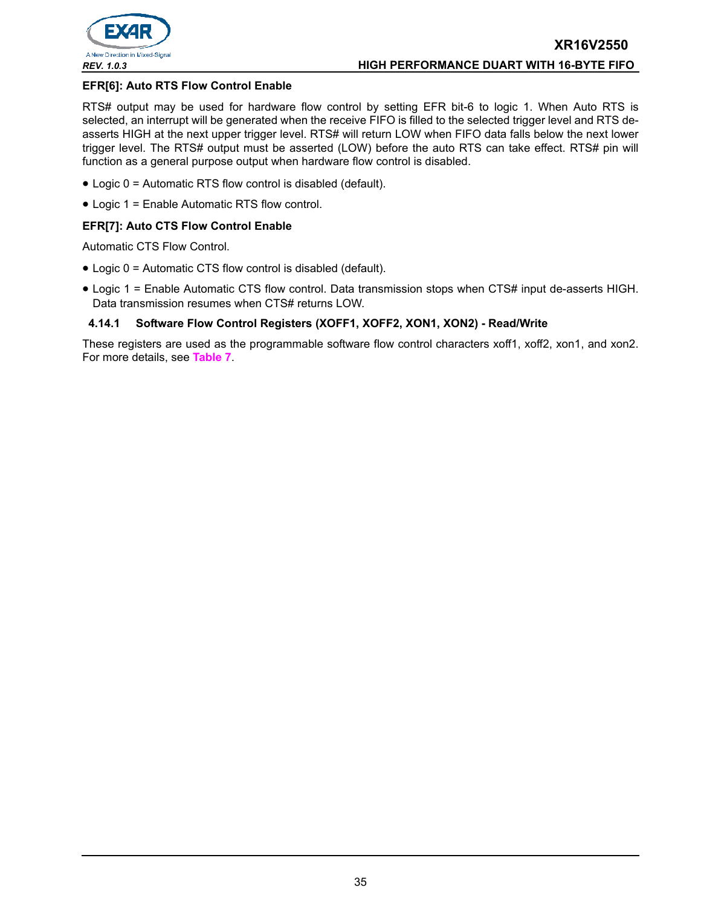**EFR[6]: Auto RTS Flow Control Enable**

RTS# output may be used for hardware flow control by setting EFR bit-6 to logic 1. When Auto RTS is selected, an interrupt will be generated when the receive FIFO is filled to the selected trigger level and RTS de-asserts HIGH at the next upper trigger level. RTS# will return LOW when FIFO data falls below the next lower trigger level. The RTS# output must be asserted (LOW) before the auto RTS can take effect. RTS# pin will function as a general purpose output when hardware flow control is disabled.

- Logic 0 = Automatic RTS flow control is disabled (default).
- Logic 1 = Enable Automatic RTS flow control.

**EFR[7]: Auto CTS Flow Control Enable**

Automatic CTS Flow Control.

- Logic 0 = Automatic CTS flow control is disabled (default).
- Logic 1 = Enable Automatic CTS flow control. Data transmission stops when CTS# input de-asserts HIGH. Data transmission resumes when CTS# returns LOW.

### 4.14.1 Software Flow Control Registers (XOFF1, XOFF2, XON1, XON2) - Read/Write

These registers are used as the programmable software flow control characters xoff1, xoff2, xon1, and xon2. For more details, see **Table 7**.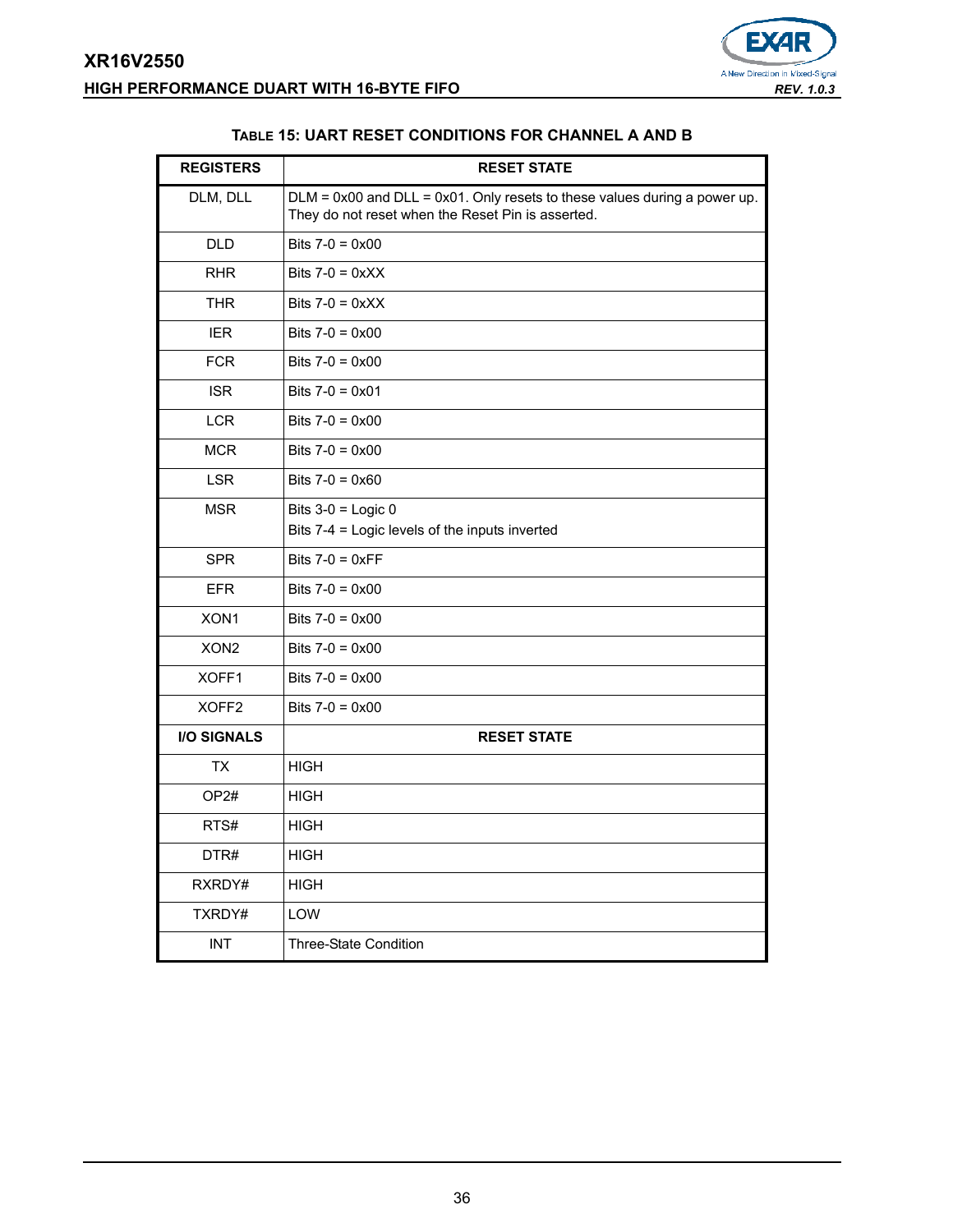**TABLE 15: UART RESET CONDITIONS FOR CHANNEL A AND B**

| REGISTERS | RESET STATE |
|---|---|
| DLM, DLL | DLM = 0x00 and DLL = 0x01. Only resets to these values during a power up. They do not reset when the Reset Pin is asserted. |
| DLD | Bits 7-0 = 0x00 |
| RHR | Bits 7-0 = 0xXX |
| THR | Bits 7-0 = 0xXX |
| IER | Bits 7-0 = 0x00 |
| FCR | Bits 7-0 = 0x00 |
| ISR | Bits 7-0 = 0x01 |
| LCR | Bits 7-0 = 0x00 |
| MCR | Bits 7-0 = 0x00 |
| LSR | Bits 7-0 = 0x60 |
| MSR | Bits 3-0 = Logic 0<br>Bits 7-4 = Logic levels of the inputs inverted |
| SPR | Bits 7-0 = 0xFF |
| EFR | Bits 7-0 = 0x00 |
| XON1 | Bits 7-0 = 0x00 |
| XON2 | Bits 7-0 = 0x00 |
| XOFF1 | Bits 7-0 = 0x00 |
| XOFF2 | Bits 7-0 = 0x00 |
| **I/O SIGNALS** | **RESET STATE** |
| TX | HIGH |
| OP2# | HIGH |
| RTS# | HIGH |
| DTR# | HIGH |
| RXRDY# | HIGH |
| TXRDY# | LOW |
| INT | Three-State Condition |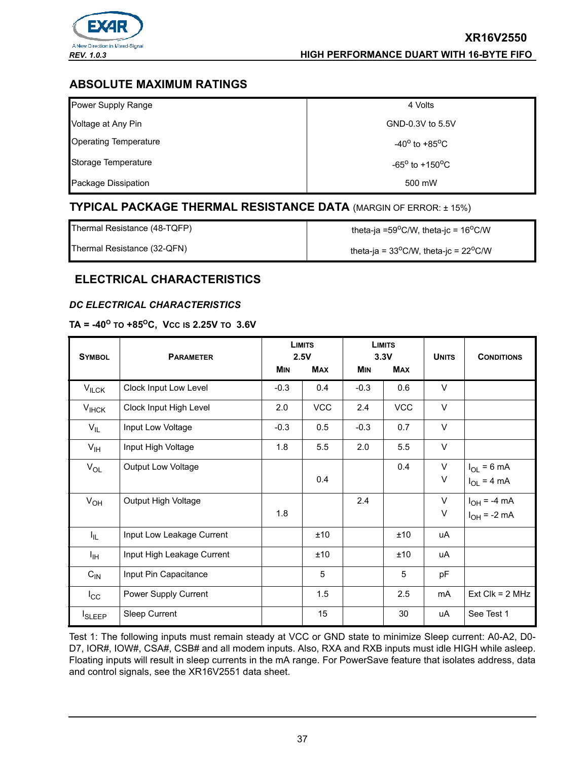## ABSOLUTE MAXIMUM RATINGS

| | |
|---|---|
| Power Supply Range | 4 Volts |
| Voltage at Any Pin | GND-0.3V to 5.5V |
| Operating Temperature | -40° to +85°C |
| Storage Temperature | -65° to +150°C |
| Package Dissipation | 500 mW |

## TYPICAL PACKAGE THERMAL RESISTANCE DATA (MARGIN OF ERROR: ± 15%)

| | |
|---|---|
| Thermal Resistance (48-TQFP) | theta-ja =59°C/W, theta-jc = 16°C/W |
| Thermal Resistance (32-QFN) | theta-ja = 33°C/W, theta-jc = 22°C/W |

## ELECTRICAL CHARACTERISTICS

### *DC ELECTRICAL CHARACTERISTICS*

**TA = -40° TO +85°C, VCC IS 2.25V TO 3.6V**

| SYMBOL | PARAMETER | LIMITS 2.5V MIN | LIMITS 2.5V MAX | LIMITS 3.3V MIN | LIMITS 3.3V MAX | UNITS | CONDITIONS |
|---|---|---|---|---|---|---|---|
| $V_{ILCK}$ | Clock Input Low Level | -0.3 | 0.4 | -0.3 | 0.6 | V | |
| $V_{IHCK}$ | Clock Input High Level | 2.0 | VCC | 2.4 | VCC | V | |
| $V_{IL}$ | Input Low Voltage | -0.3 | 0.5 | -0.3 | 0.7 | V | |
| $V_{IH}$ | Input High Voltage | 1.8 | 5.5 | 2.0 | 5.5 | V | |
| $V_{OL}$ | Output Low Voltage | | | | 0.4 | V | $I_{OL}$ = 6 mA |
| | | | 0.4 | | | V | $I_{OL}$ = 4 mA |
| $V_{OH}$ | Output High Voltage | | | 2.4 | | V | $I_{OH}$ = -4 mA |
| | | 1.8 | | | | V | $I_{OH}$ = -2 mA |
| $I_{IL}$ | Input Low Leakage Current | | ±10 | | ±10 | uA | |
| $I_{IH}$ | Input High Leakage Current | | ±10 | | ±10 | uA | |
| $C_{IN}$ | Input Pin Capacitance | | 5 | | 5 | pF | |
| $I_{CC}$ | Power Supply Current | | 1.5 | | 2.5 | mA | Ext Clk = 2 MHz |
| $I_{SLEEP}$ | Sleep Current | | 15 | | 30 | uA | See Test 1 |

Test 1: The following inputs must remain steady at VCC or GND state to minimize Sleep current: A0-A2, D0-D7, IOR#, IOW#, CSA#, CSB# and all modem inputs. Also, RXA and RXB inputs must idle HIGH while asleep. Floating inputs will result in sleep currents in the mA range. For PowerSave feature that isolates address, data and control signals, see the XR16V2551 data sheet.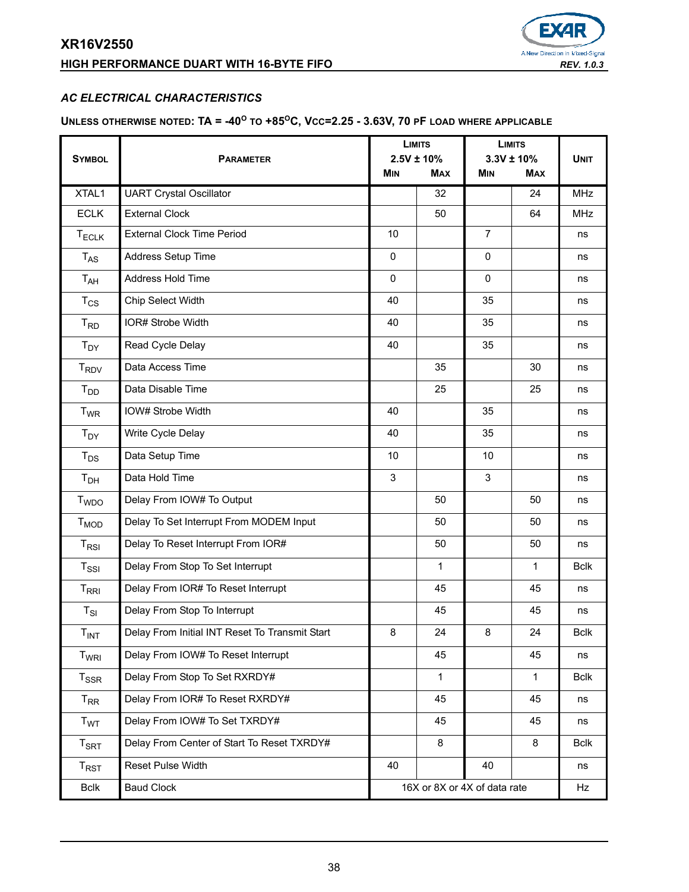### *AC ELECTRICAL CHARACTERISTICS*

**UNLESS OTHERWISE NOTED: TA = -40$^{O}$ TO +85$^{O}$C, VCC=2.25 - 3.63V, 70 PF LOAD WHERE APPLICABLE**

| SYMBOL | PARAMETER | LIMITS 2.5V ± 10% MIN | LIMITS 2.5V ± 10% MAX | LIMITS 3.3V ± 10% MIN | LIMITS 3.3V ± 10% MAX | UNIT |
|---|---|---|---|---|---|---|
| XTAL1 | UART Crystal Oscillator | | 32 | | 24 | MHz |
| ECLK | External Clock | | 50 | | 64 | MHz |
| $T_{ECLK}$ | External Clock Time Period | 10 | | 7 | | ns |
| $T_{AS}$ | Address Setup Time | 0 | | 0 | | ns |
| $T_{AH}$ | Address Hold Time | 0 | | 0 | | ns |
| $T_{CS}$ | Chip Select Width | 40 | | 35 | | ns |
| $T_{RD}$ | IOR# Strobe Width | 40 | | 35 | | ns |
| $T_{DY}$ | Read Cycle Delay | 40 | | 35 | | ns |
| $T_{RDV}$ | Data Access Time | | 35 | | 30 | ns |
| $T_{DD}$ | Data Disable Time | | 25 | | 25 | ns |
| $T_{WR}$ | IOW# Strobe Width | 40 | | 35 | | ns |
| $T_{DY}$ | Write Cycle Delay | 40 | | 35 | | ns |
| $T_{DS}$ | Data Setup Time | 10 | | 10 | | ns |
| $T_{DH}$ | Data Hold Time | 3 | | 3 | | ns |
| $T_{WDO}$ | Delay From IOW# To Output | | 50 | | 50 | ns |
| $T_{MOD}$ | Delay To Set Interrupt From MODEM Input | | 50 | | 50 | ns |
| $T_{RSI}$ | Delay To Reset Interrupt From IOR# | | 50 | | 50 | ns |
| $T_{SSI}$ | Delay From Stop To Set Interrupt | | 1 | | 1 | Bclk |
| $T_{RRI}$ | Delay From IOR# To Reset Interrupt | | 45 | | 45 | ns |
| $T_{SI}$ | Delay From Stop To Interrupt | | 45 | | 45 | ns |
| $T_{INT}$ | Delay From Initial INT Reset To Transmit Start | 8 | 24 | 8 | 24 | Bclk |
| $T_{WRI}$ | Delay From IOW# To Reset Interrupt | | 45 | | 45 | ns |
| $T_{SSR}$ | Delay From Stop To Set RXRDY# | | 1 | | 1 | Bclk |
| $T_{RR}$ | Delay From IOR# To Reset RXRDY# | | 45 | | 45 | ns |
| $T_{WT}$ | Delay From IOW# To Set TXRDY# | | 45 | | 45 | ns |
| $T_{SRT}$ | Delay From Center of Start To Reset TXRDY# | | 8 | | 8 | Bclk |
| $T_{RST}$ | Reset Pulse Width | 40 | | 40 | | ns |
| Bclk | Baud Clock | 16X or 8X or 4X of data rate | | | | Hz |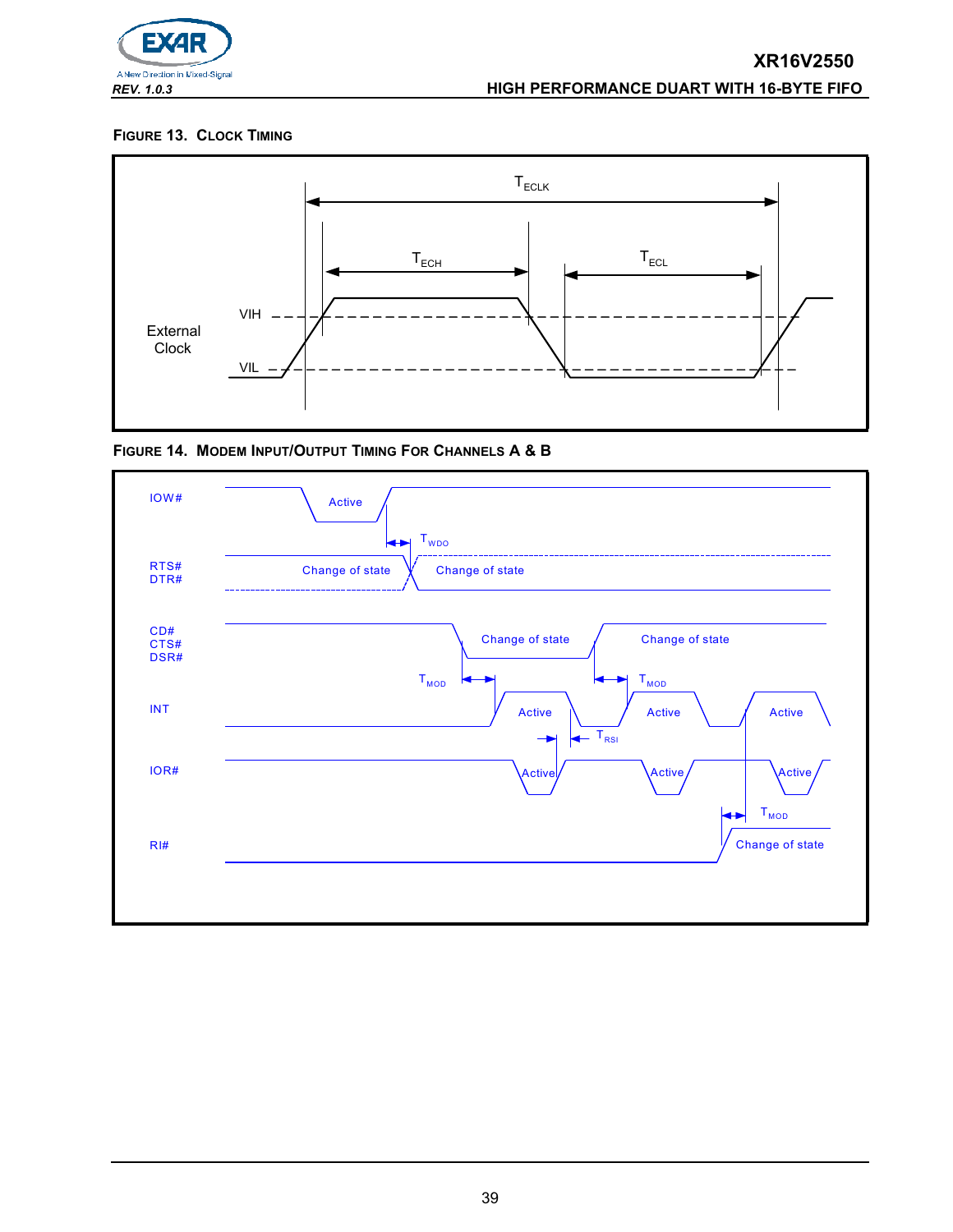#### FIGURE 13. CLOCK TIMING

External Clock

VIH

VIL

$T_{ECLK}$

$T_{ECH}$

$T_{ECL}$

#### FIGURE 14. MODEM INPUT/OUTPUT TIMING FOR CHANNELS A & B

IOW#

Active

$T_{WDO}$

RTS#
DTR#

Change of state

Change of state

CD#
CTS#
DSR#

Change of state

Change of state

$T_{MOD}$

$T_{MOD}$

INT

Active

Active

Active

$T_{RSI}$

IOR#

Active

Active

Active

$T_{MOD}$

RI#

Change of state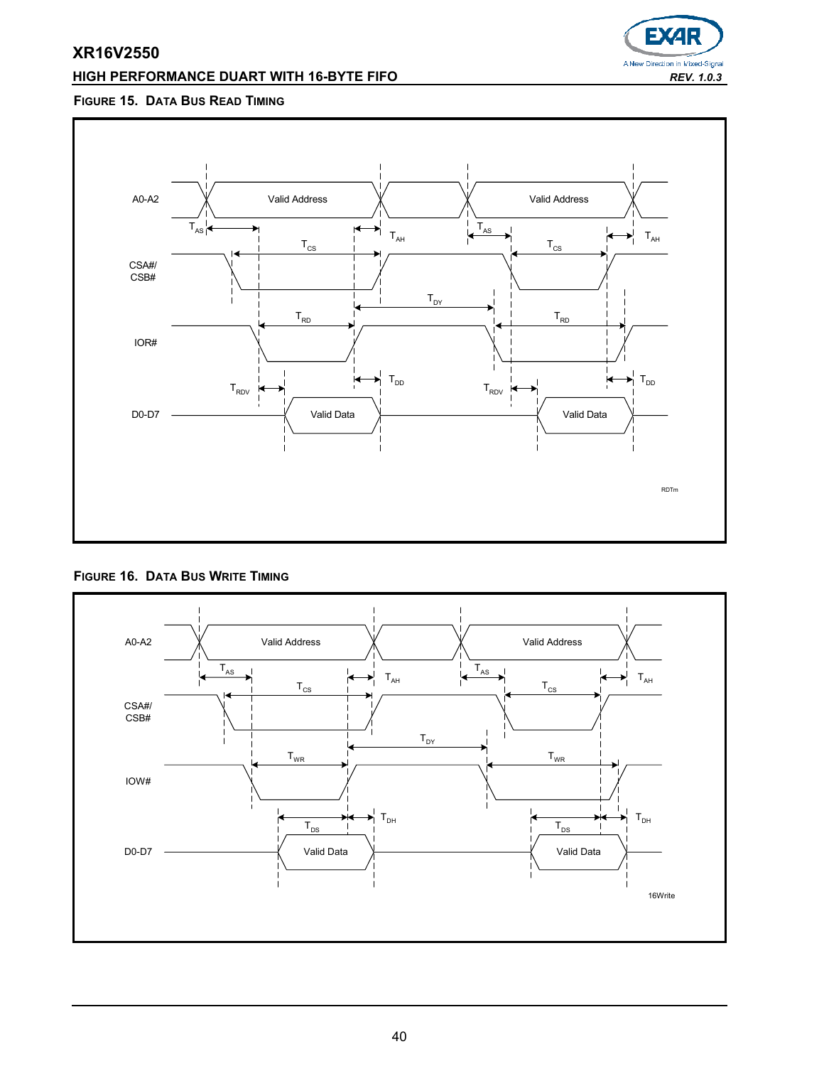**FIGURE 15. DATA BUS READ TIMING**

A0-A2 — Valid Address — Valid Address

$T_{AS}$ $T_{AH}$ $T_{AS}$ $T_{AH}$

$T_{CS}$ $T_{CS}$

CSA#/ CSB#

$T_{DY}$

$T_{RD}$ $T_{RD}$

IOR#

$T_{RDV}$ $T_{DD}$ $T_{RDV}$ $T_{DD}$

D0-D7 — Valid Data — Valid Data

RDTm

**FIGURE 16. DATA BUS WRITE TIMING**

A0-A2 — Valid Address — Valid Address

$T_{AS}$ $T_{AH}$ $T_{AS}$ $T_{AH}$

$T_{CS}$ $T_{CS}$

CSA#/ CSB#

$T_{DY}$

$T_{WR}$ $T_{WR}$

IOW#

$T_{DS}$ $T_{DH}$ $T_{DS}$ $T_{DH}$

D0-D7 — Valid Data — Valid Data

16Write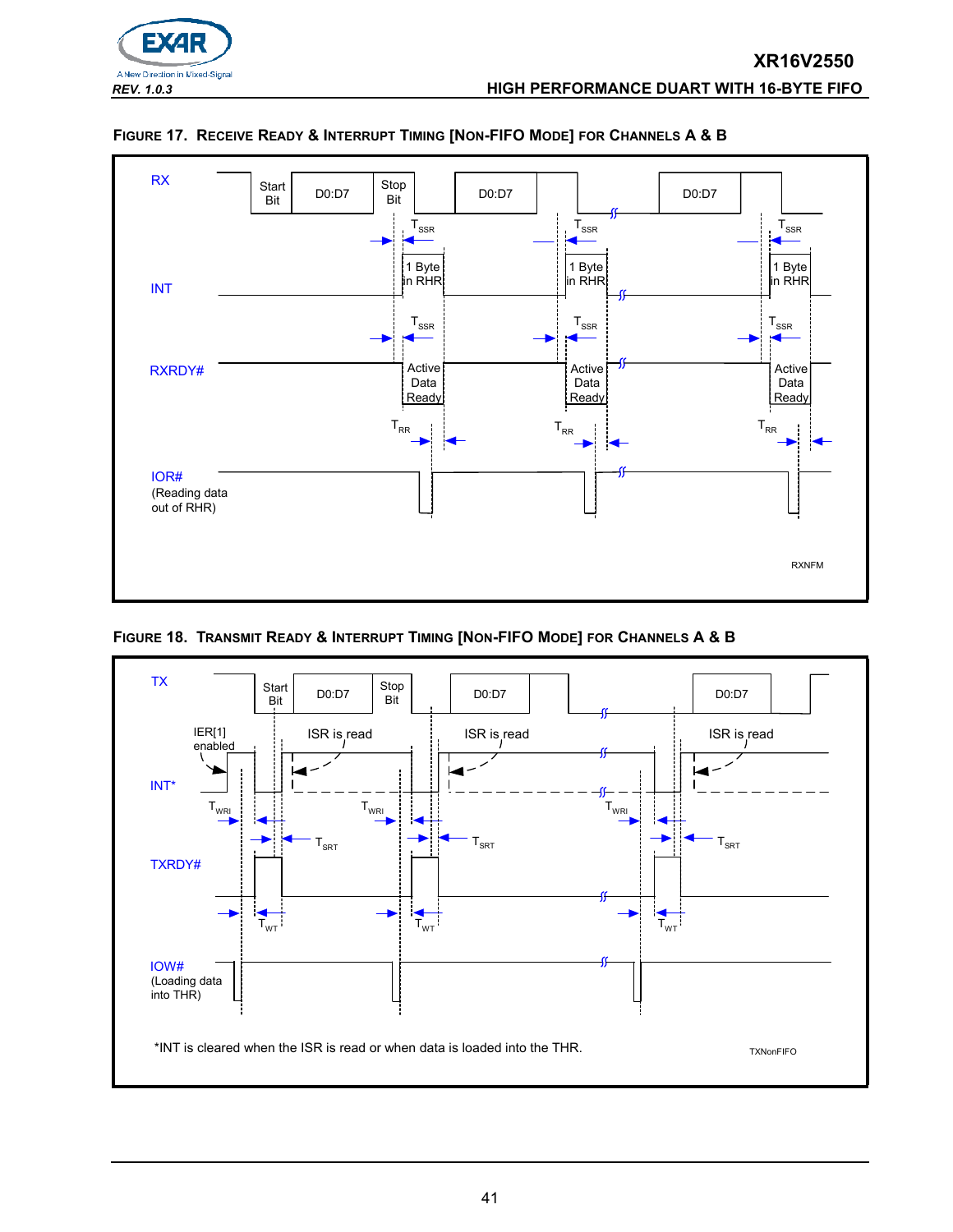**FIGURE 17. RECEIVE READY & INTERRUPT TIMING [NON-FIFO MODE] FOR CHANNELS A & B**

RX | Start Bit | D0:D7 | Stop Bit | D0:D7 | D0:D7

$T_{SSR}$ | $T_{SSR}$ | $T_{SSR}$

INT | 1 Byte in RHR | 1 Byte in RHR | 1 Byte in RHR

$T_{SSR}$ | $T_{SSR}$ | $T_{SSR}$

RXRDY# | Active Data Ready | Active Data Ready | Active Data Ready

$T_{RR}$ | $T_{RR}$ | $T_{RR}$

IOR# (Reading data out of RHR)

RXNFM

**FIGURE 18. TRANSMIT READY & INTERRUPT TIMING [NON-FIFO MODE] FOR CHANNELS A & B**

TX | Start Bit | D0:D7 | Stop Bit | D0:D7 | D0:D7

IER[1] enabled | ISR is read | ISR is read | ISR is read

INT*

$T_{WRI}$ | $T_{WRI}$ | $T_{WRI}$

$T_{SRT}$ | $T_{SRT}$ | $T_{SRT}$

TXRDY#

$T_{WT}$ | $T_{WT}$ | $T_{WT}$

IOW# (Loading data into THR)

*INT is cleared when the ISR is read or when data is loaded into the THR.

TXNonFIFO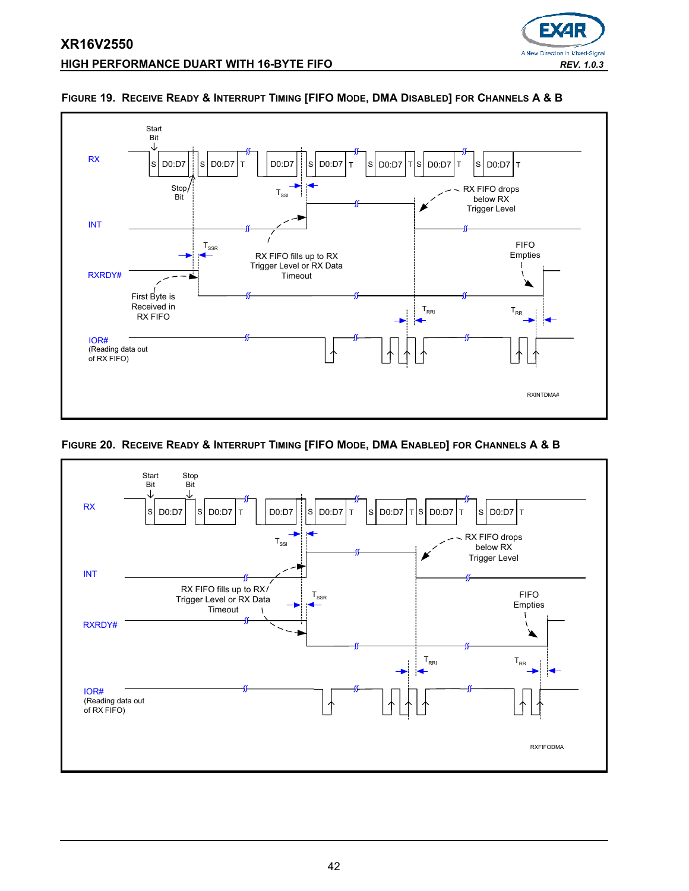**FIGURE 19. RECEIVE READY & INTERRUPT TIMING [FIFO MODE, DMA DISABLED] FOR CHANNELS A & B**

RX: Start Bit, S D0:D7, Stop Bit, S D0:D7 T, D0:D7, S D0:D7 T, S D0:D7 T S D0:D7 T, S D0:D7 T

INT

RXRDY#

IOR# (Reading data out of RX FIFO)

$T_{SSI}$

$T_{SSR}$

$T_{RRI}$

$T_{RR}$

RX FIFO drops below RX Trigger Level

RX FIFO fills up to RX Trigger Level or RX Data Timeout

First Byte is Received in RX FIFO

FIFO Empties

RXINTDMA#

**FIGURE 20. RECEIVE READY & INTERRUPT TIMING [FIFO MODE, DMA ENABLED] FOR CHANNELS A & B**

RX: Start Bit, Stop Bit, S D0:D7, S D0:D7 T, D0:D7, S D0:D7 T, S D0:D7 T S D0:D7 T, S D0:D7 T

INT

RXRDY#

IOR# (Reading data out of RX FIFO)

$T_{SSI}$

$T_{SSR}$

$T_{RRI}$

$T_{RR}$

RX FIFO drops below RX Trigger Level

RX FIFO fills up to RX Trigger Level or RX Data Timeout

FIFO Empties

RXFIFODMA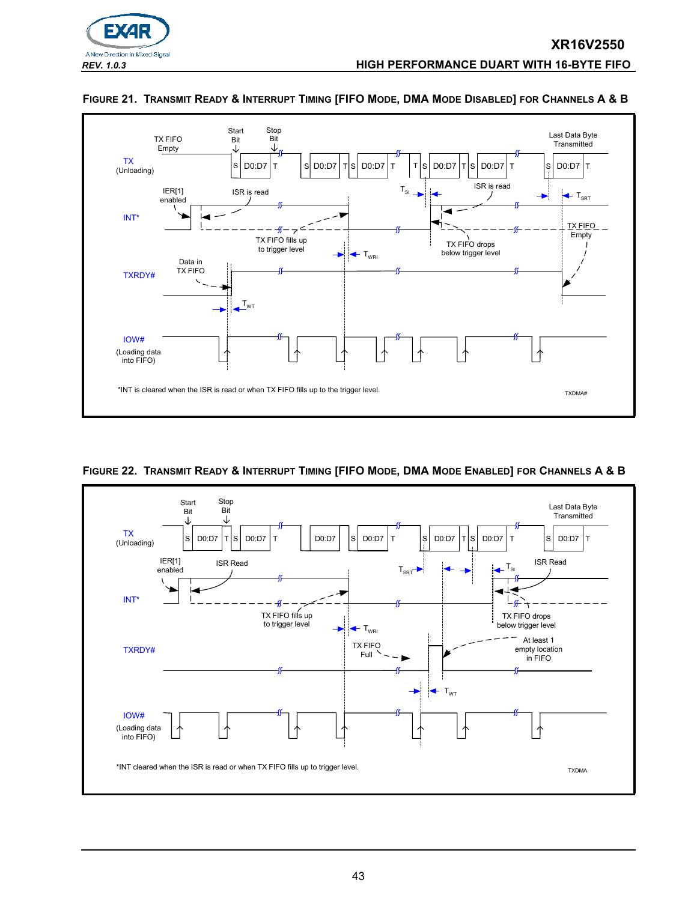#### FIGURE 21. TRANSMIT READY & INTERRUPT TIMING [FIFO MODE, DMA MODE DISABLED] FOR CHANNELS A & B

TX FIFO Empty

Start Bit

Stop Bit

Last Data Byte Transmitted

TX (Unloading)

S D0:D7 T S D0:D7 T S D0:D7 T T S D0:D7 T S D0:D7 T S D0:D7 T

IER[1] enabled

ISR is read

$T_{SI}$

ISR is read

$T_{SRT}$

INT*

TX FIFO fills up to trigger level

$T_{WRI}$

TX FIFO drops below trigger level

TX FIFO Empty

Data in TX FIFO

TXRDY#

$T_{WT}$

IOW# (Loading data into FIFO)

*INT is cleared when the ISR is read or when TX FIFO fills up to the trigger level.

TXDMA#

#### FIGURE 22. TRANSMIT READY & INTERRUPT TIMING [FIFO MODE, DMA MODE ENABLED] FOR CHANNELS A & B

Start Bit

Stop Bit

Last Data Byte Transmitted

TX (Unloading)

S D0:D7 T S D0:D7 T D0:D7 S D0:D7 T S D0:D7 T S D0:D7 T S D0:D7 T

IER[1] enabled

ISR Read

$T_{SRT}$

$T_{SI}$

ISR Read

INT*

TX FIFO fills up to trigger level

$T_{WRI}$

TX FIFO drops below trigger level

TX FIFO Full

At least 1 empty location in FIFO

TXRDY#

$T_{WT}$

IOW# (Loading data into FIFO)

*INT cleared when the ISR is read or when TX FIFO fills up to trigger level.

TXDMA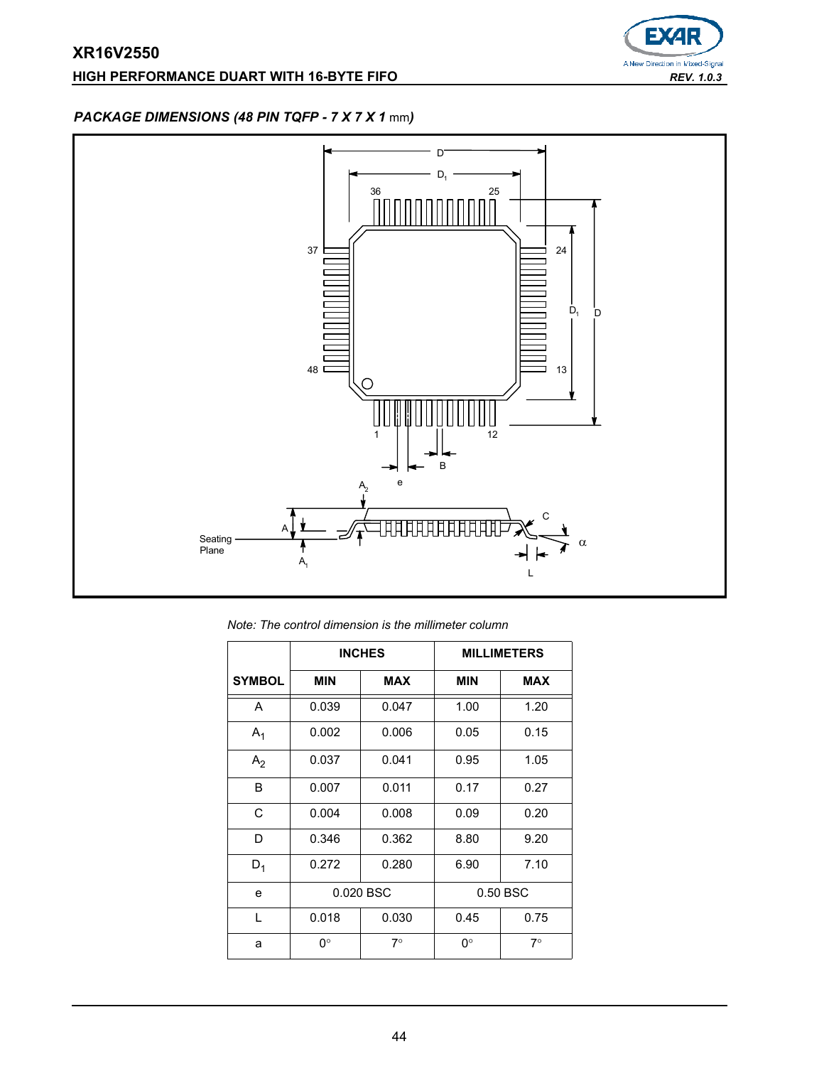### *PACKAGE DIMENSIONS (48 PIN TQFP - 7 X 7 X 1 mm)*

*Note: The control dimension is the millimeter column*

| SYMBOL | INCHES | | MILLIMETERS | |
|---|---|---|---|---|
| | MIN | MAX | MIN | MAX |
| A | 0.039 | 0.047 | 1.00 | 1.20 |
| $A_1$ | 0.002 | 0.006 | 0.05 | 0.15 |
| $A_2$ | 0.037 | 0.041 | 0.95 | 1.05 |
| B | 0.007 | 0.011 | 0.17 | 0.27 |
| C | 0.004 | 0.008 | 0.09 | 0.20 |
| D | 0.346 | 0.362 | 8.80 | 9.20 |
| $D_1$ | 0.272 | 0.280 | 6.90 | 7.10 |
| e | 0.020 BSC | | 0.50 BSC | |
| L | 0.018 | 0.030 | 0.45 | 0.75 |
| a | 0° | 7° | 0° | 7° |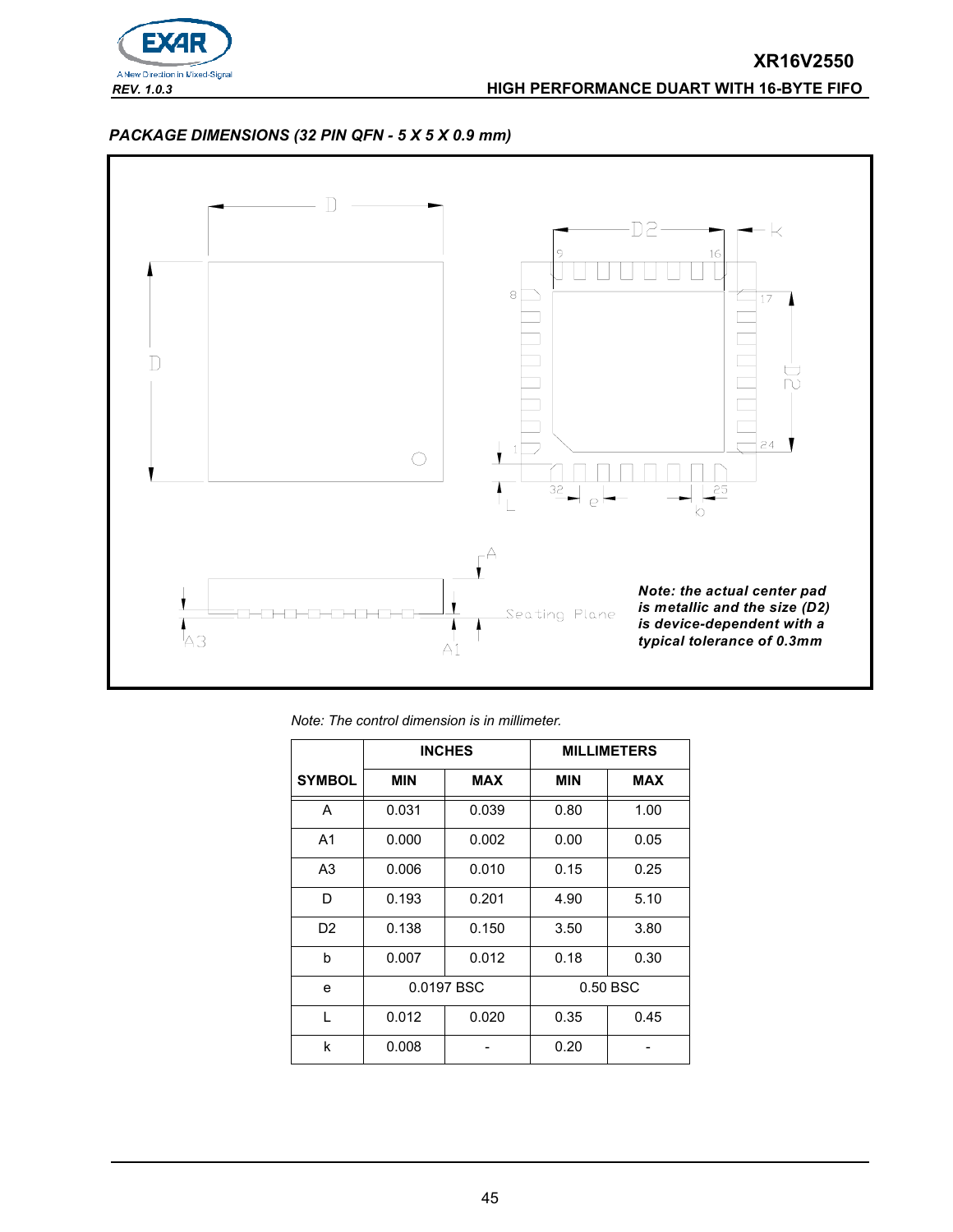## PACKAGE DIMENSIONS (32 PIN QFN - 5 X 5 X 0.9 mm)

*Note: the actual center pad is metallic and the size (D2) is device-dependent with a typical tolerance of 0.3mm*

*Note: The control dimension is in millimeter.*

| SYMBOL | INCHES | | MILLIMETERS | |
|---|---|---|---|---|
| | MIN | MAX | MIN | MAX |
| A | 0.031 | 0.039 | 0.80 | 1.00 |
| A1 | 0.000 | 0.002 | 0.00 | 0.05 |
| A3 | 0.006 | 0.010 | 0.15 | 0.25 |
| D | 0.193 | 0.201 | 4.90 | 5.10 |
| D2 | 0.138 | 0.150 | 3.50 | 3.80 |
| b | 0.007 | 0.012 | 0.18 | 0.30 |
| e | 0.0197 BSC | | 0.50 BSC | |
| L | 0.012 | 0.020 | 0.35 | 0.45 |
| k | 0.008 | - | 0.20 | - |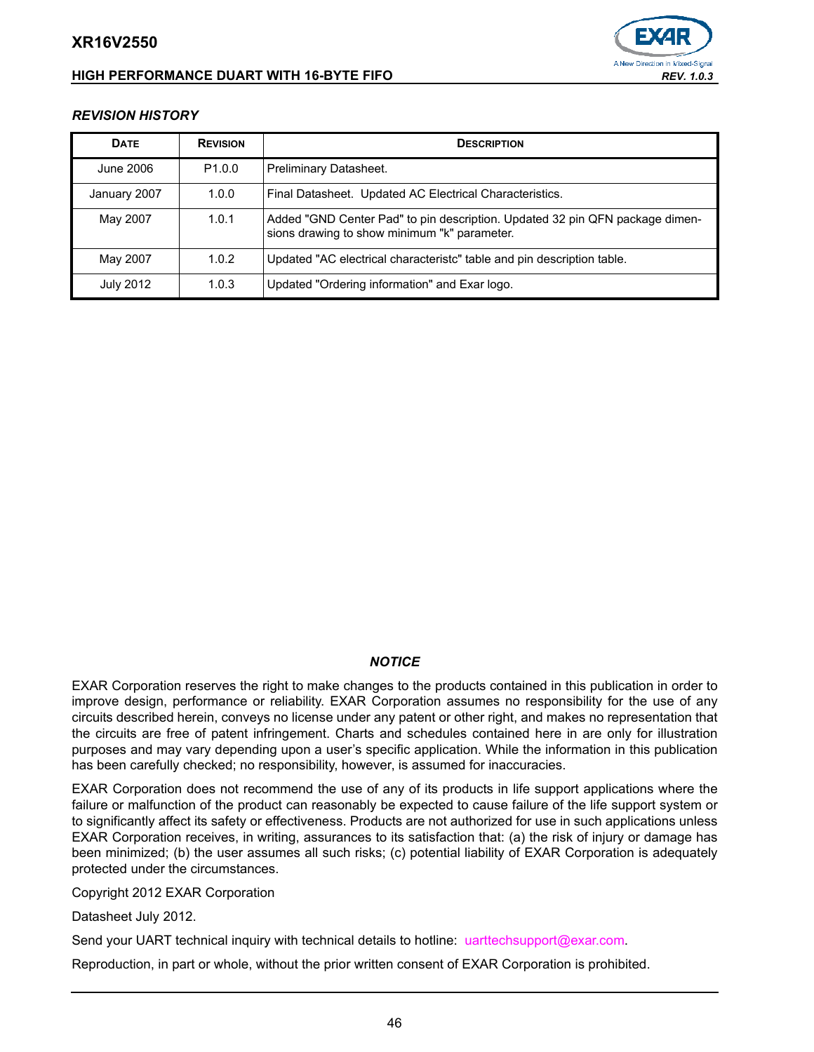### *REVISION HISTORY*

| DATE | REVISION | DESCRIPTION |
| --- | --- | --- |
| June 2006 | P1.0.0 | Preliminary Datasheet. |
| January 2007 | 1.0.0 | Final Datasheet. Updated AC Electrical Characteristics. |
| May 2007 | 1.0.1 | Added "GND Center Pad" to pin description. Updated 32 pin QFN package dimensions drawing to show minimum "k" parameter. |
| May 2007 | 1.0.2 | Updated "AC electrical characteristc" table and pin description table. |
| July 2012 | 1.0.3 | Updated "Ordering information" and Exar logo. |

### *NOTICE*

EXAR Corporation reserves the right to make changes to the products contained in this publication in order to improve design, performance or reliability. EXAR Corporation assumes no responsibility for the use of any circuits described herein, conveys no license under any patent or other right, and makes no representation that the circuits are free of patent infringement. Charts and schedules contained here in are only for illustration purposes and may vary depending upon a user's specific application. While the information in this publication has been carefully checked; no responsibility, however, is assumed for inaccuracies.

EXAR Corporation does not recommend the use of any of its products in life support applications where the failure or malfunction of the product can reasonably be expected to cause failure of the life support system or to significantly affect its safety or effectiveness. Products are not authorized for use in such applications unless EXAR Corporation receives, in writing, assurances to its satisfaction that: (a) the risk of injury or damage has been minimized; (b) the user assumes all such risks; (c) potential liability of EXAR Corporation is adequately protected under the circumstances.

Copyright 2012 EXAR Corporation

Datasheet July 2012.

Send your UART technical inquiry with technical details to hotline: uarttechsupport@exar.com.

Reproduction, in part or whole, without the prior written consent of EXAR Corporation is prohibited.